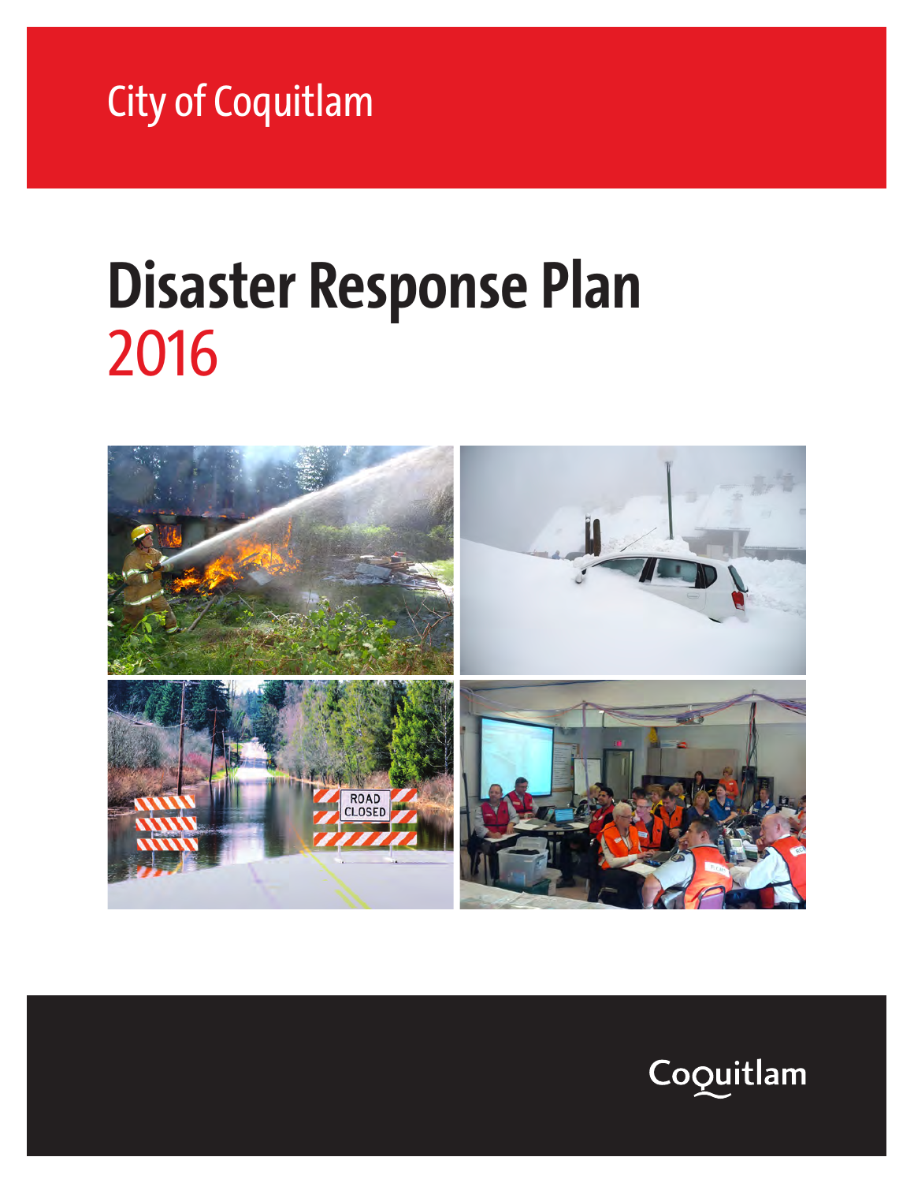City of Coquitlam

# Disaster Response Plan
2016

Coquitlam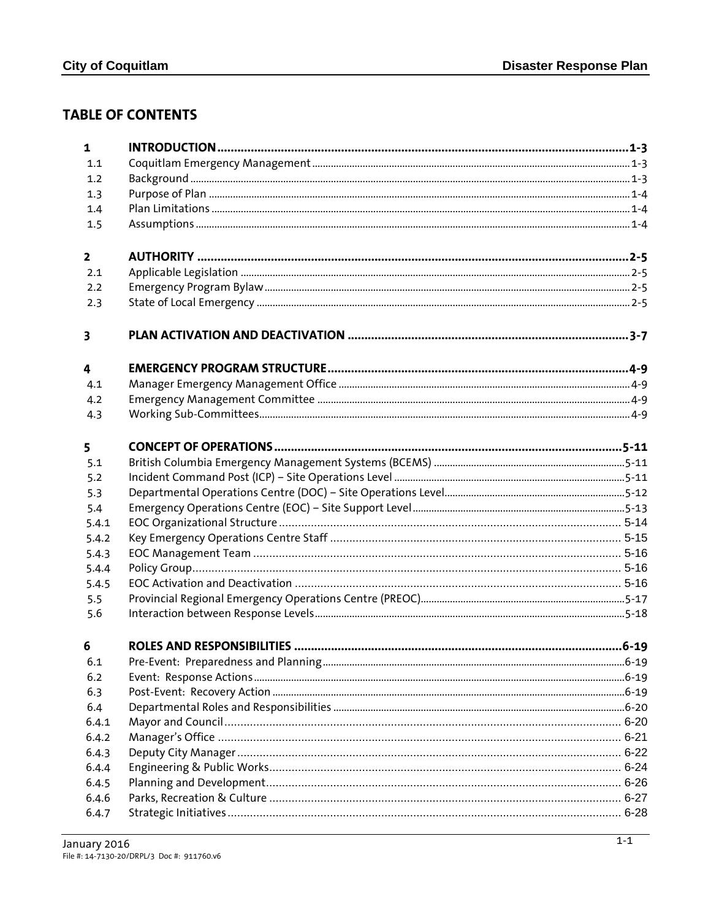## TABLE OF CONTENTS

| | | |
|---|---|---|
| **1** | **INTRODUCTION** | **1-3** |
| 1.1 | Coquitlam Emergency Management | 1-3 |
| 1.2 | Background | 1-3 |
| 1.3 | Purpose of Plan | 1-4 |
| 1.4 | Plan Limitations | 1-4 |
| 1.5 | Assumptions | 1-4 |
| **2** | **AUTHORITY** | **2-5** |
| 2.1 | Applicable Legislation | 2-5 |
| 2.2 | Emergency Program Bylaw | 2-5 |
| 2.3 | State of Local Emergency | 2-5 |
| **3** | **PLAN ACTIVATION AND DEACTIVATION** | **3-7** |
| **4** | **EMERGENCY PROGRAM STRUCTURE** | **4-9** |
| 4.1 | Manager Emergency Management Office | 4-9 |
| 4.2 | Emergency Management Committee | 4-9 |
| 4.3 | Working Sub-Committees | 4-9 |
| **5** | **CONCEPT OF OPERATIONS** | **5-11** |
| 5.1 | British Columbia Emergency Management Systems (BCEMS) | 5-11 |
| 5.2 | Incident Command Post (ICP) – Site Operations Level | 5-11 |
| 5.3 | Departmental Operations Centre (DOC) – Site Operations Level | 5-12 |
| 5.4 | Emergency Operations Centre (EOC) – Site Support Level | 5-13 |
| 5.4.1 | EOC Organizational Structure | 5-14 |
| 5.4.2 | Key Emergency Operations Centre Staff | 5-15 |
| 5.4.3 | EOC Management Team | 5-16 |
| 5.4.4 | Policy Group | 5-16 |
| 5.4.5 | EOC Activation and Deactivation | 5-16 |
| 5.5 | Provincial Regional Emergency Operations Centre (PREOC) | 5-17 |
| 5.6 | Interaction between Response Levels | 5-18 |
| **6** | **ROLES AND RESPONSIBILITIES** | **6-19** |
| 6.1 | Pre-Event: Preparedness and Planning | 6-19 |
| 6.2 | Event: Response Actions | 6-19 |
| 6.3 | Post-Event: Recovery Action | 6-19 |
| 6.4 | Departmental Roles and Responsibilities | 6-20 |
| 6.4.1 | Mayor and Council | 6-20 |
| 6.4.2 | Manager's Office | 6-21 |
| 6.4.3 | Deputy City Manager | 6-22 |
| 6.4.4 | Engineering & Public Works | 6-24 |
| 6.4.5 | Planning and Development | 6-26 |
| 6.4.6 | Parks, Recreation & Culture | 6-27 |
| 6.4.7 | Strategic Initiatives | 6-28 |

January 2016
File #: 14-7130-20/DRPL/3 Doc #: 911760.v6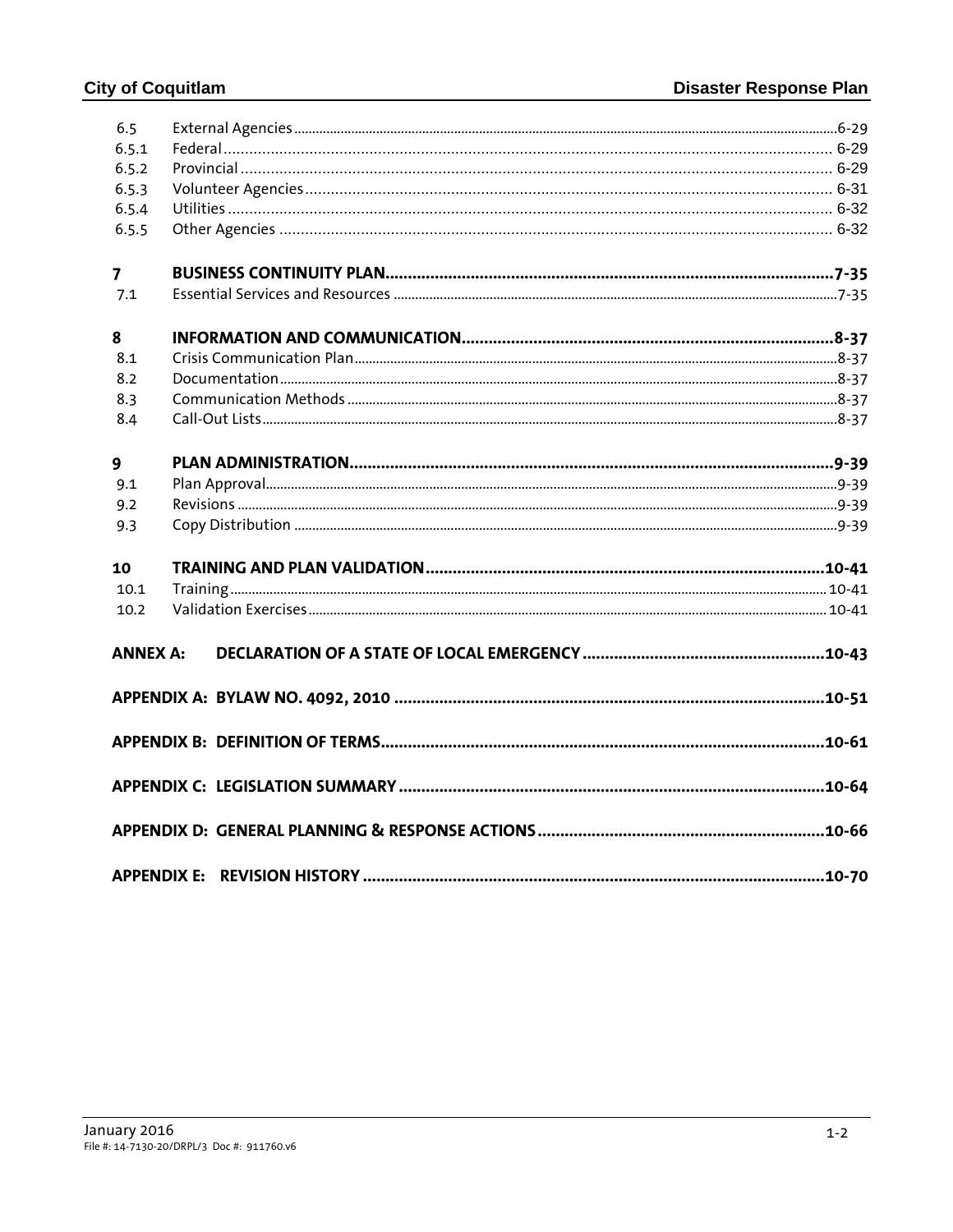| | | |
|---|---|---|
| 6.5 | External Agencies | 6-29 |
| 6.5.1 | Federal | 6-29 |
| 6.5.2 | Provincial | 6-29 |
| 6.5.3 | Volunteer Agencies | 6-31 |
| 6.5.4 | Utilities | 6-32 |
| 6.5.5 | Other Agencies | 6-32 |
| **7** | **BUSINESS CONTINUITY PLAN** | **7-35** |
| 7.1 | Essential Services and Resources | 7-35 |
| **8** | **INFORMATION AND COMMUNICATION** | **8-37** |
| 8.1 | Crisis Communication Plan | 8-37 |
| 8.2 | Documentation | 8-37 |
| 8.3 | Communication Methods | 8-37 |
| 8.4 | Call-Out Lists | 8-37 |
| **9** | **PLAN ADMINISTRATION** | **9-39** |
| 9.1 | Plan Approval | 9-39 |
| 9.2 | Revisions | 9-39 |
| 9.3 | Copy Distribution | 9-39 |
| **10** | **TRAINING AND PLAN VALIDATION** | **10-41** |
| 10.1 | Training | 10-41 |
| 10.2 | Validation Exercises | 10-41 |
| **ANNEX A:** | **DECLARATION OF A STATE OF LOCAL EMERGENCY** | **10-43** |
| **APPENDIX A:** | **BYLAW NO. 4092, 2010** | **10-51** |
| **APPENDIX B:** | **DEFINITION OF TERMS** | **10-61** |
| **APPENDIX C:** | **LEGISLATION SUMMARY** | **10-64** |
| **APPENDIX D:** | **GENERAL PLANNING & RESPONSE ACTIONS** | **10-66** |
| **APPENDIX E:** | **REVISION HISTORY** | **10-70** |

January 2016
File #: 14-7130-20/DRPL/3 Doc #: 911760.v6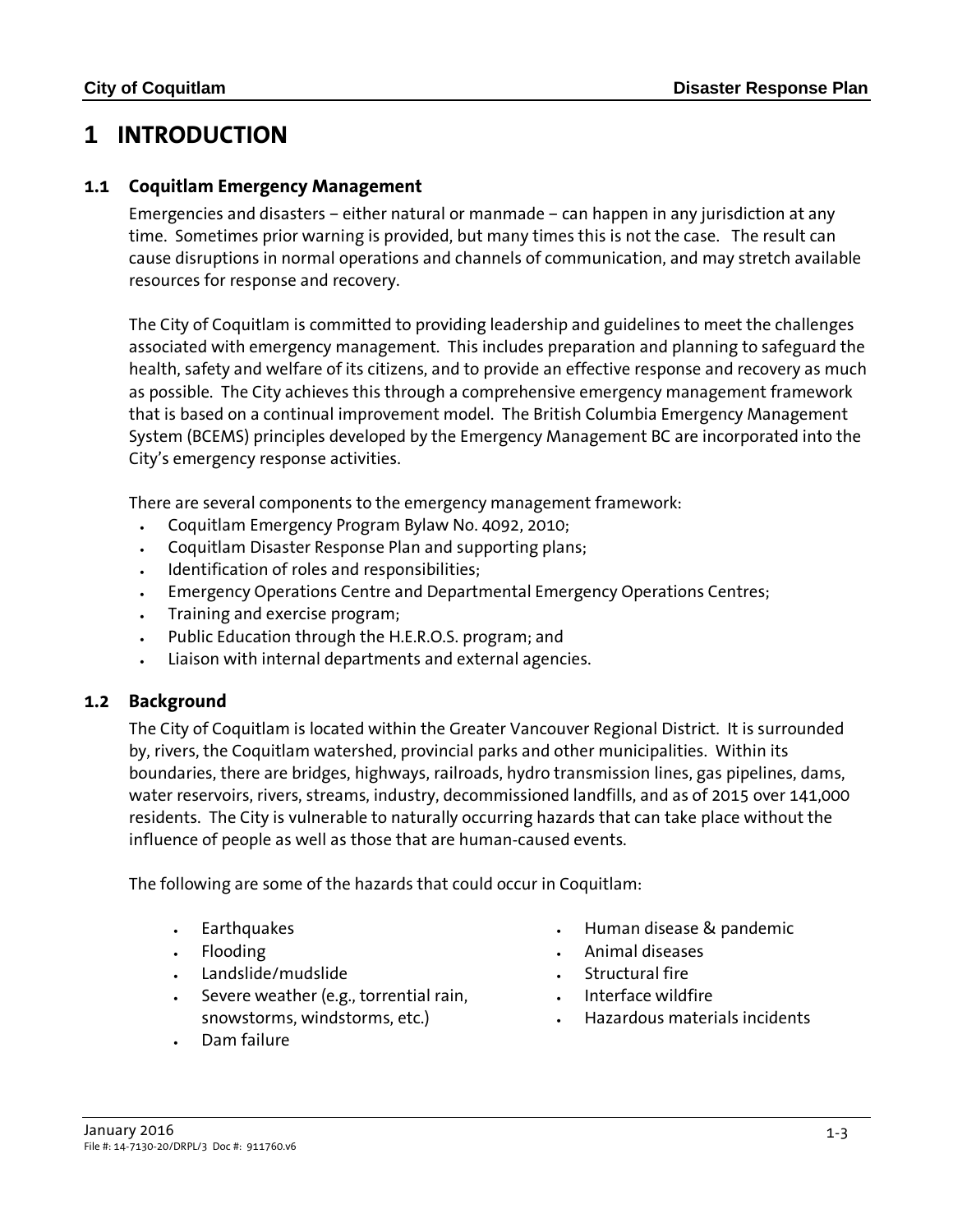# 1 INTRODUCTION

## 1.1 Coquitlam Emergency Management

Emergencies and disasters – either natural or manmade – can happen in any jurisdiction at any time. Sometimes prior warning is provided, but many times this is not the case. The result can cause disruptions in normal operations and channels of communication, and may stretch available resources for response and recovery.

The City of Coquitlam is committed to providing leadership and guidelines to meet the challenges associated with emergency management. This includes preparation and planning to safeguard the health, safety and welfare of its citizens, and to provide an effective response and recovery as much as possible. The City achieves this through a comprehensive emergency management framework that is based on a continual improvement model. The British Columbia Emergency Management System (BCEMS) principles developed by the Emergency Management BC are incorporated into the City's emergency response activities.

There are several components to the emergency management framework:

- Coquitlam Emergency Program Bylaw No. 4092, 2010;
- Coquitlam Disaster Response Plan and supporting plans;
- Identification of roles and responsibilities;
- Emergency Operations Centre and Departmental Emergency Operations Centres;
- Training and exercise program;
- Public Education through the H.E.R.O.S. program; and
- Liaison with internal departments and external agencies.

## 1.2 Background

The City of Coquitlam is located within the Greater Vancouver Regional District. It is surrounded by, rivers, the Coquitlam watershed, provincial parks and other municipalities. Within its boundaries, there are bridges, highways, railroads, hydro transmission lines, gas pipelines, dams, water reservoirs, rivers, streams, industry, decommissioned landfills, and as of 2015 over 141,000 residents. The City is vulnerable to naturally occurring hazards that can take place without the influence of people as well as those that are human-caused events.

The following are some of the hazards that could occur in Coquitlam:

- Earthquakes
- Flooding
- Landslide/mudslide
- Severe weather (e.g., torrential rain, snowstorms, windstorms, etc.)
- Dam failure
- Human disease & pandemic
- Animal diseases
- Structural fire
- Interface wildfire
- Hazardous materials incidents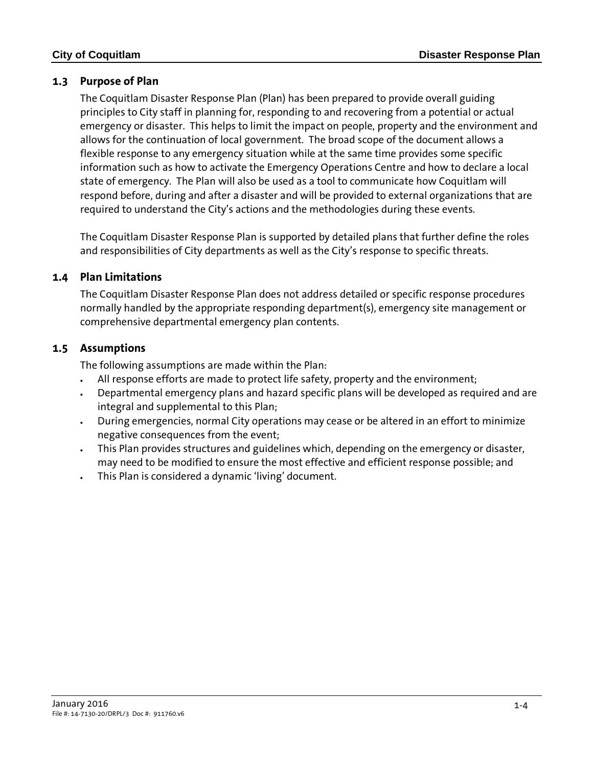## 1.3 Purpose of Plan

The Coquitlam Disaster Response Plan (Plan) has been prepared to provide overall guiding principles to City staff in planning for, responding to and recovering from a potential or actual emergency or disaster. This helps to limit the impact on people, property and the environment and allows for the continuation of local government. The broad scope of the document allows a flexible response to any emergency situation while at the same time provides some specific information such as how to activate the Emergency Operations Centre and how to declare a local state of emergency. The Plan will also be used as a tool to communicate how Coquitlam will respond before, during and after a disaster and will be provided to external organizations that are required to understand the City's actions and the methodologies during these events.

The Coquitlam Disaster Response Plan is supported by detailed plans that further define the roles and responsibilities of City departments as well as the City's response to specific threats.

## 1.4 Plan Limitations

The Coquitlam Disaster Response Plan does not address detailed or specific response procedures normally handled by the appropriate responding department(s), emergency site management or comprehensive departmental emergency plan contents.

## 1.5 Assumptions

The following assumptions are made within the Plan:

- All response efforts are made to protect life safety, property and the environment;
- Departmental emergency plans and hazard specific plans will be developed as required and are integral and supplemental to this Plan;
- During emergencies, normal City operations may cease or be altered in an effort to minimize negative consequences from the event;
- This Plan provides structures and guidelines which, depending on the emergency or disaster, may need to be modified to ensure the most effective and efficient response possible; and
- This Plan is considered a dynamic 'living' document.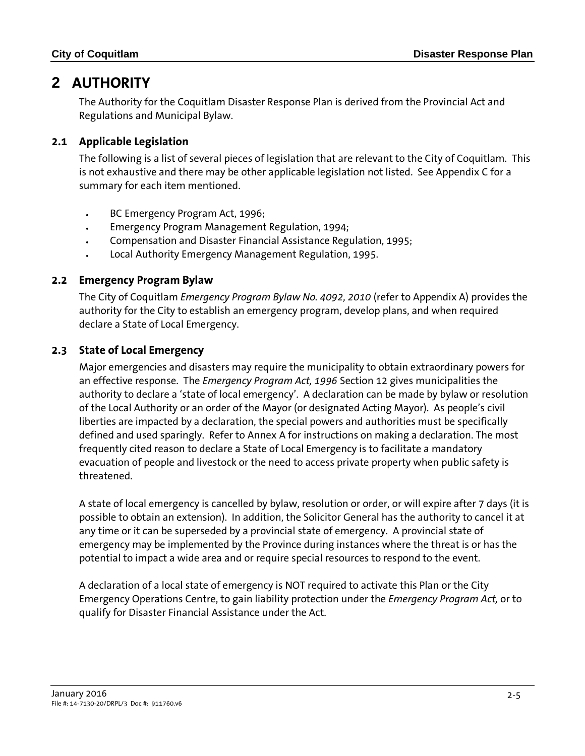# 2 AUTHORITY

The Authority for the Coquitlam Disaster Response Plan is derived from the Provincial Act and Regulations and Municipal Bylaw.

## 2.1 Applicable Legislation

The following is a list of several pieces of legislation that are relevant to the City of Coquitlam. This is not exhaustive and there may be other applicable legislation not listed. See Appendix C for a summary for each item mentioned.

- BC Emergency Program Act, 1996;
- Emergency Program Management Regulation, 1994;
- Compensation and Disaster Financial Assistance Regulation, 1995;
- Local Authority Emergency Management Regulation, 1995.

## 2.2 Emergency Program Bylaw

The City of Coquitlam *Emergency Program Bylaw No. 4092, 2010* (refer to Appendix A) provides the authority for the City to establish an emergency program, develop plans, and when required declare a State of Local Emergency.

## 2.3 State of Local Emergency

Major emergencies and disasters may require the municipality to obtain extraordinary powers for an effective response. The *Emergency Program Act, 1996* Section 12 gives municipalities the authority to declare a 'state of local emergency'. A declaration can be made by bylaw or resolution of the Local Authority or an order of the Mayor (or designated Acting Mayor). As people's civil liberties are impacted by a declaration, the special powers and authorities must be specifically defined and used sparingly. Refer to Annex A for instructions on making a declaration. The most frequently cited reason to declare a State of Local Emergency is to facilitate a mandatory evacuation of people and livestock or the need to access private property when public safety is threatened.

A state of local emergency is cancelled by bylaw, resolution or order, or will expire after 7 days (it is possible to obtain an extension). In addition, the Solicitor General has the authority to cancel it at any time or it can be superseded by a provincial state of emergency. A provincial state of emergency may be implemented by the Province during instances where the threat is or has the potential to impact a wide area and or require special resources to respond to the event.

A declaration of a local state of emergency is NOT required to activate this Plan or the City Emergency Operations Centre, to gain liability protection under the *Emergency Program Act,* or to qualify for Disaster Financial Assistance under the Act.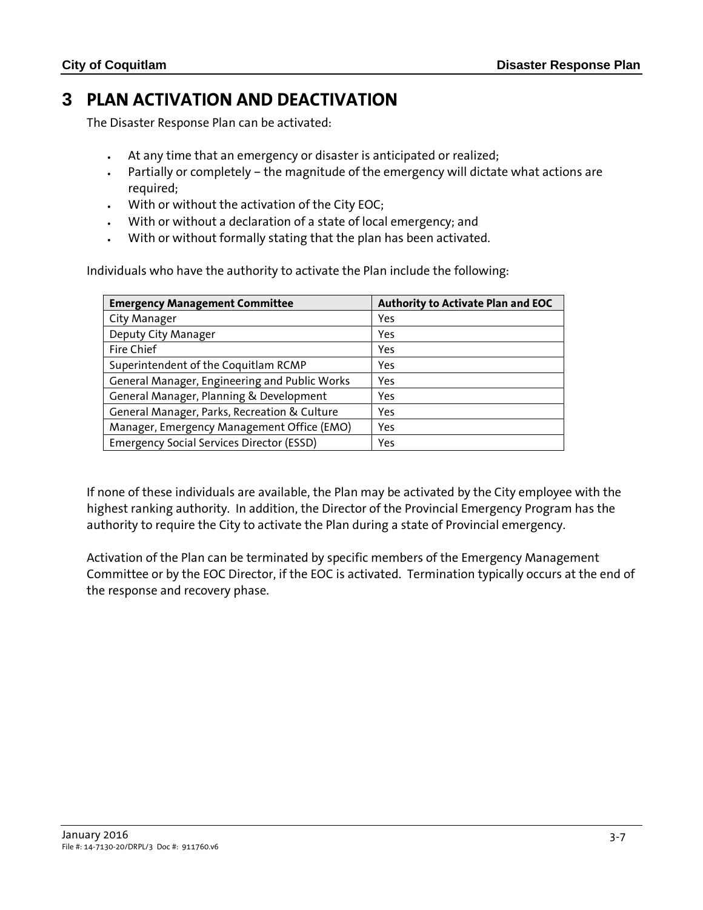# 3 PLAN ACTIVATION AND DEACTIVATION

The Disaster Response Plan can be activated:

- At any time that an emergency or disaster is anticipated or realized;
- Partially or completely – the magnitude of the emergency will dictate what actions are required;
- With or without the activation of the City EOC;
- With or without a declaration of a state of local emergency; and
- With or without formally stating that the plan has been activated.

Individuals who have the authority to activate the Plan include the following:

| Emergency Management Committee | Authority to Activate Plan and EOC |
|---|---|
| City Manager | Yes |
| Deputy City Manager | Yes |
| Fire Chief | Yes |
| Superintendent of the Coquitlam RCMP | Yes |
| General Manager, Engineering and Public Works | Yes |
| General Manager, Planning & Development | Yes |
| General Manager, Parks, Recreation & Culture | Yes |
| Manager, Emergency Management Office (EMO) | Yes |
| Emergency Social Services Director (ESSD) | Yes |

If none of these individuals are available, the Plan may be activated by the City employee with the highest ranking authority. In addition, the Director of the Provincial Emergency Program has the authority to require the City to activate the Plan during a state of Provincial emergency.

Activation of the Plan can be terminated by specific members of the Emergency Management Committee or by the EOC Director, if the EOC is activated. Termination typically occurs at the end of the response and recovery phase.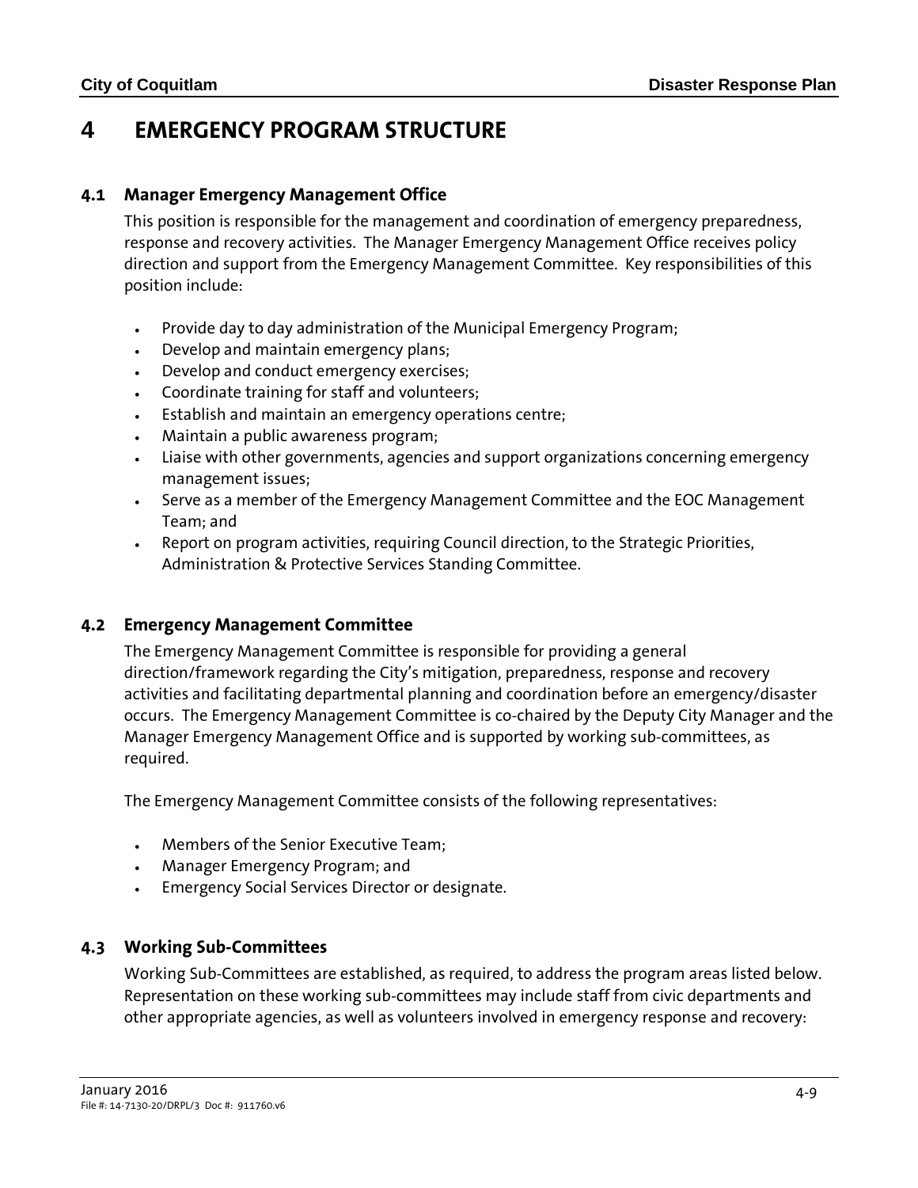# 4 EMERGENCY PROGRAM STRUCTURE

## 4.1 Manager Emergency Management Office

This position is responsible for the management and coordination of emergency preparedness, response and recovery activities. The Manager Emergency Management Office receives policy direction and support from the Emergency Management Committee. Key responsibilities of this position include:

- Provide day to day administration of the Municipal Emergency Program;
- Develop and maintain emergency plans;
- Develop and conduct emergency exercises;
- Coordinate training for staff and volunteers;
- Establish and maintain an emergency operations centre;
- Maintain a public awareness program;
- Liaise with other governments, agencies and support organizations concerning emergency management issues;
- Serve as a member of the Emergency Management Committee and the EOC Management Team; and
- Report on program activities, requiring Council direction, to the Strategic Priorities, Administration & Protective Services Standing Committee.

## 4.2 Emergency Management Committee

The Emergency Management Committee is responsible for providing a general direction/framework regarding the City's mitigation, preparedness, response and recovery activities and facilitating departmental planning and coordination before an emergency/disaster occurs. The Emergency Management Committee is co-chaired by the Deputy City Manager and the Manager Emergency Management Office and is supported by working sub-committees, as required.

The Emergency Management Committee consists of the following representatives:

- Members of the Senior Executive Team;
- Manager Emergency Program; and
- Emergency Social Services Director or designate.

## 4.3 Working Sub-Committees

Working Sub-Committees are established, as required, to address the program areas listed below. Representation on these working sub-committees may include staff from civic departments and other appropriate agencies, as well as volunteers involved in emergency response and recovery: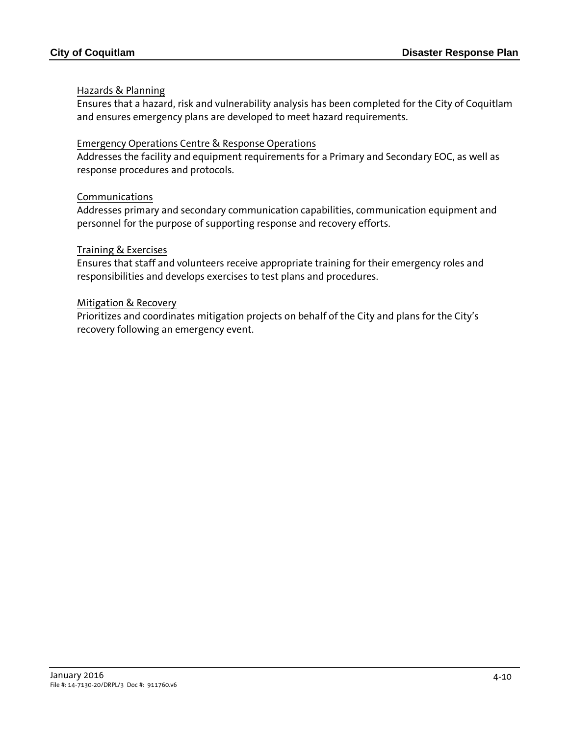Hazards & Planning

Ensures that a hazard, risk and vulnerability analysis has been completed for the City of Coquitlam and ensures emergency plans are developed to meet hazard requirements.

Emergency Operations Centre & Response Operations

Addresses the facility and equipment requirements for a Primary and Secondary EOC, as well as response procedures and protocols.

Communications

Addresses primary and secondary communication capabilities, communication equipment and personnel for the purpose of supporting response and recovery efforts.

Training & Exercises

Ensures that staff and volunteers receive appropriate training for their emergency roles and responsibilities and develops exercises to test plans and procedures.

Mitigation & Recovery

Prioritizes and coordinates mitigation projects on behalf of the City and plans for the City's recovery following an emergency event.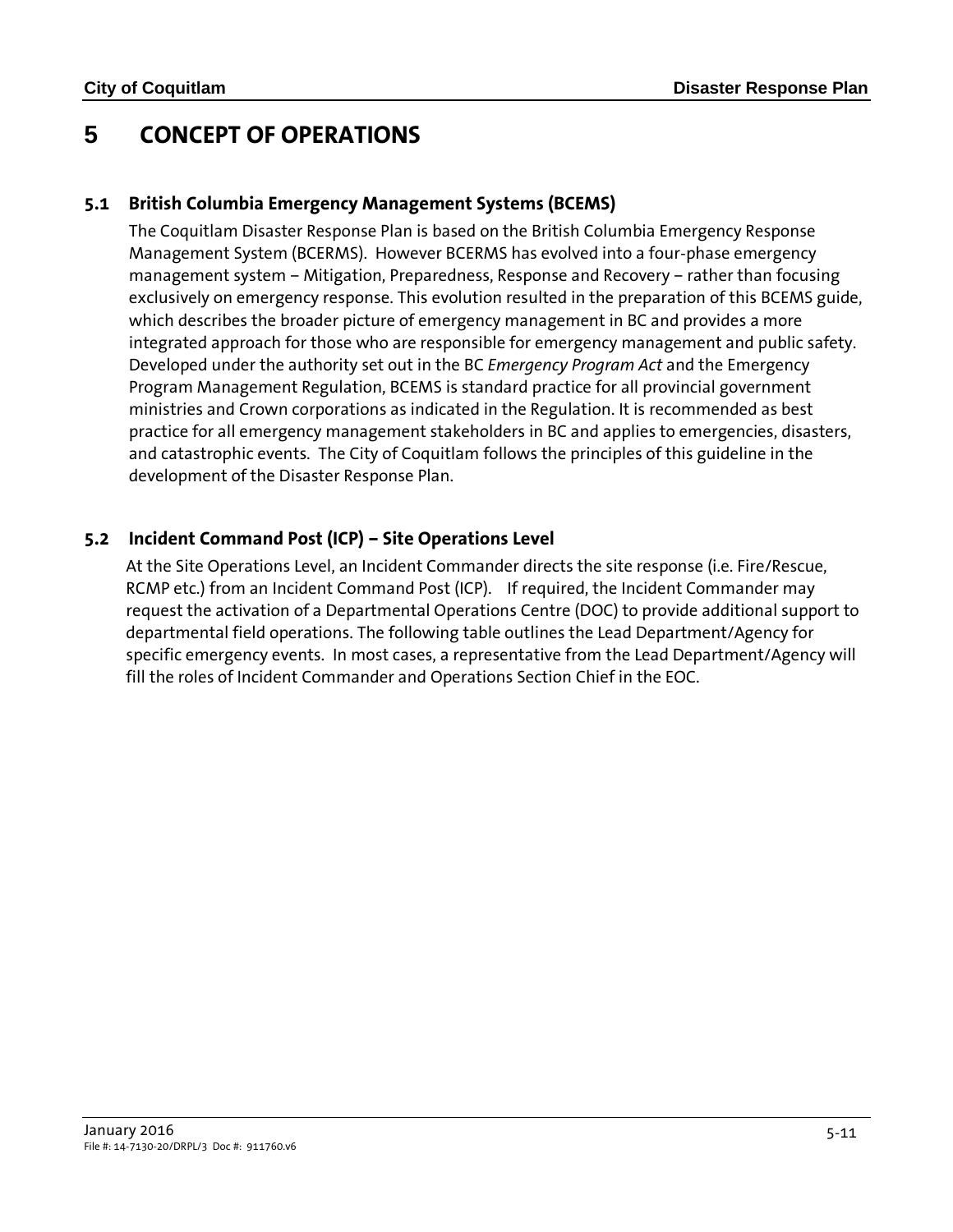# 5 CONCEPT OF OPERATIONS

## 5.1 British Columbia Emergency Management Systems (BCEMS)

The Coquitlam Disaster Response Plan is based on the British Columbia Emergency Response Management System (BCERMS). However BCERMS has evolved into a four-phase emergency management system – Mitigation, Preparedness, Response and Recovery – rather than focusing exclusively on emergency response. This evolution resulted in the preparation of this BCEMS guide, which describes the broader picture of emergency management in BC and provides a more integrated approach for those who are responsible for emergency management and public safety. Developed under the authority set out in the BC *Emergency Program Act* and the Emergency Program Management Regulation, BCEMS is standard practice for all provincial government ministries and Crown corporations as indicated in the Regulation. It is recommended as best practice for all emergency management stakeholders in BC and applies to emergencies, disasters, and catastrophic events. The City of Coquitlam follows the principles of this guideline in the development of the Disaster Response Plan.

## 5.2 Incident Command Post (ICP) – Site Operations Level

At the Site Operations Level, an Incident Commander directs the site response (i.e. Fire/Rescue, RCMP etc.) from an Incident Command Post (ICP). If required, the Incident Commander may request the activation of a Departmental Operations Centre (DOC) to provide additional support to departmental field operations. The following table outlines the Lead Department/Agency for specific emergency events. In most cases, a representative from the Lead Department/Agency will fill the roles of Incident Commander and Operations Section Chief in the EOC.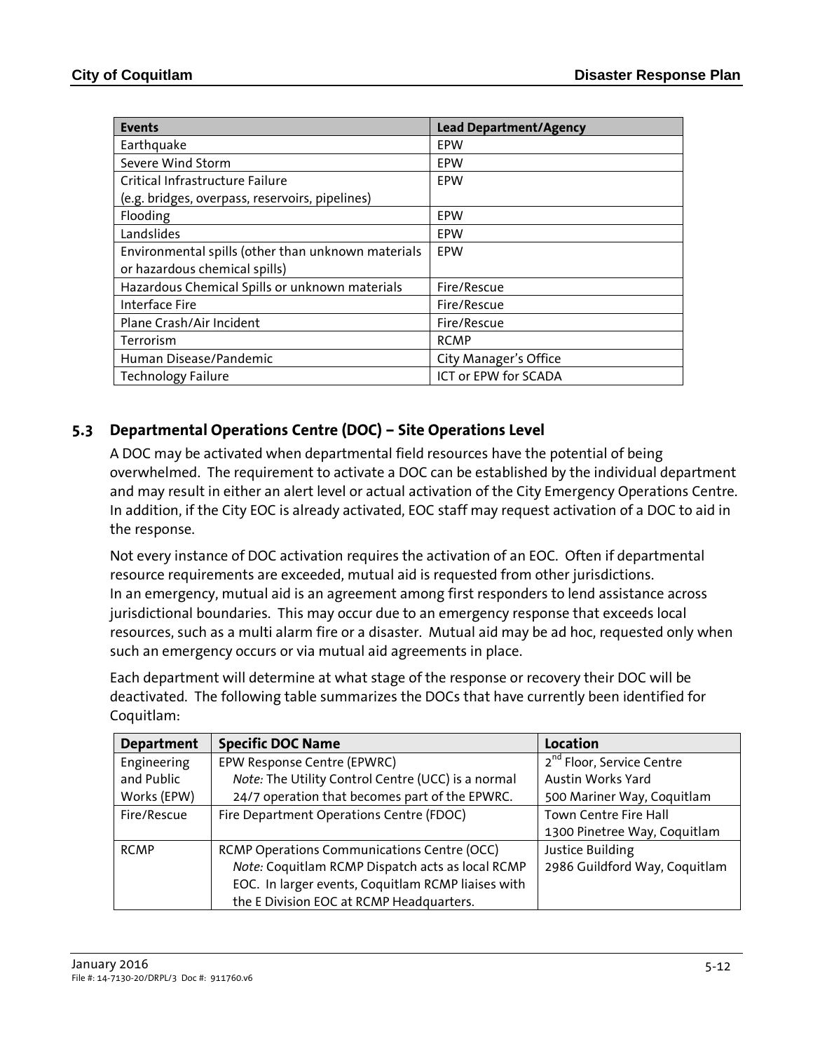| Events | Lead Department/Agency |
| --- | --- |
| Earthquake | EPW |
| Severe Wind Storm | EPW |
| Critical Infrastructure Failure (e.g. bridges, overpass, reservoirs, pipelines) | EPW |
| Flooding | EPW |
| Landslides | EPW |
| Environmental spills (other than unknown materials or hazardous chemical spills) | EPW |
| Hazardous Chemical Spills or unknown materials | Fire/Rescue |
| Interface Fire | Fire/Rescue |
| Plane Crash/Air Incident | Fire/Rescue |
| Terrorism | RCMP |
| Human Disease/Pandemic | City Manager's Office |
| Technology Failure | ICT or EPW for SCADA |

## 5.3 Departmental Operations Centre (DOC) – Site Operations Level

A DOC may be activated when departmental field resources have the potential of being overwhelmed. The requirement to activate a DOC can be established by the individual department and may result in either an alert level or actual activation of the City Emergency Operations Centre. In addition, if the City EOC is already activated, EOC staff may request activation of a DOC to aid in the response.

Not every instance of DOC activation requires the activation of an EOC. Often if departmental resource requirements are exceeded, mutual aid is requested from other jurisdictions. In an emergency, mutual aid is an agreement among first responders to lend assistance across jurisdictional boundaries. This may occur due to an emergency response that exceeds local resources, such as a multi alarm fire or a disaster. Mutual aid may be ad hoc, requested only when such an emergency occurs or via mutual aid agreements in place.

Each department will determine at what stage of the response or recovery their DOC will be deactivated. The following table summarizes the DOCs that have currently been identified for Coquitlam:

| Department | Specific DOC Name | Location |
| --- | --- | --- |
| Engineering and Public Works (EPW) | EPW Response Centre (EPWRC)<br>*Note:* The Utility Control Centre (UCC) is a normal 24/7 operation that becomes part of the EPWRC. | 2nd Floor, Service Centre<br>Austin Works Yard<br>500 Mariner Way, Coquitlam |
| Fire/Rescue | Fire Department Operations Centre (FDOC) | Town Centre Fire Hall<br>1300 Pinetree Way, Coquitlam |
| RCMP | RCMP Operations Communications Centre (OCC)<br>*Note:* Coquitlam RCMP Dispatch acts as local RCMP EOC. In larger events, Coquitlam RCMP liaises with the E Division EOC at RCMP Headquarters. | Justice Building<br>2986 Guildford Way, Coquitlam |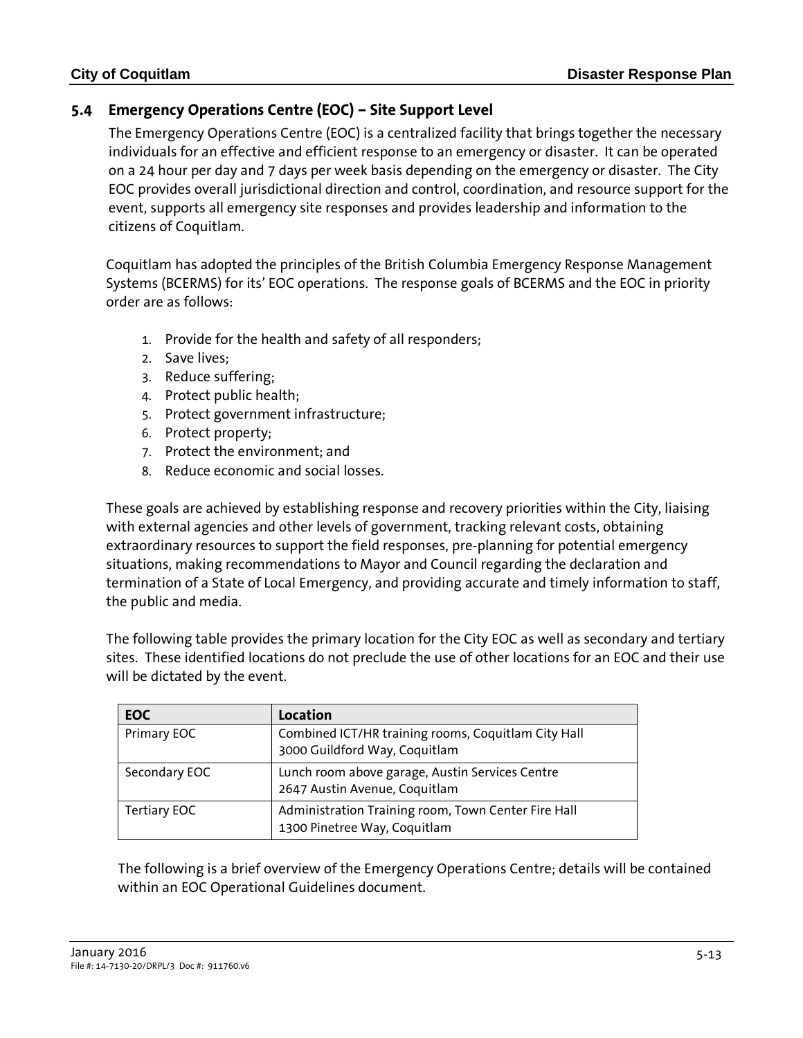## 5.4 Emergency Operations Centre (EOC) – Site Support Level

The Emergency Operations Centre (EOC) is a centralized facility that brings together the necessary individuals for an effective and efficient response to an emergency or disaster. It can be operated on a 24 hour per day and 7 days per week basis depending on the emergency or disaster. The City EOC provides overall jurisdictional direction and control, coordination, and resource support for the event, supports all emergency site responses and provides leadership and information to the citizens of Coquitlam.

Coquitlam has adopted the principles of the British Columbia Emergency Response Management Systems (BCERMS) for its' EOC operations. The response goals of BCERMS and the EOC in priority order are as follows:

1. Provide for the health and safety of all responders;
2. Save lives;
3. Reduce suffering;
4. Protect public health;
5. Protect government infrastructure;
6. Protect property;
7. Protect the environment; and
8. Reduce economic and social losses.

These goals are achieved by establishing response and recovery priorities within the City, liaising with external agencies and other levels of government, tracking relevant costs, obtaining extraordinary resources to support the field responses, pre-planning for potential emergency situations, making recommendations to Mayor and Council regarding the declaration and termination of a State of Local Emergency, and providing accurate and timely information to staff, the public and media.

The following table provides the primary location for the City EOC as well as secondary and tertiary sites. These identified locations do not preclude the use of other locations for an EOC and their use will be dictated by the event.

| EOC | Location |
|---|---|
| Primary EOC | Combined ICT/HR training rooms, Coquitlam City Hall<br>3000 Guildford Way, Coquitlam |
| Secondary EOC | Lunch room above garage, Austin Services Centre<br>2647 Austin Avenue, Coquitlam |
| Tertiary EOC | Administration Training room, Town Center Fire Hall<br>1300 Pinetree Way, Coquitlam |

The following is a brief overview of the Emergency Operations Centre; details will be contained within an EOC Operational Guidelines document.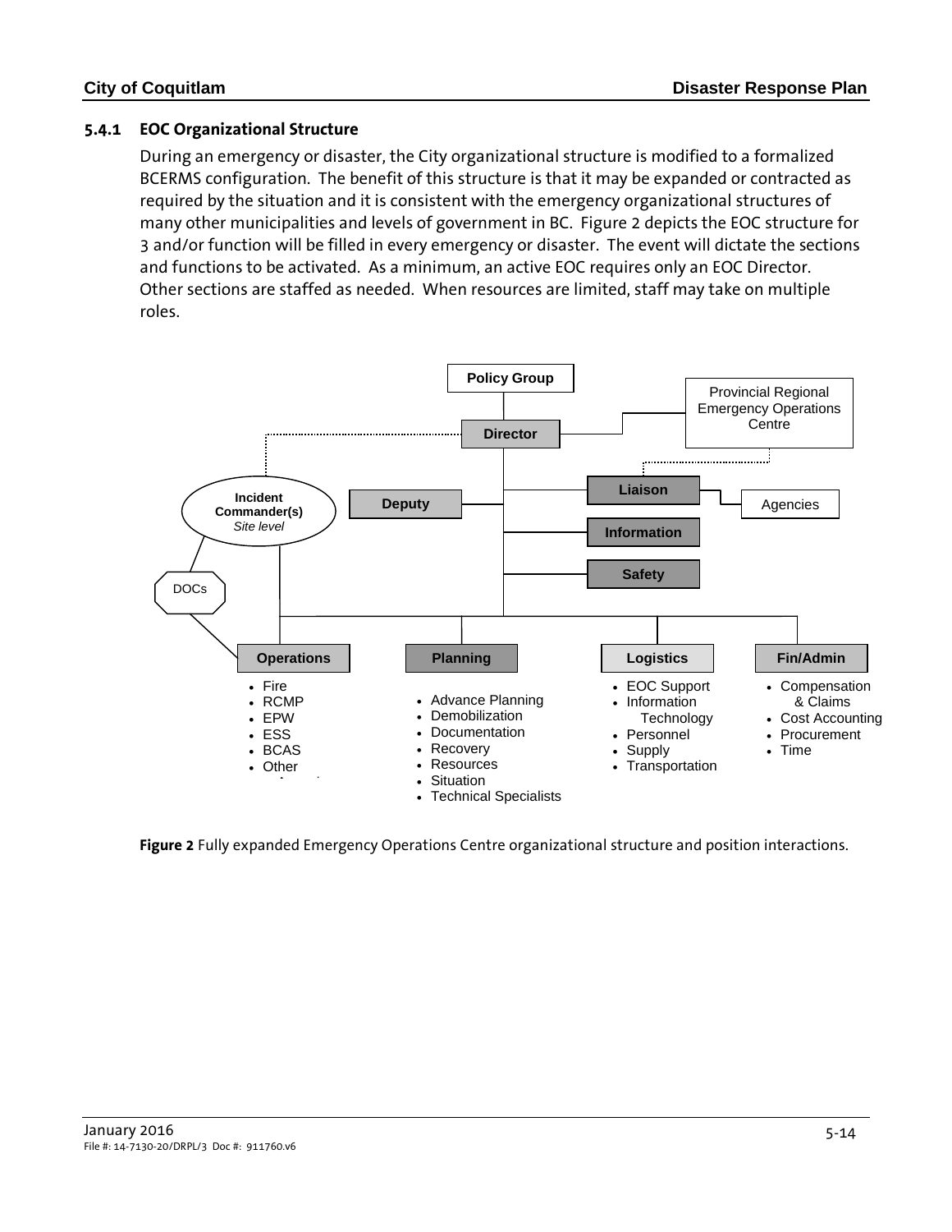### 5.4.1 EOC Organizational Structure

During an emergency or disaster, the City organizational structure is modified to a formalized BCERMS configuration. The benefit of this structure is that it may be expanded or contracted as required by the situation and it is consistent with the emergency organizational structures of many other municipalities and levels of government in BC. Figure 2 depicts the EOC structure for 3 and/or function will be filled in every emergency or disaster. The event will dictate the sections and functions to be activated. As a minimum, an active EOC requires only an EOC Director. Other sections are staffed as needed. When resources are limited, staff may take on multiple roles.

Policy Group

Director

Provincial Regional Emergency Operations Centre

Incident Commander(s) *Site level*

Deputy

Liaison

Agencies

Information

Safety

DOCs

**Operations**
- Fire
- RCMP
- EPW
- ESS
- BCAS
- Other

**Planning**
- Advance Planning
- Demobilization
- Documentation
- Recovery
- Resources
- Situation
- Technical Specialists

**Logistics**
- EOC Support
- Information Technology
- Personnel
- Supply
- Transportation

**Fin/Admin**
- Compensation & Claims
- Cost Accounting
- Procurement
- Time

**Figure 2** Fully expanded Emergency Operations Centre organizational structure and position interactions.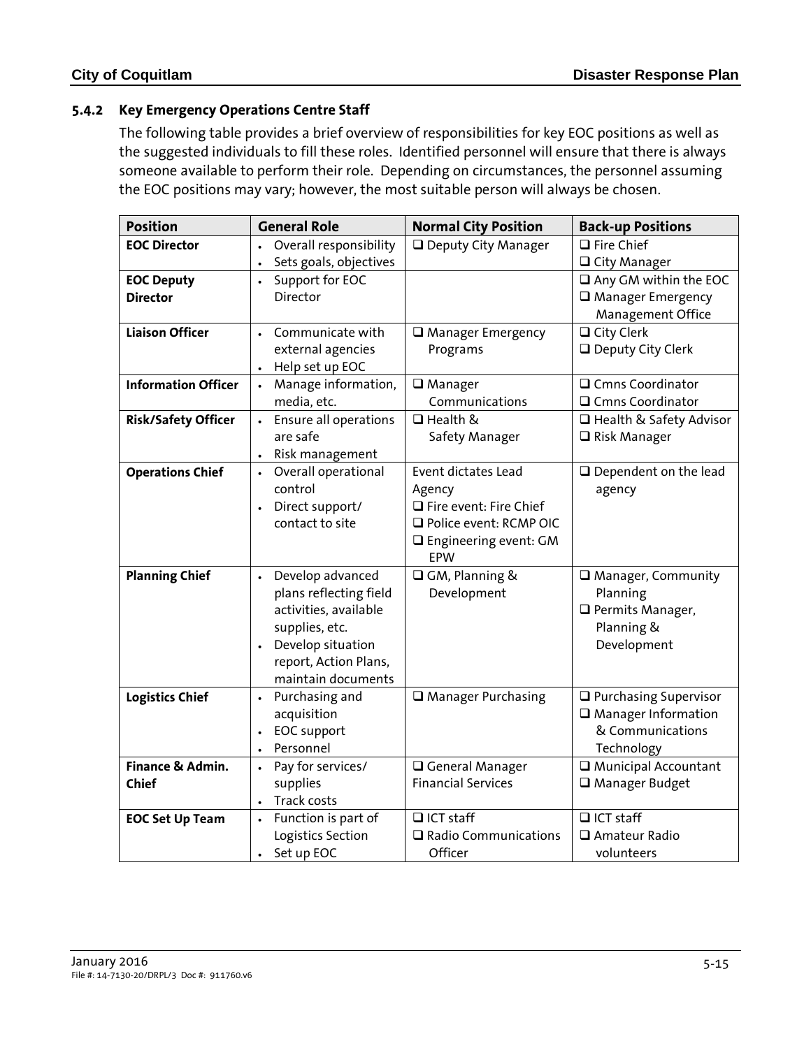### 5.4.2 Key Emergency Operations Centre Staff

The following table provides a brief overview of responsibilities for key EOC positions as well as the suggested individuals to fill these roles. Identified personnel will ensure that there is always someone available to perform their role. Depending on circumstances, the personnel assuming the EOC positions may vary; however, the most suitable person will always be chosen.

| Position | General Role | Normal City Position | Back-up Positions |
|---|---|---|---|
| **EOC Director** | • Overall responsibility<br>• Sets goals, objectives | ❑ Deputy City Manager | ❑ Fire Chief<br>❑ City Manager |
| **EOC Deputy Director** | • Support for EOC Director | | ❑ Any GM within the EOC<br>❑ Manager Emergency Management Office |
| **Liaison Officer** | • Communicate with external agencies<br>• Help set up EOC | ❑ Manager Emergency Programs | ❑ City Clerk<br>❑ Deputy City Clerk |
| **Information Officer** | • Manage information, media, etc. | ❑ Manager Communications | ❑ Cmns Coordinator<br>❑ Cmns Coordinator |
| **Risk/Safety Officer** | • Ensure all operations are safe<br>• Risk management | ❑ Health & Safety Manager | ❑ Health & Safety Advisor<br>❑ Risk Manager |
| **Operations Chief** | • Overall operational control<br>• Direct support/ contact to site | Event dictates Lead Agency<br>❑ Fire event: Fire Chief<br>❑ Police event: RCMP OIC<br>❑ Engineering event: GM EPW | ❑ Dependent on the lead agency |
| **Planning Chief** | • Develop advanced plans reflecting field activities, available supplies, etc.<br>• Develop situation report, Action Plans, maintain documents | ❑ GM, Planning & Development | ❑ Manager, Community Planning<br>❑ Permits Manager, Planning & Development |
| **Logistics Chief** | • Purchasing and acquisition<br>• EOC support<br>• Personnel | ❑ Manager Purchasing | ❑ Purchasing Supervisor<br>❑ Manager Information & Communications Technology |
| **Finance & Admin. Chief** | • Pay for services/ supplies<br>• Track costs | ❑ General Manager Financial Services | ❑ Municipal Accountant<br>❑ Manager Budget |
| **EOC Set Up Team** | • Function is part of Logistics Section<br>• Set up EOC | ❑ ICT staff<br>❑ Radio Communications Officer | ❑ ICT staff<br>❑ Amateur Radio volunteers |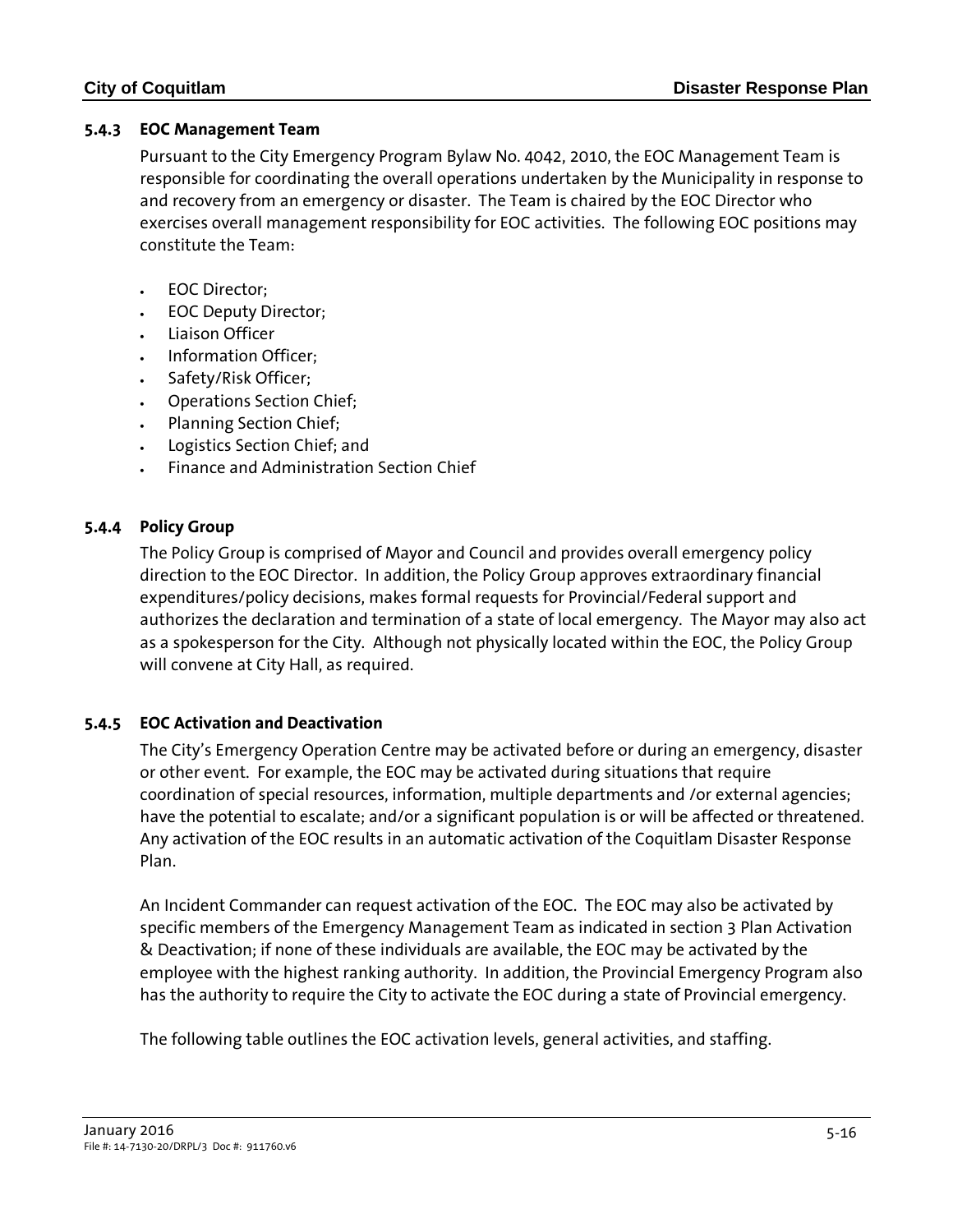### 5.4.3 EOC Management Team

Pursuant to the City Emergency Program Bylaw No. 4042, 2010, the EOC Management Team is responsible for coordinating the overall operations undertaken by the Municipality in response to and recovery from an emergency or disaster. The Team is chaired by the EOC Director who exercises overall management responsibility for EOC activities. The following EOC positions may constitute the Team:

- EOC Director;
- EOC Deputy Director;
- Liaison Officer
- Information Officer;
- Safety/Risk Officer;
- Operations Section Chief;
- Planning Section Chief;
- Logistics Section Chief; and
- Finance and Administration Section Chief

### 5.4.4 Policy Group

The Policy Group is comprised of Mayor and Council and provides overall emergency policy direction to the EOC Director. In addition, the Policy Group approves extraordinary financial expenditures/policy decisions, makes formal requests for Provincial/Federal support and authorizes the declaration and termination of a state of local emergency. The Mayor may also act as a spokesperson for the City. Although not physically located within the EOC, the Policy Group will convene at City Hall, as required.

### 5.4.5 EOC Activation and Deactivation

The City's Emergency Operation Centre may be activated before or during an emergency, disaster or other event. For example, the EOC may be activated during situations that require coordination of special resources, information, multiple departments and /or external agencies; have the potential to escalate; and/or a significant population is or will be affected or threatened. Any activation of the EOC results in an automatic activation of the Coquitlam Disaster Response Plan.

An Incident Commander can request activation of the EOC. The EOC may also be activated by specific members of the Emergency Management Team as indicated in section 3 Plan Activation & Deactivation; if none of these individuals are available, the EOC may be activated by the employee with the highest ranking authority. In addition, the Provincial Emergency Program also has the authority to require the City to activate the EOC during a state of Provincial emergency.

The following table outlines the EOC activation levels, general activities, and staffing.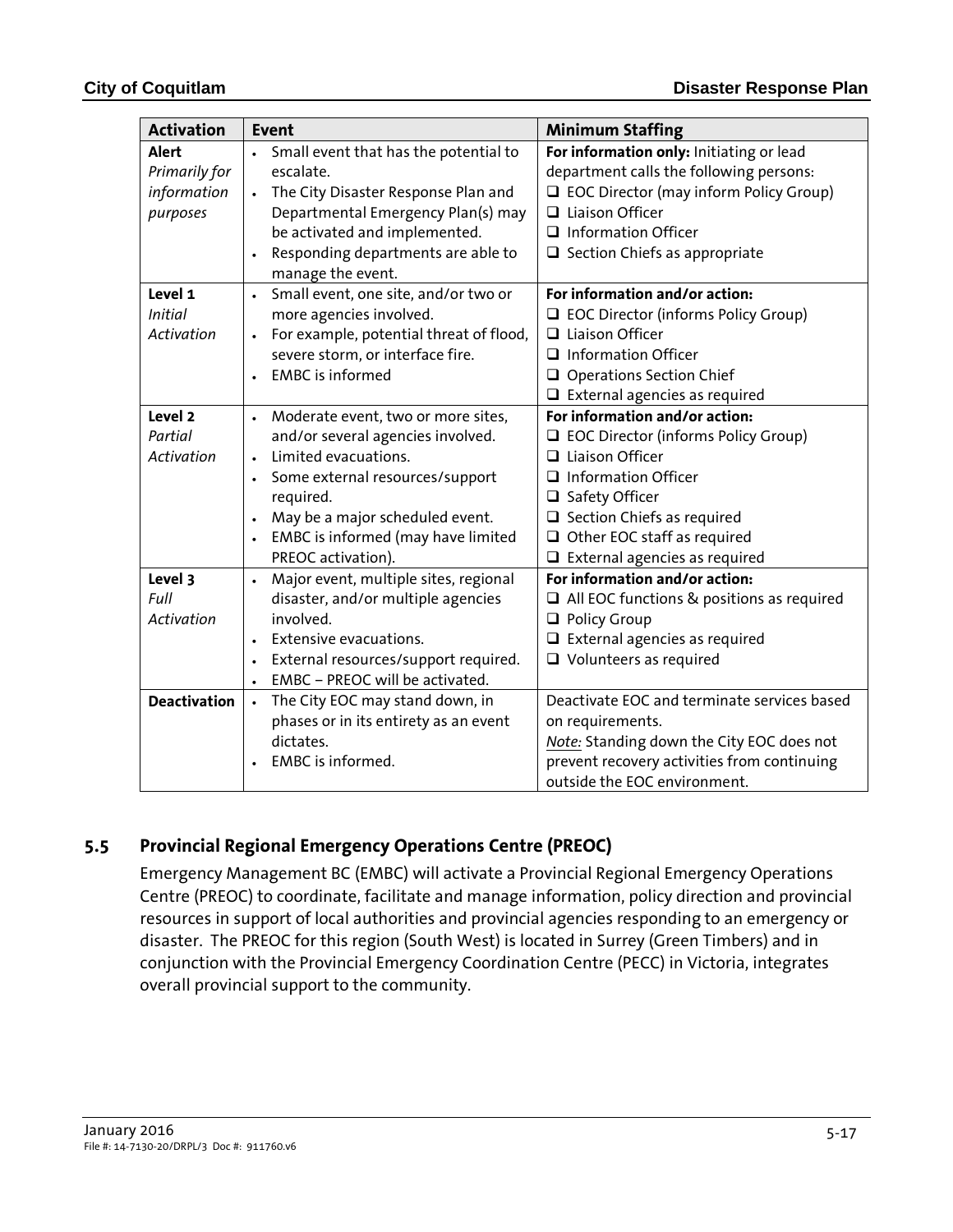| Activation | Event | Minimum Staffing |
|---|---|---|
| **Alert**<br>*Primarily for information purposes* | • Small event that has the potential to escalate.<br>• The City Disaster Response Plan and Departmental Emergency Plan(s) may be activated and implemented.<br>• Responding departments are able to manage the event. | **For information only:** Initiating or lead department calls the following persons:<br>❑ EOC Director (may inform Policy Group)<br>❑ Liaison Officer<br>❑ Information Officer<br>❑ Section Chiefs as appropriate |
| **Level 1**<br>*Initial Activation* | • Small event, one site, and/or two or more agencies involved.<br>• For example, potential threat of flood, severe storm, or interface fire.<br>• EMBC is informed | **For information and/or action:**<br>❑ EOC Director (informs Policy Group)<br>❑ Liaison Officer<br>❑ Information Officer<br>❑ Operations Section Chief<br>❑ External agencies as required |
| **Level 2**<br>*Partial Activation* | • Moderate event, two or more sites, and/or several agencies involved.<br>• Limited evacuations.<br>• Some external resources/support required.<br>• May be a major scheduled event.<br>• EMBC is informed (may have limited PREOC activation). | **For information and/or action:**<br>❑ EOC Director (informs Policy Group)<br>❑ Liaison Officer<br>❑ Information Officer<br>❑ Safety Officer<br>❑ Section Chiefs as required<br>❑ Other EOC staff as required<br>❑ External agencies as required |
| **Level 3**<br>*Full Activation* | • Major event, multiple sites, regional disaster, and/or multiple agencies involved.<br>• Extensive evacuations.<br>• External resources/support required.<br>• EMBC – PREOC will be activated. | **For information and/or action:**<br>❑ All EOC functions & positions as required<br>❑ Policy Group<br>❑ External agencies as required<br>❑ Volunteers as required |
| **Deactivation** | • The City EOC may stand down, in phases or in its entirety as an event dictates.<br>• EMBC is informed. | Deactivate EOC and terminate services based on requirements.<br>*Note:* Standing down the City EOC does not prevent recovery activities from continuing outside the EOC environment. |

## 5.5 Provincial Regional Emergency Operations Centre (PREOC)

Emergency Management BC (EMBC) will activate a Provincial Regional Emergency Operations Centre (PREOC) to coordinate, facilitate and manage information, policy direction and provincial resources in support of local authorities and provincial agencies responding to an emergency or disaster. The PREOC for this region (South West) is located in Surrey (Green Timbers) and in conjunction with the Provincial Emergency Coordination Centre (PECC) in Victoria, integrates overall provincial support to the community.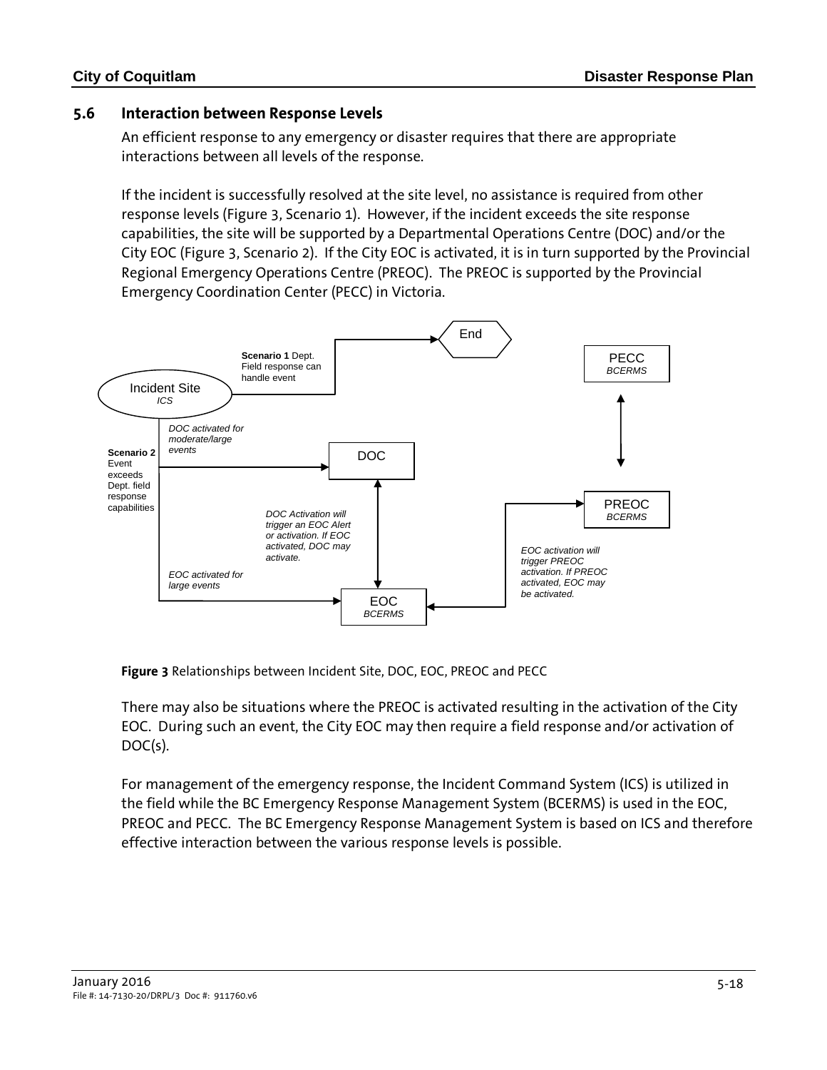## 5.6 Interaction between Response Levels

An efficient response to any emergency or disaster requires that there are appropriate interactions between all levels of the response.

If the incident is successfully resolved at the site level, no assistance is required from other response levels (Figure 3, Scenario 1). However, if the incident exceeds the site response capabilities, the site will be supported by a Departmental Operations Centre (DOC) and/or the City EOC (Figure 3, Scenario 2). If the City EOC is activated, it is in turn supported by the Provincial Regional Emergency Operations Centre (PREOC). The PREOC is supported by the Provincial Emergency Coordination Center (PECC) in Victoria.

**Scenario 1** Dept. Field response can handle event

End

PECC *BCERMS*

Incident Site *ICS*

*DOC activated for moderate/large events*

**Scenario 2** Event exceeds Dept. field response capabilities

DOC

PREOC *BCERMS*

*DOC Activation will trigger an EOC Alert or activation. If EOC activated, DOC may activate.*

*EOC activation will trigger PREOC activation. If PREOC activated, EOC may be activated.*

*EOC activated for large events*

EOC *BCERMS*

**Figure 3** Relationships between Incident Site, DOC, EOC, PREOC and PECC

There may also be situations where the PREOC is activated resulting in the activation of the City EOC. During such an event, the City EOC may then require a field response and/or activation of DOC(s).

For management of the emergency response, the Incident Command System (ICS) is utilized in the field while the BC Emergency Response Management System (BCERMS) is used in the EOC, PREOC and PECC. The BC Emergency Response Management System is based on ICS and therefore effective interaction between the various response levels is possible.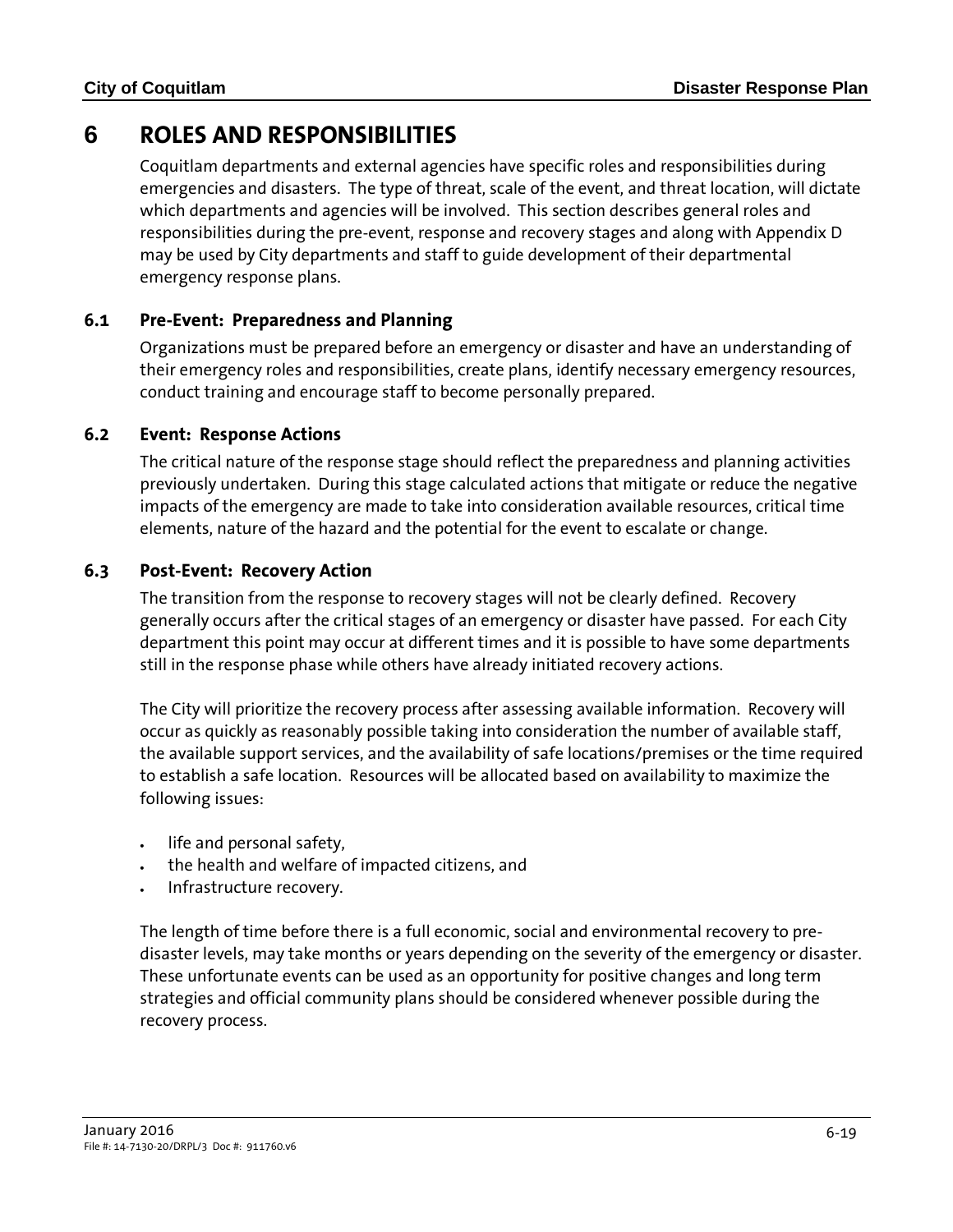# 6 ROLES AND RESPONSIBILITIES

Coquitlam departments and external agencies have specific roles and responsibilities during emergencies and disasters. The type of threat, scale of the event, and threat location, will dictate which departments and agencies will be involved. This section describes general roles and responsibilities during the pre-event, response and recovery stages and along with Appendix D may be used by City departments and staff to guide development of their departmental emergency response plans.

## 6.1 Pre-Event: Preparedness and Planning

Organizations must be prepared before an emergency or disaster and have an understanding of their emergency roles and responsibilities, create plans, identify necessary emergency resources, conduct training and encourage staff to become personally prepared.

## 6.2 Event: Response Actions

The critical nature of the response stage should reflect the preparedness and planning activities previously undertaken. During this stage calculated actions that mitigate or reduce the negative impacts of the emergency are made to take into consideration available resources, critical time elements, nature of the hazard and the potential for the event to escalate or change.

## 6.3 Post-Event: Recovery Action

The transition from the response to recovery stages will not be clearly defined. Recovery generally occurs after the critical stages of an emergency or disaster have passed. For each City department this point may occur at different times and it is possible to have some departments still in the response phase while others have already initiated recovery actions.

The City will prioritize the recovery process after assessing available information. Recovery will occur as quickly as reasonably possible taking into consideration the number of available staff, the available support services, and the availability of safe locations/premises or the time required to establish a safe location. Resources will be allocated based on availability to maximize the following issues:

- life and personal safety,
- the health and welfare of impacted citizens, and
- Infrastructure recovery.

The length of time before there is a full economic, social and environmental recovery to pre-disaster levels, may take months or years depending on the severity of the emergency or disaster. These unfortunate events can be used as an opportunity for positive changes and long term strategies and official community plans should be considered whenever possible during the recovery process.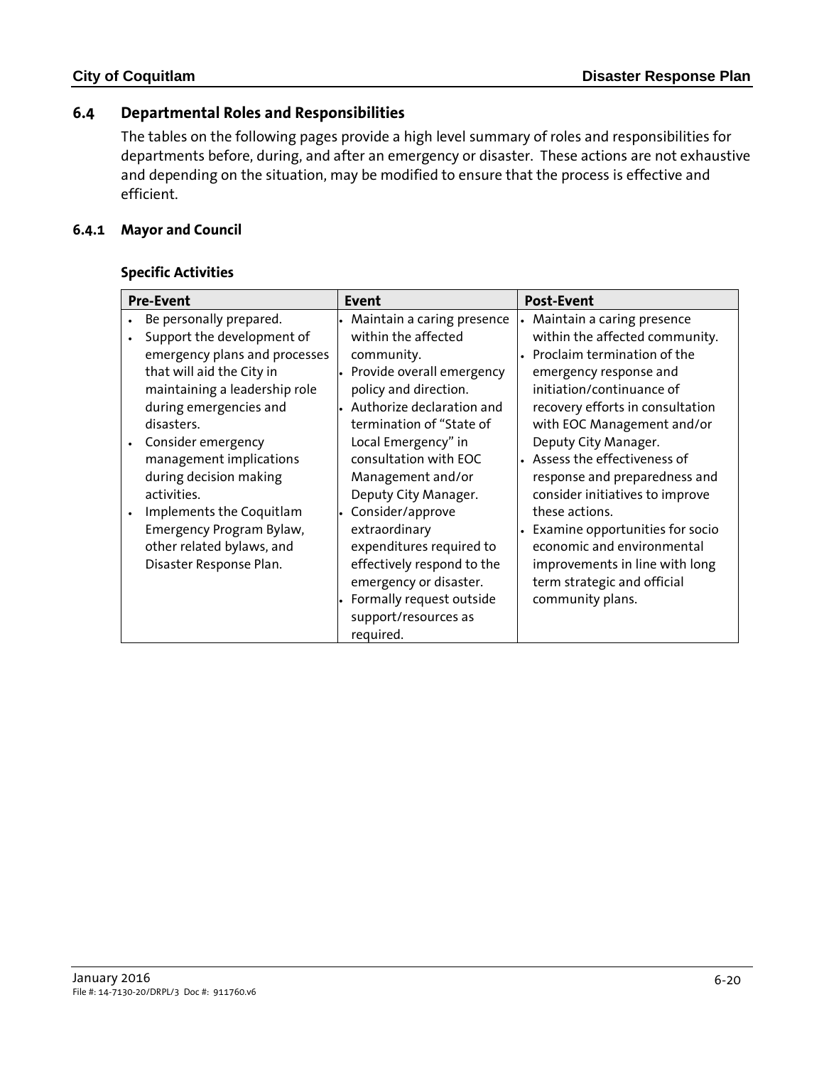## 6.4 Departmental Roles and Responsibilities

The tables on the following pages provide a high level summary of roles and responsibilities for departments before, during, and after an emergency or disaster. These actions are not exhaustive and depending on the situation, may be modified to ensure that the process is effective and efficient.

### 6.4.1 Mayor and Council

#### Specific Activities

| Pre-Event | Event | Post-Event |
| --- | --- | --- |
| • Be personally prepared.<br>• Support the development of emergency plans and processes that will aid the City in maintaining a leadership role during emergencies and disasters.<br>• Consider emergency management implications during decision making activities.<br>• Implements the Coquitlam Emergency Program Bylaw, other related bylaws, and Disaster Response Plan. | • Maintain a caring presence within the affected community.<br>• Provide overall emergency policy and direction.<br>• Authorize declaration and termination of "State of Local Emergency" in consultation with EOC Management and/or Deputy City Manager.<br>• Consider/approve extraordinary expenditures required to effectively respond to the emergency or disaster.<br>• Formally request outside support/resources as required. | • Maintain a caring presence within the affected community.<br>• Proclaim termination of the emergency response and initiation/continuance of recovery efforts in consultation with EOC Management and/or Deputy City Manager.<br>• Assess the effectiveness of response and preparedness and consider initiatives to improve these actions.<br>• Examine opportunities for socio economic and environmental improvements in line with long term strategic and official community plans. |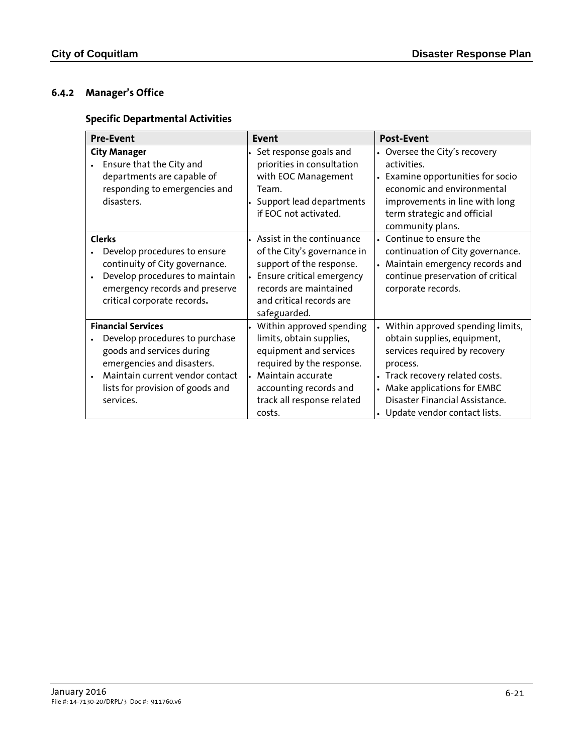### 6.4.2 Manager's Office

#### Specific Departmental Activities

| Pre-Event | Event | Post-Event |
|---|---|---|
| **City Manager**<br>• Ensure that the City and departments are capable of responding to emergencies and disasters. | • Set response goals and priorities in consultation with EOC Management Team.<br>• Support lead departments if EOC not activated. | • Oversee the City's recovery activities.<br>• Examine opportunities for socio economic and environmental improvements in line with long term strategic and official community plans. |
| **Clerks**<br>• Develop procedures to ensure continuity of City governance.<br>• Develop procedures to maintain emergency records and preserve critical corporate records**.** | • Assist in the continuance of the City's governance in support of the response.<br>• Ensure critical emergency records are maintained and critical records are safeguarded. | • Continue to ensure the continuation of City governance.<br>• Maintain emergency records and continue preservation of critical corporate records. |
| **Financial Services**<br>• Develop procedures to purchase goods and services during emergencies and disasters.<br>• Maintain current vendor contact lists for provision of goods and services. | • Within approved spending limits, obtain supplies, equipment and services required by the response.<br>• Maintain accurate accounting records and track all response related costs. | • Within approved spending limits, obtain supplies, equipment, services required by recovery process.<br>• Track recovery related costs.<br>• Make applications for EMBC Disaster Financial Assistance.<br>• Update vendor contact lists. |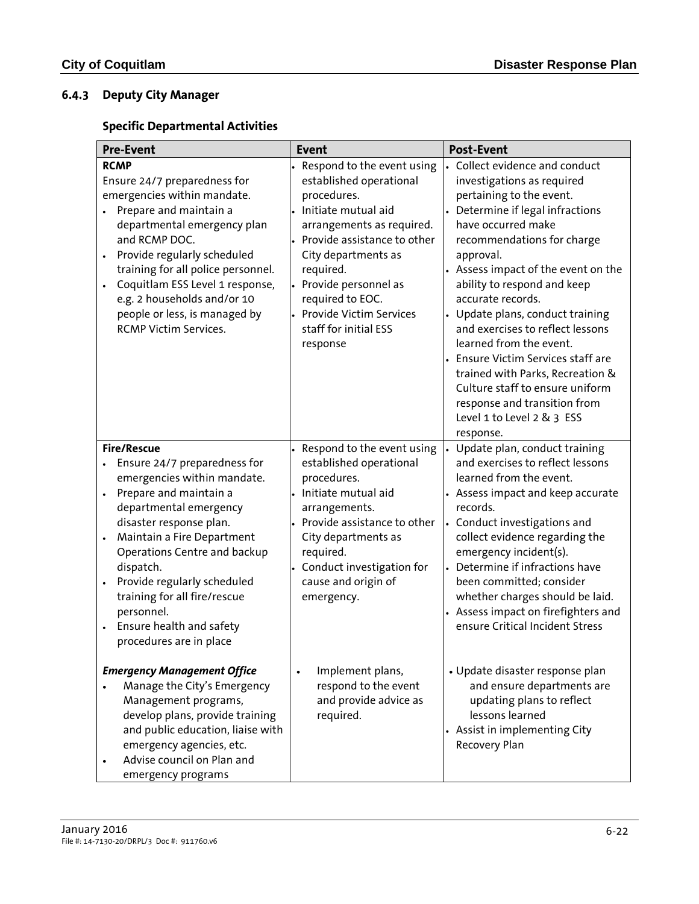### 6.4.3 Deputy City Manager

#### Specific Departmental Activities

| Pre-Event | Event | Post-Event |
|---|---|---|
| **RCMP**<br>Ensure 24/7 preparedness for emergencies within mandate.<br>• Prepare and maintain a departmental emergency plan and RCMP DOC.<br>• Provide regularly scheduled training for all police personnel.<br>• Coquitlam ESS Level 1 response, e.g. 2 households and/or 10 people or less, is managed by RCMP Victim Services. | • Respond to the event using established operational procedures.<br>• Initiate mutual aid arrangements as required.<br>• Provide assistance to other City departments as required.<br>• Provide personnel as required to EOC.<br>• Provide Victim Services staff for initial ESS response | • Collect evidence and conduct investigations as required pertaining to the event.<br>• Determine if legal infractions have occurred make recommendations for charge approval.<br>• Assess impact of the event on the ability to respond and keep accurate records.<br>• Update plans, conduct training and exercises to reflect lessons learned from the event.<br>• Ensure Victim Services staff are trained with Parks, Recreation & Culture staff to ensure uniform response and transition from Level 1 to Level 2 & 3 ESS response. |
| **Fire/Rescue**<br>• Ensure 24/7 preparedness for emergencies within mandate.<br>• Prepare and maintain a departmental emergency disaster response plan.<br>• Maintain a Fire Department Operations Centre and backup dispatch.<br>• Provide regularly scheduled training for all fire/rescue personnel.<br>• Ensure health and safety procedures are in place | • Respond to the event using established operational procedures.<br>• Initiate mutual aid arrangements.<br>• Provide assistance to other City departments as required.<br>• Conduct investigation for cause and origin of emergency. | • Update plan, conduct training and exercises to reflect lessons learned from the event.<br>• Assess impact and keep accurate records.<br>• Conduct investigations and collect evidence regarding the emergency incident(s).<br>• Determine if infractions have been committed; consider whether charges should be laid.<br>• Assess impact on firefighters and ensure Critical Incident Stress |
| ***Emergency Management Office***<br>• Manage the City's Emergency Management programs, develop plans, provide training and public education, liaise with emergency agencies, etc.<br>• Advise council on Plan and emergency programs | • Implement plans, respond to the event and provide advice as required. | • Update disaster response plan and ensure departments are updating plans to reflect lessons learned<br>• Assist in implementing City Recovery Plan |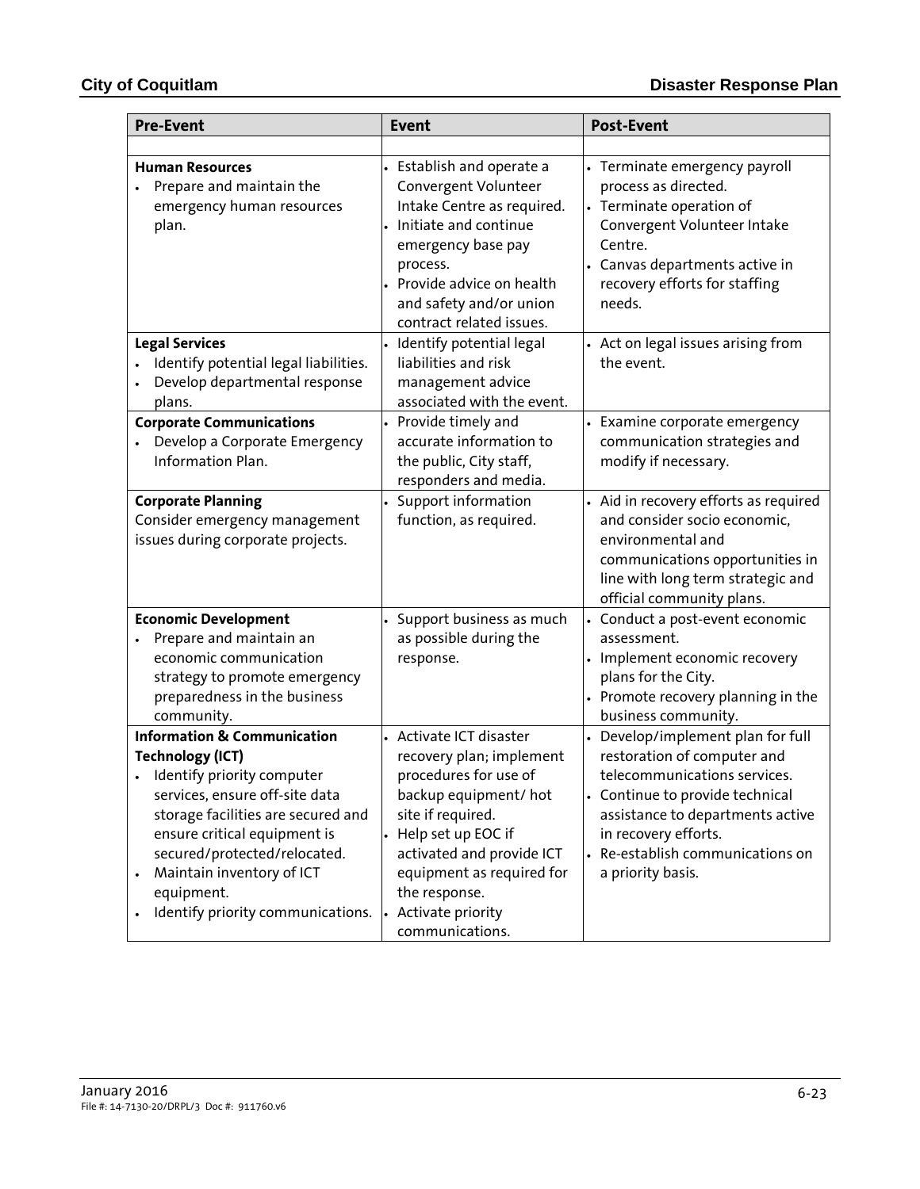| Pre-Event | Event | Post-Event |
|---|---|---|
| | | |
| **Human Resources**<br>• Prepare and maintain the emergency human resources plan. | • Establish and operate a Convergent Volunteer Intake Centre as required.<br>• Initiate and continue emergency base pay process.<br>• Provide advice on health and safety and/or union contract related issues. | • Terminate emergency payroll process as directed.<br>• Terminate operation of Convergent Volunteer Intake Centre.<br>• Canvas departments active in recovery efforts for staffing needs. |
| **Legal Services**<br>• Identify potential legal liabilities.<br>• Develop departmental response plans. | • Identify potential legal liabilities and risk management advice associated with the event. | • Act on legal issues arising from the event. |
| **Corporate Communications**<br>• Develop a Corporate Emergency Information Plan. | • Provide timely and accurate information to the public, City staff, responders and media. | • Examine corporate emergency communication strategies and modify if necessary. |
| **Corporate Planning**<br>Consider emergency management issues during corporate projects. | • Support information function, as required. | • Aid in recovery efforts as required and consider socio economic, environmental and communications opportunities in line with long term strategic and official community plans. |
| **Economic Development**<br>• Prepare and maintain an economic communication strategy to promote emergency preparedness in the business community. | • Support business as much as possible during the response. | • Conduct a post-event economic assessment.<br>• Implement economic recovery plans for the City.<br>• Promote recovery planning in the business community. |
| **Information & Communication Technology (ICT)**<br>• Identify priority computer services, ensure off-site data storage facilities are secured and ensure critical equipment is secured/protected/relocated.<br>• Maintain inventory of ICT equipment.<br>• Identify priority communications. | • Activate ICT disaster recovery plan; implement procedures for use of backup equipment/ hot site if required.<br>• Help set up EOC if activated and provide ICT equipment as required for the response.<br>• Activate priority communications. | • Develop/implement plan for full restoration of computer and telecommunications services.<br>• Continue to provide technical assistance to departments active in recovery efforts.<br>• Re-establish communications on a priority basis. |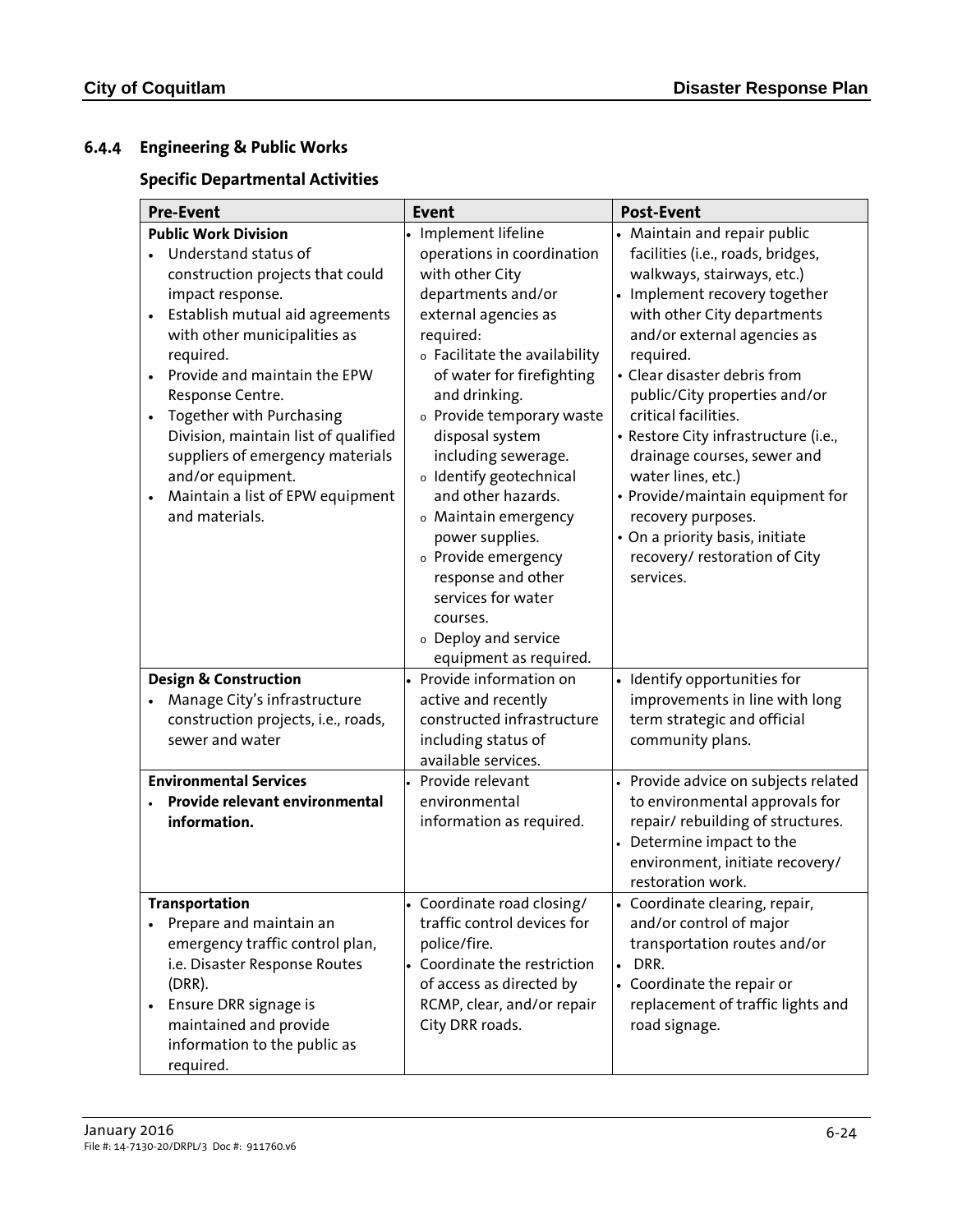### 6.4.4 Engineering & Public Works

#### Specific Departmental Activities

| Pre-Event | Event | Post-Event |
|---|---|---|
| **Public Work Division**<br>• Understand status of construction projects that could impact response.<br>• Establish mutual aid agreements with other municipalities as required.<br>• Provide and maintain the EPW Response Centre.<br>• Together with Purchasing Division, maintain list of qualified suppliers of emergency materials and/or equipment.<br>• Maintain a list of EPW equipment and materials. | • Implement lifeline operations in coordination with other City departments and/or external agencies as required:<br>  o Facilitate the availability of water for firefighting and drinking.<br>  o Provide temporary waste disposal system including sewerage.<br>  o Identify geotechnical and other hazards.<br>  o Maintain emergency power supplies.<br>  o Provide emergency response and other services for water courses.<br>  o Deploy and service equipment as required. | • Maintain and repair public facilities (i.e., roads, bridges, walkways, stairways, etc.)<br>• Implement recovery together with other City departments and/or external agencies as required.<br>• Clear disaster debris from public/City properties and/or critical facilities.<br>• Restore City infrastructure (i.e., drainage courses, sewer and water lines, etc.)<br>• Provide/maintain equipment for recovery purposes.<br>• On a priority basis, initiate recovery/ restoration of City services. |
| **Design & Construction**<br>• Manage City's infrastructure construction projects, i.e., roads, sewer and water | • Provide information on active and recently constructed infrastructure including status of available services. | • Identify opportunities for improvements in line with long term strategic and official community plans. |
| **Environmental Services**<br>• **Provide relevant environmental information.** | • Provide relevant environmental information as required. | • Provide advice on subjects related to environmental approvals for repair/ rebuilding of structures.<br>• Determine impact to the environment, initiate recovery/ restoration work. |
| **Transportation**<br>• Prepare and maintain an emergency traffic control plan, i.e. Disaster Response Routes (DRR).<br>• Ensure DRR signage is maintained and provide information to the public as required. | • Coordinate road closing/ traffic control devices for police/fire.<br>• Coordinate the restriction of access as directed by RCMP, clear, and/or repair City DRR roads. | • Coordinate clearing, repair, and/or control of major transportation routes and/or<br>• DRR.<br>• Coordinate the repair or replacement of traffic lights and road signage. |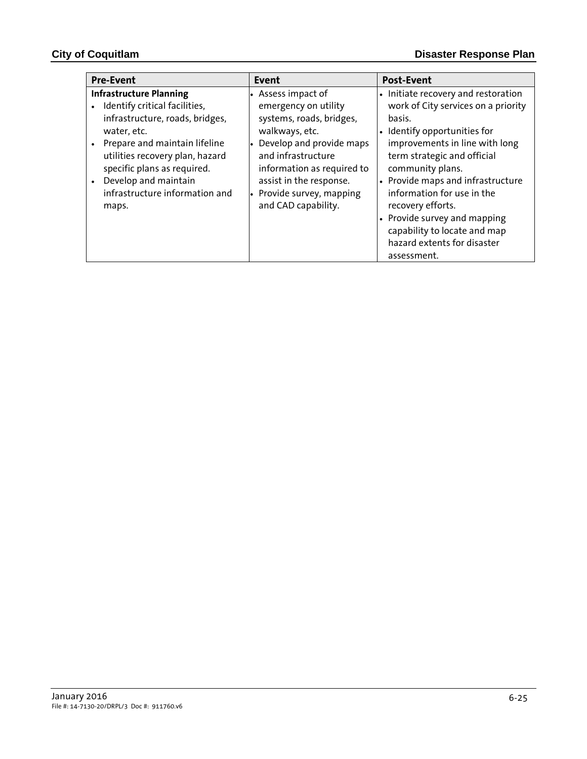| Pre-Event | Event | Post-Event |
|---|---|---|
| **Infrastructure Planning**<br>• Identify critical facilities, infrastructure, roads, bridges, water, etc.<br>• Prepare and maintain lifeline utilities recovery plan, hazard specific plans as required.<br>• Develop and maintain infrastructure information and maps. | • Assess impact of emergency on utility systems, roads, bridges, walkways, etc.<br>• Develop and provide maps and infrastructure information as required to assist in the response.<br>• Provide survey, mapping and CAD capability. | • Initiate recovery and restoration work of City services on a priority basis.<br>• Identify opportunities for improvements in line with long term strategic and official community plans.<br>• Provide maps and infrastructure information for use in the recovery efforts.<br>• Provide survey and mapping capability to locate and map hazard extents for disaster assessment. |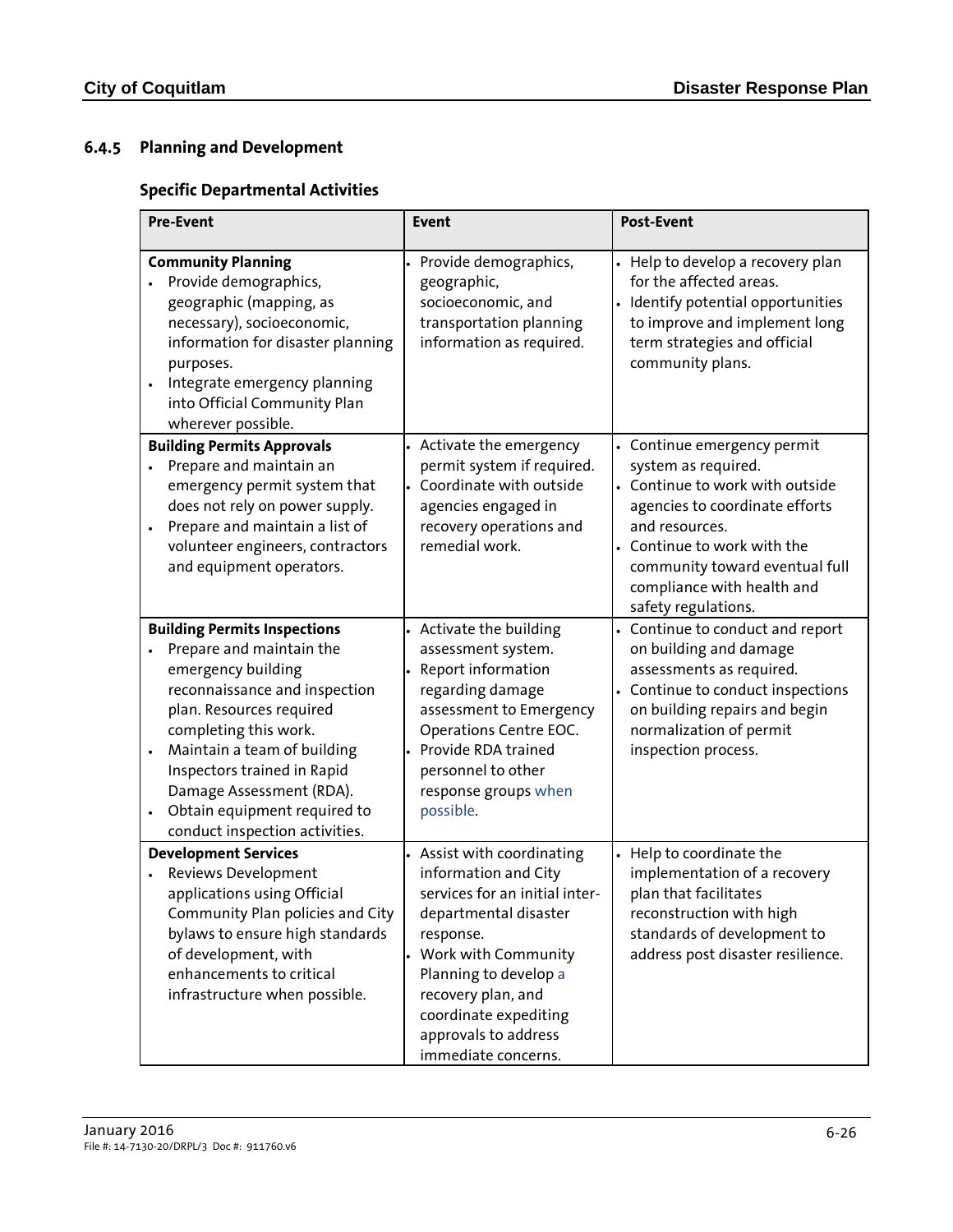### 6.4.5 Planning and Development

#### Specific Departmental Activities

| Pre-Event | Event | Post-Event |
|---|---|---|
| **Community Planning**<br>• Provide demographics, geographic (mapping, as necessary), socioeconomic, information for disaster planning purposes.<br>• Integrate emergency planning into Official Community Plan wherever possible. | • Provide demographics, geographic, socioeconomic, and transportation planning information as required. | • Help to develop a recovery plan for the affected areas.<br>• Identify potential opportunities to improve and implement long term strategies and official community plans. |
| **Building Permits Approvals**<br>• Prepare and maintain an emergency permit system that does not rely on power supply.<br>• Prepare and maintain a list of volunteer engineers, contractors and equipment operators. | • Activate the emergency permit system if required.<br>• Coordinate with outside agencies engaged in recovery operations and remedial work. | • Continue emergency permit system as required.<br>• Continue to work with outside agencies to coordinate efforts and resources.<br>• Continue to work with the community toward eventual full compliance with health and safety regulations. |
| **Building Permits Inspections**<br>• Prepare and maintain the emergency building reconnaissance and inspection plan. Resources required completing this work.<br>• Maintain a team of building Inspectors trained in Rapid Damage Assessment (RDA).<br>• Obtain equipment required to conduct inspection activities. | • Activate the building assessment system.<br>• Report information regarding damage assessment to Emergency Operations Centre EOC.<br>• Provide RDA trained personnel to other response groups when possible. | • Continue to conduct and report on building and damage assessments as required.<br>• Continue to conduct inspections on building repairs and begin normalization of permit inspection process. |
| **Development Services**<br>• Reviews Development applications using Official Community Plan policies and City bylaws to ensure high standards of development, with enhancements to critical infrastructure when possible. | • Assist with coordinating information and City services for an initial inter-departmental disaster response.<br>• Work with Community Planning to develop a recovery plan, and coordinate expediting approvals to address immediate concerns. | • Help to coordinate the implementation of a recovery plan that facilitates reconstruction with high standards of development to address post disaster resilience. |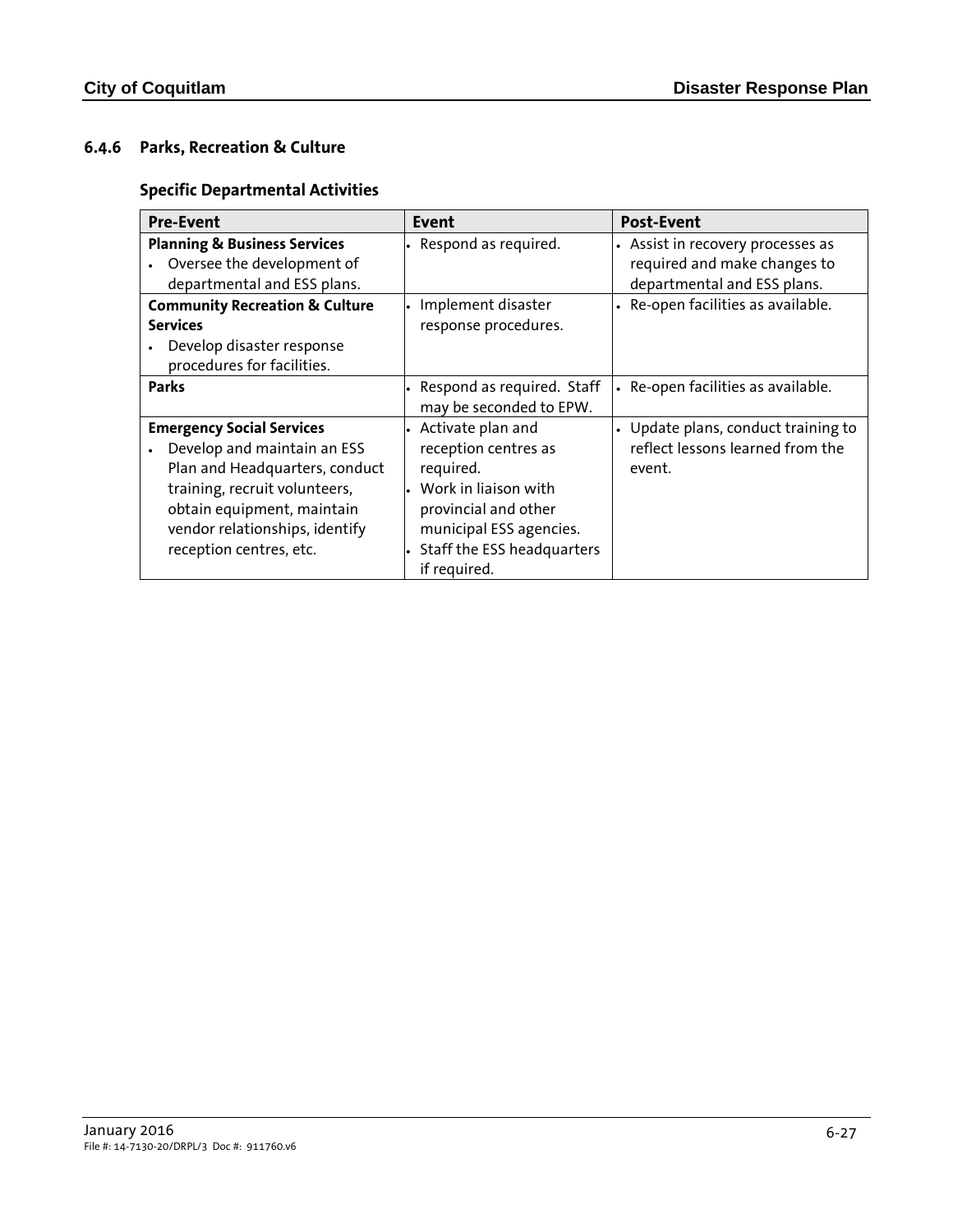### 6.4.6 Parks, Recreation & Culture

#### Specific Departmental Activities

| Pre-Event | Event | Post-Event |
|---|---|---|
| **Planning & Business Services**<br>• Oversee the development of departmental and ESS plans. | • Respond as required. | • Assist in recovery processes as required and make changes to departmental and ESS plans. |
| **Community Recreation & Culture Services**<br>• Develop disaster response procedures for facilities. | • Implement disaster response procedures. | • Re-open facilities as available. |
| **Parks** | • Respond as required. Staff may be seconded to EPW. | • Re-open facilities as available. |
| **Emergency Social Services**<br>• Develop and maintain an ESS Plan and Headquarters, conduct training, recruit volunteers, obtain equipment, maintain vendor relationships, identify reception centres, etc. | • Activate plan and reception centres as required.<br>• Work in liaison with provincial and other municipal ESS agencies.<br>• Staff the ESS headquarters if required. | • Update plans, conduct training to reflect lessons learned from the event. |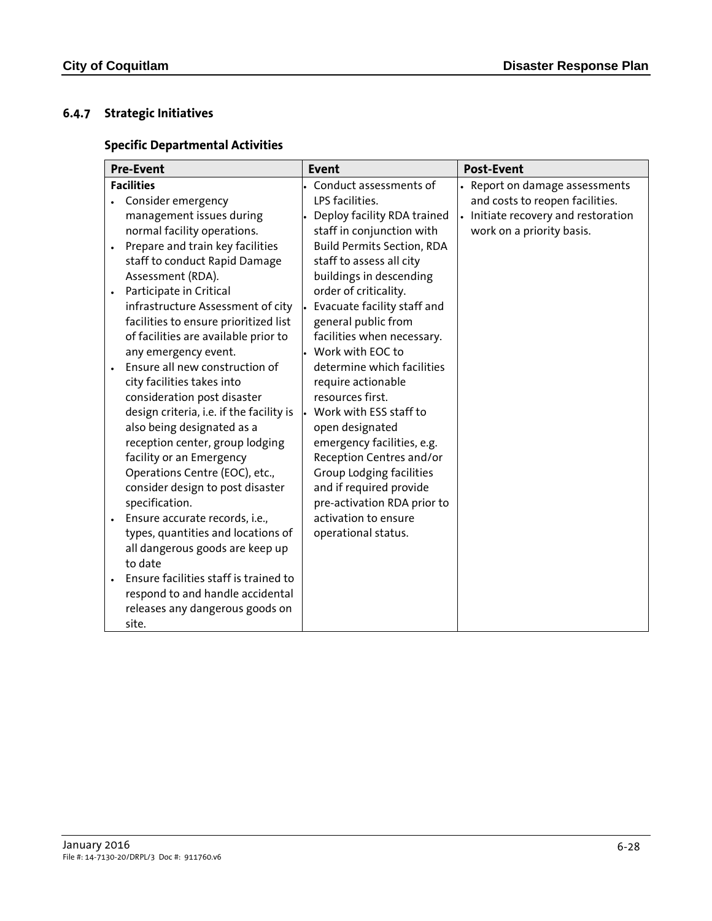### 6.4.7 Strategic Initiatives

#### Specific Departmental Activities

| Pre-Event | Event | Post-Event |
|---|---|---|
| **Facilities**<br>• Consider emergency management issues during normal facility operations.<br>• Prepare and train key facilities staff to conduct Rapid Damage Assessment (RDA).<br>• Participate in Critical infrastructure Assessment of city facilities to ensure prioritized list of facilities are available prior to any emergency event.<br>• Ensure all new construction of city facilities takes into consideration post disaster design criteria, i.e. if the facility is also being designated as a reception center, group lodging facility or an Emergency Operations Centre (EOC), etc., consider design to post disaster specification.<br>• Ensure accurate records, i.e., types, quantities and locations of all dangerous goods are keep up to date<br>• Ensure facilities staff is trained to respond to and handle accidental releases any dangerous goods on site. | • Conduct assessments of LPS facilities.<br>• Deploy facility RDA trained staff in conjunction with Build Permits Section, RDA staff to assess all city buildings in descending order of criticality.<br>• Evacuate facility staff and general public from facilities when necessary.<br>• Work with EOC to determine which facilities require actionable resources first.<br>• Work with ESS staff to open designated emergency facilities, e.g. Reception Centres and/or Group Lodging facilities and if required provide pre-activation RDA prior to activation to ensure operational status. | • Report on damage assessments and costs to reopen facilities.<br>• Initiate recovery and restoration work on a priority basis. |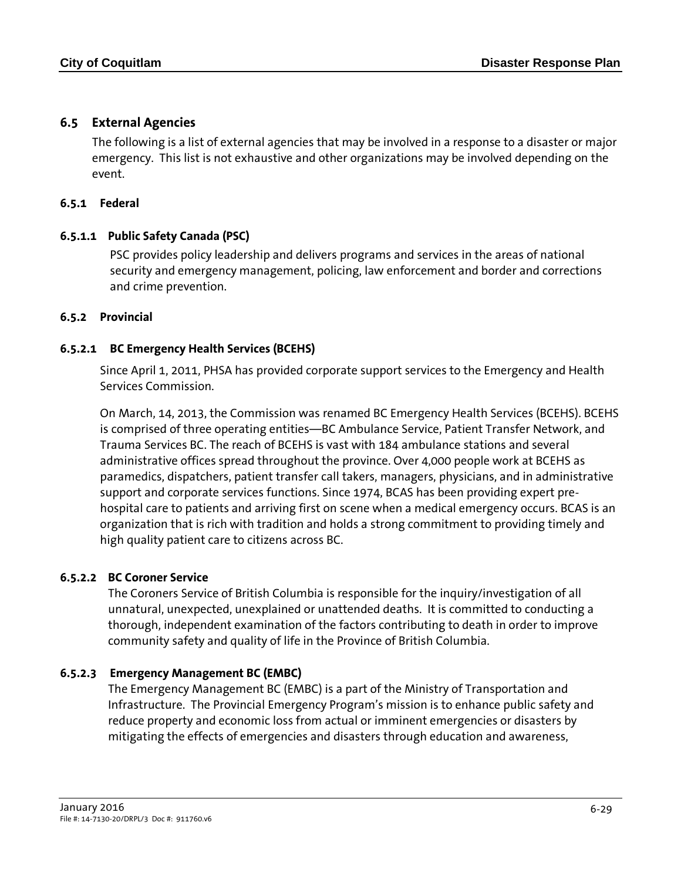## 6.5 External Agencies

The following is a list of external agencies that may be involved in a response to a disaster or major emergency. This list is not exhaustive and other organizations may be involved depending on the event.

### 6.5.1 Federal

#### 6.5.1.1 Public Safety Canada (PSC)

PSC provides policy leadership and delivers programs and services in the areas of national security and emergency management, policing, law enforcement and border and corrections and crime prevention.

### 6.5.2 Provincial

#### 6.5.2.1 BC Emergency Health Services (BCEHS)

Since April 1, 2011, PHSA has provided corporate support services to the Emergency and Health Services Commission.

On March, 14, 2013, the Commission was renamed BC Emergency Health Services (BCEHS). BCEHS is comprised of three operating entities—BC Ambulance Service, Patient Transfer Network, and Trauma Services BC. The reach of BCEHS is vast with 184 ambulance stations and several administrative offices spread throughout the province. Over 4,000 people work at BCEHS as paramedics, dispatchers, patient transfer call takers, managers, physicians, and in administrative support and corporate services functions. Since 1974, BCAS has been providing expert pre-hospital care to patients and arriving first on scene when a medical emergency occurs. BCAS is an organization that is rich with tradition and holds a strong commitment to providing timely and high quality patient care to citizens across BC.

#### 6.5.2.2 BC Coroner Service

The Coroners Service of British Columbia is responsible for the inquiry/investigation of all unnatural, unexpected, unexplained or unattended deaths. It is committed to conducting a thorough, independent examination of the factors contributing to death in order to improve community safety and quality of life in the Province of British Columbia.

#### 6.5.2.3 Emergency Management BC (EMBC)

The Emergency Management BC (EMBC) is a part of the Ministry of Transportation and Infrastructure. The Provincial Emergency Program's mission is to enhance public safety and reduce property and economic loss from actual or imminent emergencies or disasters by mitigating the effects of emergencies and disasters through education and awareness,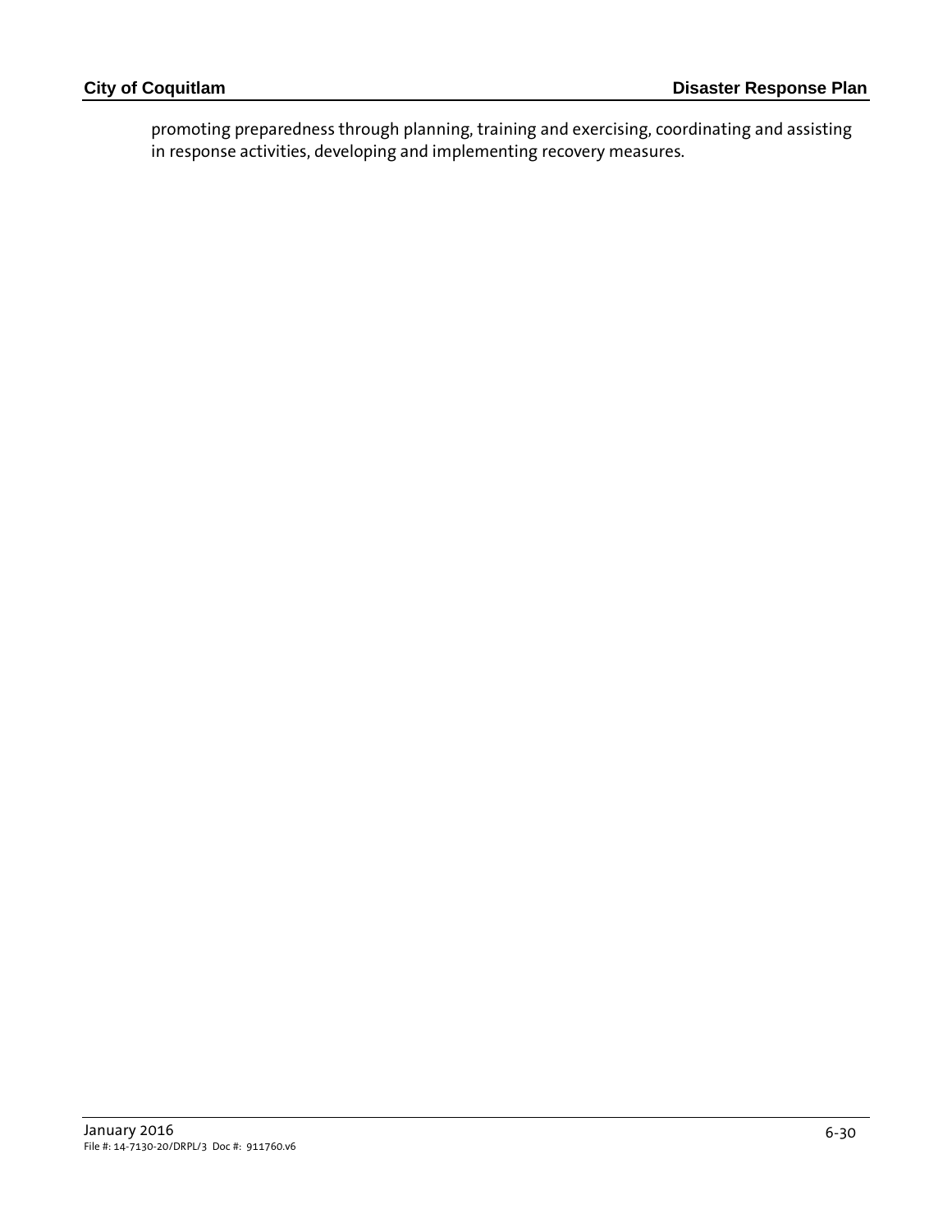promoting preparedness through planning, training and exercising, coordinating and assisting in response activities, developing and implementing recovery measures.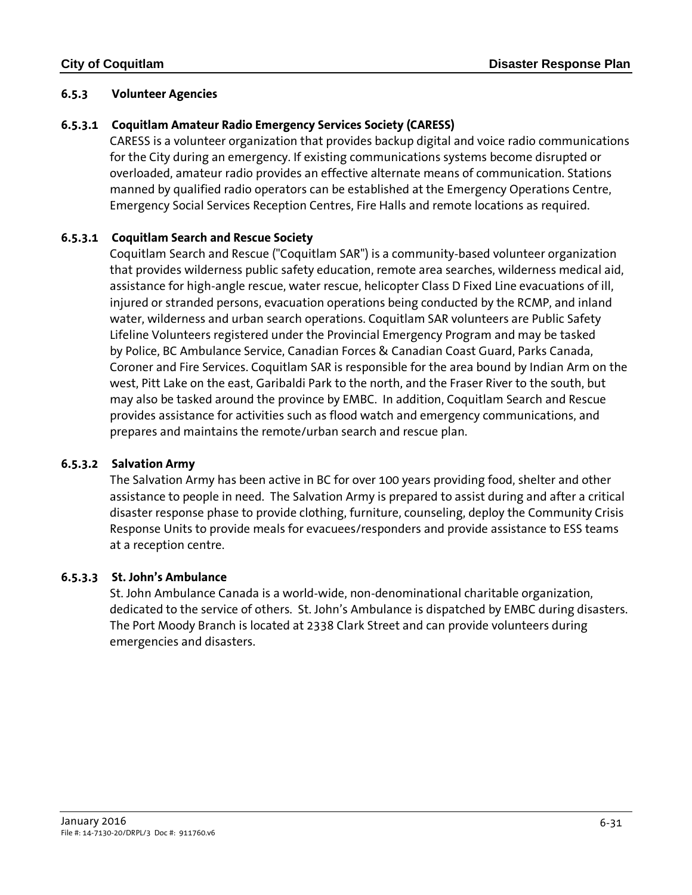### 6.5.3 Volunteer Agencies

#### 6.5.3.1 Coquitlam Amateur Radio Emergency Services Society (CARESS)

CARESS is a volunteer organization that provides backup digital and voice radio communications for the City during an emergency. If existing communications systems become disrupted or overloaded, amateur radio provides an effective alternate means of communication. Stations manned by qualified radio operators can be established at the Emergency Operations Centre, Emergency Social Services Reception Centres, Fire Halls and remote locations as required.

#### 6.5.3.1 Coquitlam Search and Rescue Society

Coquitlam Search and Rescue ("Coquitlam SAR") is a community-based volunteer organization that provides wilderness public safety education, remote area searches, wilderness medical aid, assistance for high-angle rescue, water rescue, helicopter Class D Fixed Line evacuations of ill, injured or stranded persons, evacuation operations being conducted by the RCMP, and inland water, wilderness and urban search operations. Coquitlam SAR volunteers are Public Safety Lifeline Volunteers registered under the Provincial Emergency Program and may be tasked by Police, BC Ambulance Service, Canadian Forces & Canadian Coast Guard, Parks Canada, Coroner and Fire Services. Coquitlam SAR is responsible for the area bound by Indian Arm on the west, Pitt Lake on the east, Garibaldi Park to the north, and the Fraser River to the south, but may also be tasked around the province by EMBC. In addition, Coquitlam Search and Rescue provides assistance for activities such as flood watch and emergency communications, and prepares and maintains the remote/urban search and rescue plan.

#### 6.5.3.2 Salvation Army

The Salvation Army has been active in BC for over 100 years providing food, shelter and other assistance to people in need. The Salvation Army is prepared to assist during and after a critical disaster response phase to provide clothing, furniture, counseling, deploy the Community Crisis Response Units to provide meals for evacuees/responders and provide assistance to ESS teams at a reception centre.

#### 6.5.3.3 St. John's Ambulance

St. John Ambulance Canada is a world-wide, non-denominational charitable organization, dedicated to the service of others. St. John's Ambulance is dispatched by EMBC during disasters. The Port Moody Branch is located at 2338 Clark Street and can provide volunteers during emergencies and disasters.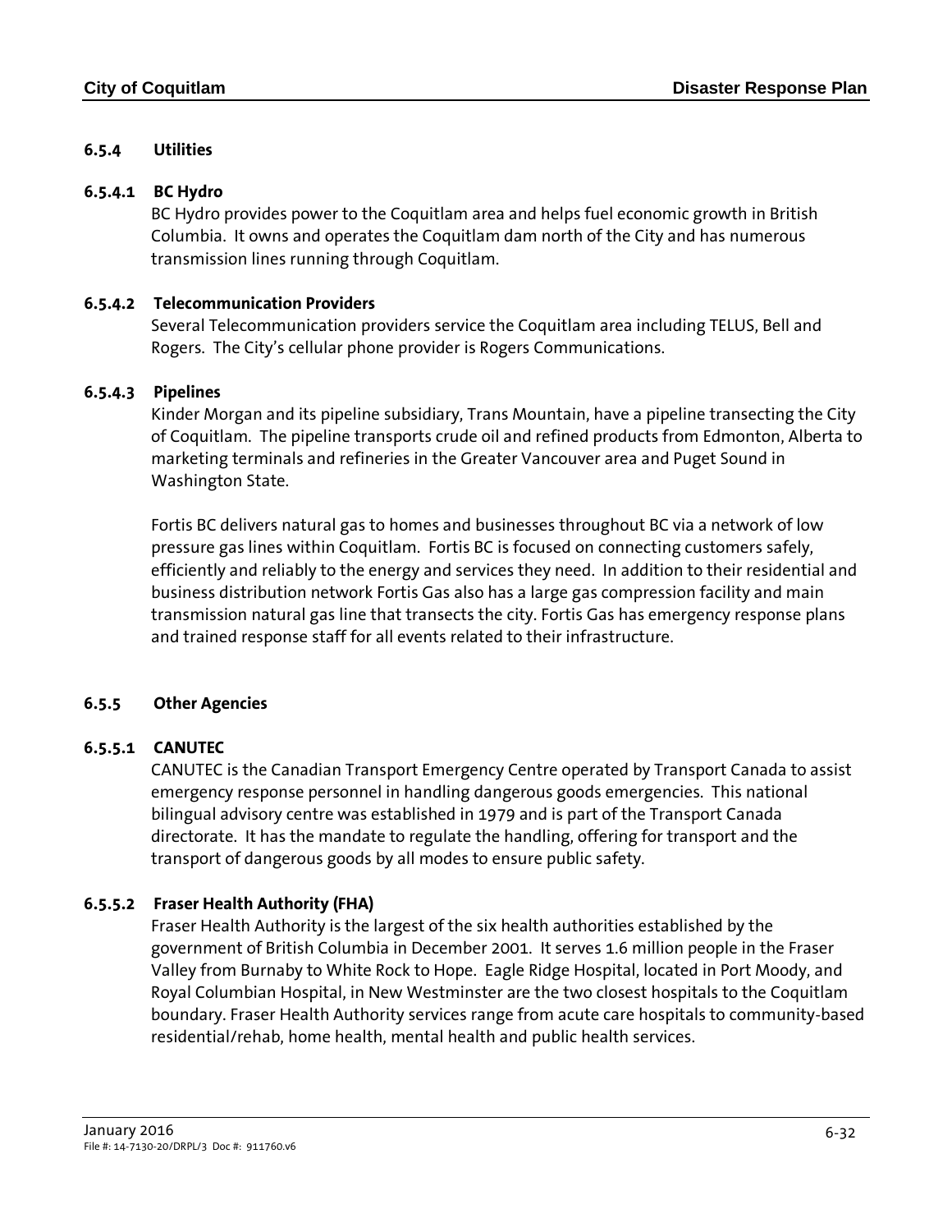### 6.5.4 Utilities

#### 6.5.4.1 BC Hydro

BC Hydro provides power to the Coquitlam area and helps fuel economic growth in British Columbia. It owns and operates the Coquitlam dam north of the City and has numerous transmission lines running through Coquitlam.

#### 6.5.4.2 Telecommunication Providers

Several Telecommunication providers service the Coquitlam area including TELUS, Bell and Rogers. The City's cellular phone provider is Rogers Communications.

#### 6.5.4.3 Pipelines

Kinder Morgan and its pipeline subsidiary, Trans Mountain, have a pipeline transecting the City of Coquitlam. The pipeline transports crude oil and refined products from Edmonton, Alberta to marketing terminals and refineries in the Greater Vancouver area and Puget Sound in Washington State.

Fortis BC delivers natural gas to homes and businesses throughout BC via a network of low pressure gas lines within Coquitlam. Fortis BC is focused on connecting customers safely, efficiently and reliably to the energy and services they need. In addition to their residential and business distribution network Fortis Gas also has a large gas compression facility and main transmission natural gas line that transects the city. Fortis Gas has emergency response plans and trained response staff for all events related to their infrastructure.

### 6.5.5 Other Agencies

#### 6.5.5.1 CANUTEC

CANUTEC is the Canadian Transport Emergency Centre operated by Transport Canada to assist emergency response personnel in handling dangerous goods emergencies. This national bilingual advisory centre was established in 1979 and is part of the Transport Canada directorate. It has the mandate to regulate the handling, offering for transport and the transport of dangerous goods by all modes to ensure public safety.

#### 6.5.5.2 Fraser Health Authority (FHA)

Fraser Health Authority is the largest of the six health authorities established by the government of British Columbia in December 2001. It serves 1.6 million people in the Fraser Valley from Burnaby to White Rock to Hope. Eagle Ridge Hospital, located in Port Moody, and Royal Columbian Hospital, in New Westminster are the two closest hospitals to the Coquitlam boundary. Fraser Health Authority services range from acute care hospitals to community-based residential/rehab, home health, mental health and public health services.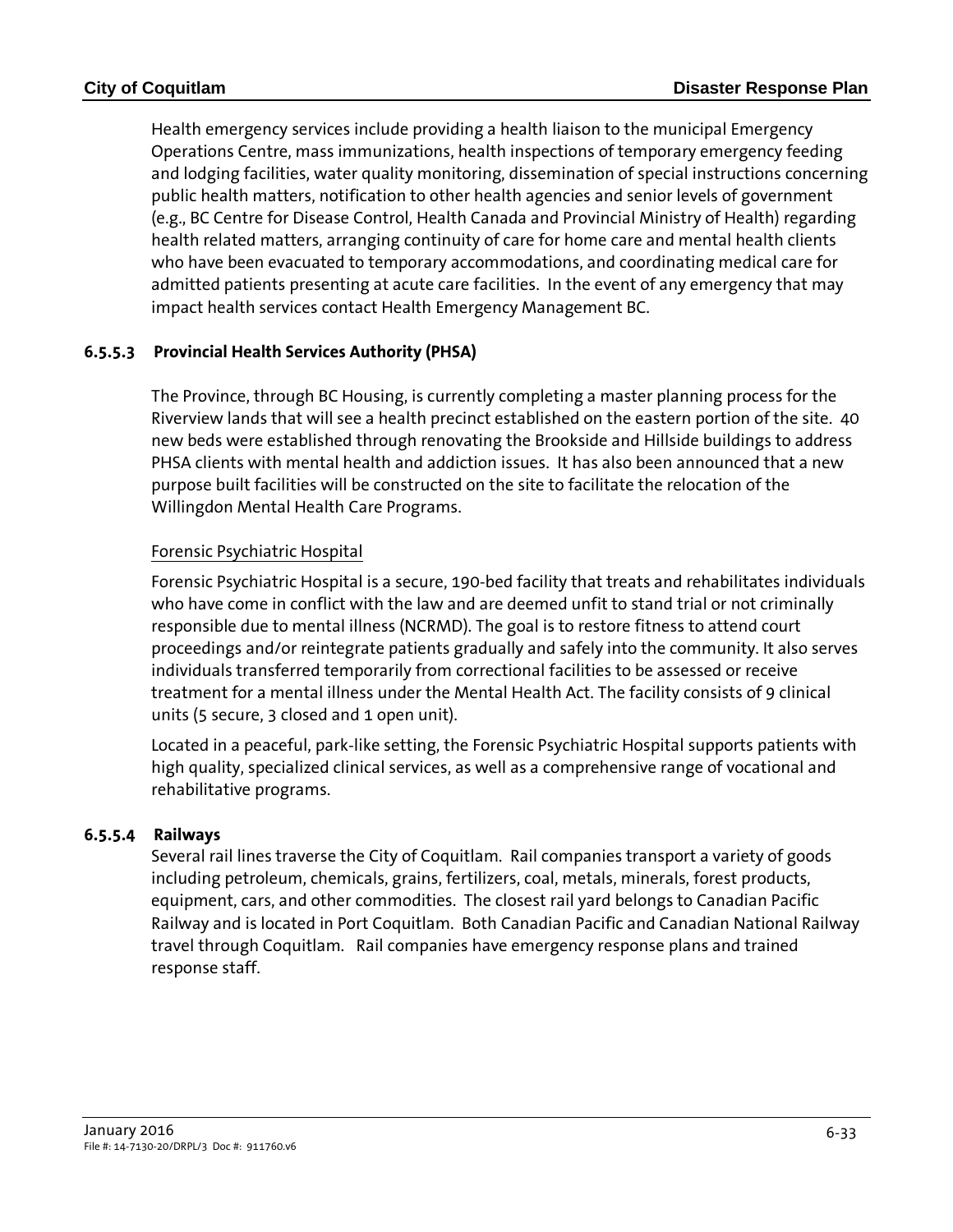Health emergency services include providing a health liaison to the municipal Emergency Operations Centre, mass immunizations, health inspections of temporary emergency feeding and lodging facilities, water quality monitoring, dissemination of special instructions concerning public health matters, notification to other health agencies and senior levels of government (e.g., BC Centre for Disease Control, Health Canada and Provincial Ministry of Health) regarding health related matters, arranging continuity of care for home care and mental health clients who have been evacuated to temporary accommodations, and coordinating medical care for admitted patients presenting at acute care facilities. In the event of any emergency that may impact health services contact Health Emergency Management BC.

#### 6.5.5.3 Provincial Health Services Authority (PHSA)

The Province, through BC Housing, is currently completing a master planning process for the Riverview lands that will see a health precinct established on the eastern portion of the site. 40 new beds were established through renovating the Brookside and Hillside buildings to address PHSA clients with mental health and addiction issues. It has also been announced that a new purpose built facilities will be constructed on the site to facilitate the relocation of the Willingdon Mental Health Care Programs.

<u>Forensic Psychiatric Hospital</u>

Forensic Psychiatric Hospital is a secure, 190-bed facility that treats and rehabilitates individuals who have come in conflict with the law and are deemed unfit to stand trial or not criminally responsible due to mental illness (NCRMD). The goal is to restore fitness to attend court proceedings and/or reintegrate patients gradually and safely into the community. It also serves individuals transferred temporarily from correctional facilities to be assessed or receive treatment for a mental illness under the Mental Health Act. The facility consists of 9 clinical units (5 secure, 3 closed and 1 open unit).

Located in a peaceful, park-like setting, the Forensic Psychiatric Hospital supports patients with high quality, specialized clinical services, as well as a comprehensive range of vocational and rehabilitative programs.

#### 6.5.5.4 Railways

Several rail lines traverse the City of Coquitlam. Rail companies transport a variety of goods including petroleum, chemicals, grains, fertilizers, coal, metals, minerals, forest products, equipment, cars, and other commodities. The closest rail yard belongs to Canadian Pacific Railway and is located in Port Coquitlam. Both Canadian Pacific and Canadian National Railway travel through Coquitlam. Rail companies have emergency response plans and trained response staff.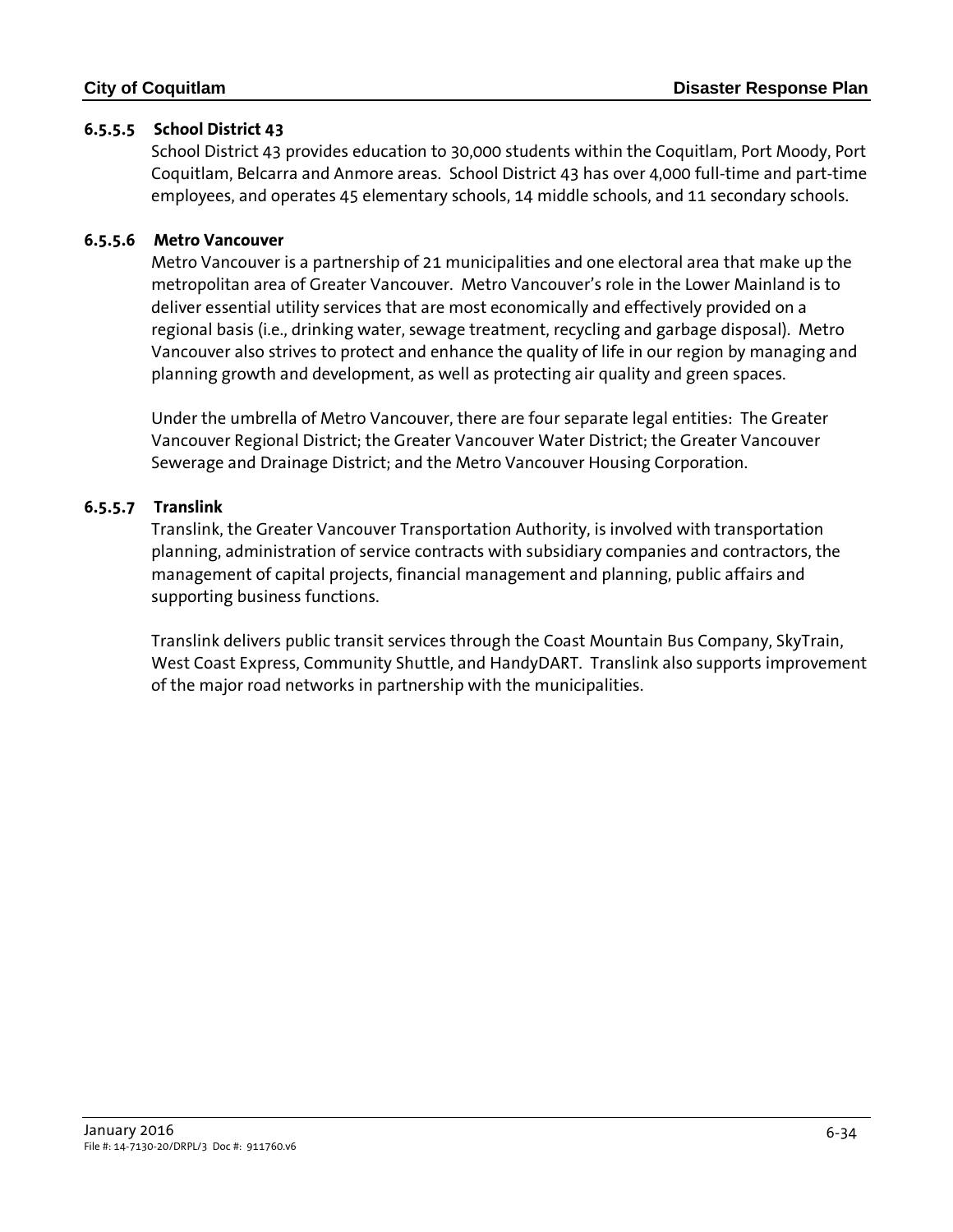#### 6.5.5.5 School District 43

School District 43 provides education to 30,000 students within the Coquitlam, Port Moody, Port Coquitlam, Belcarra and Anmore areas. School District 43 has over 4,000 full-time and part-time employees, and operates 45 elementary schools, 14 middle schools, and 11 secondary schools.

#### 6.5.5.6 Metro Vancouver

Metro Vancouver is a partnership of 21 municipalities and one electoral area that make up the metropolitan area of Greater Vancouver. Metro Vancouver's role in the Lower Mainland is to deliver essential utility services that are most economically and effectively provided on a regional basis (i.e., drinking water, sewage treatment, recycling and garbage disposal). Metro Vancouver also strives to protect and enhance the quality of life in our region by managing and planning growth and development, as well as protecting air quality and green spaces.

Under the umbrella of Metro Vancouver, there are four separate legal entities: The Greater Vancouver Regional District; the Greater Vancouver Water District; the Greater Vancouver Sewerage and Drainage District; and the Metro Vancouver Housing Corporation.

#### 6.5.5.7 Translink

Translink, the Greater Vancouver Transportation Authority, is involved with transportation planning, administration of service contracts with subsidiary companies and contractors, the management of capital projects, financial management and planning, public affairs and supporting business functions.

Translink delivers public transit services through the Coast Mountain Bus Company, SkyTrain, West Coast Express, Community Shuttle, and HandyDART. Translink also supports improvement of the major road networks in partnership with the municipalities.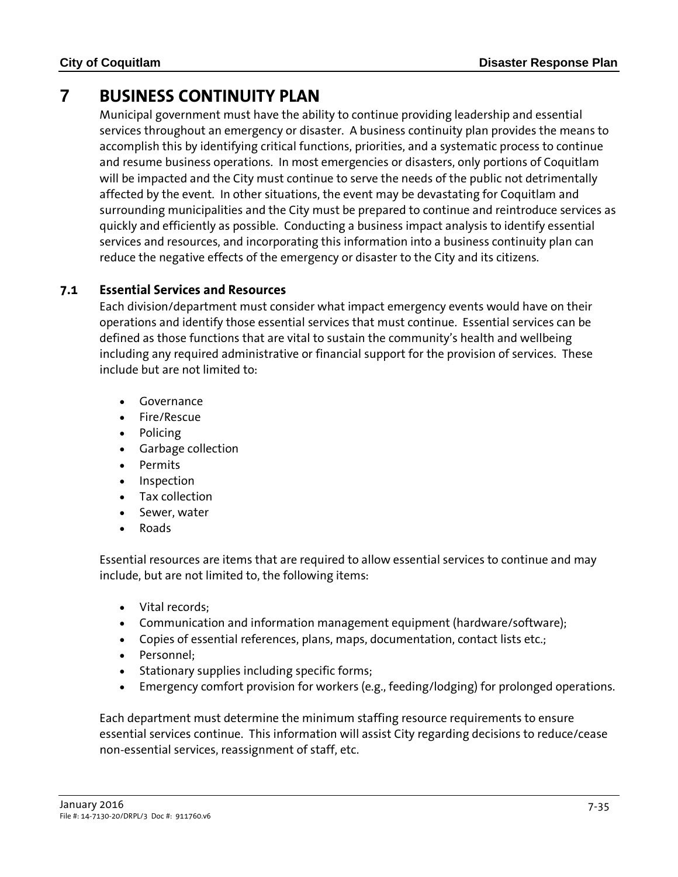# 7 BUSINESS CONTINUITY PLAN

Municipal government must have the ability to continue providing leadership and essential services throughout an emergency or disaster. A business continuity plan provides the means to accomplish this by identifying critical functions, priorities, and a systematic process to continue and resume business operations. In most emergencies or disasters, only portions of Coquitlam will be impacted and the City must continue to serve the needs of the public not detrimentally affected by the event. In other situations, the event may be devastating for Coquitlam and surrounding municipalities and the City must be prepared to continue and reintroduce services as quickly and efficiently as possible. Conducting a business impact analysis to identify essential services and resources, and incorporating this information into a business continuity plan can reduce the negative effects of the emergency or disaster to the City and its citizens.

## 7.1 Essential Services and Resources

Each division/department must consider what impact emergency events would have on their operations and identify those essential services that must continue. Essential services can be defined as those functions that are vital to sustain the community's health and wellbeing including any required administrative or financial support for the provision of services. These include but are not limited to:

- Governance
- Fire/Rescue
- Policing
- Garbage collection
- Permits
- Inspection
- Tax collection
- Sewer, water
- Roads

Essential resources are items that are required to allow essential services to continue and may include, but are not limited to, the following items:

- Vital records;
- Communication and information management equipment (hardware/software);
- Copies of essential references, plans, maps, documentation, contact lists etc.;
- Personnel;
- Stationary supplies including specific forms;
- Emergency comfort provision for workers (e.g., feeding/lodging) for prolonged operations.

Each department must determine the minimum staffing resource requirements to ensure essential services continue. This information will assist City regarding decisions to reduce/cease non-essential services, reassignment of staff, etc.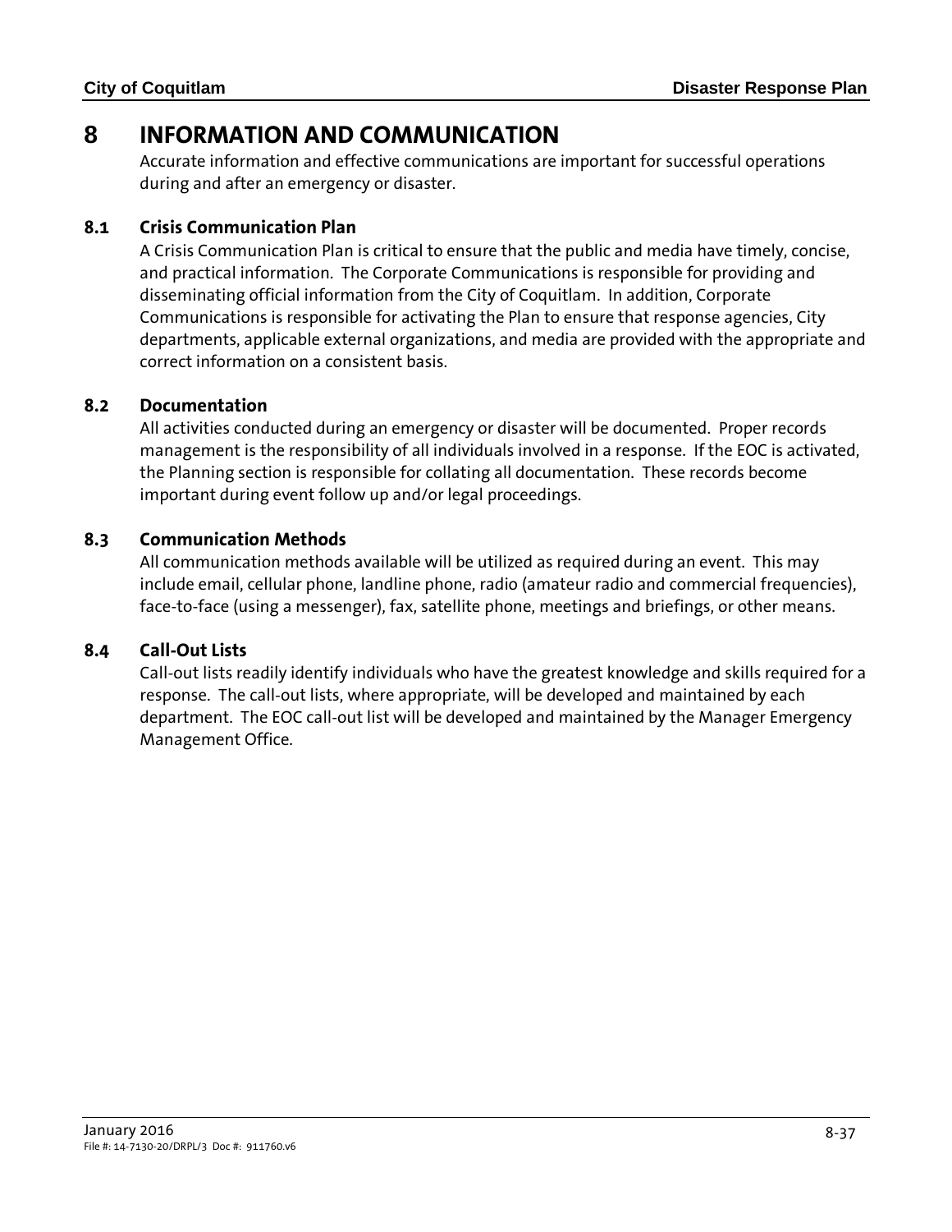# 8 INFORMATION AND COMMUNICATION

Accurate information and effective communications are important for successful operations during and after an emergency or disaster.

## 8.1 Crisis Communication Plan

A Crisis Communication Plan is critical to ensure that the public and media have timely, concise, and practical information. The Corporate Communications is responsible for providing and disseminating official information from the City of Coquitlam. In addition, Corporate Communications is responsible for activating the Plan to ensure that response agencies, City departments, applicable external organizations, and media are provided with the appropriate and correct information on a consistent basis.

## 8.2 Documentation

All activities conducted during an emergency or disaster will be documented. Proper records management is the responsibility of all individuals involved in a response. If the EOC is activated, the Planning section is responsible for collating all documentation. These records become important during event follow up and/or legal proceedings.

## 8.3 Communication Methods

All communication methods available will be utilized as required during an event. This may include email, cellular phone, landline phone, radio (amateur radio and commercial frequencies), face-to-face (using a messenger), fax, satellite phone, meetings and briefings, or other means.

## 8.4 Call-Out Lists

Call-out lists readily identify individuals who have the greatest knowledge and skills required for a response. The call-out lists, where appropriate, will be developed and maintained by each department. The EOC call-out list will be developed and maintained by the Manager Emergency Management Office.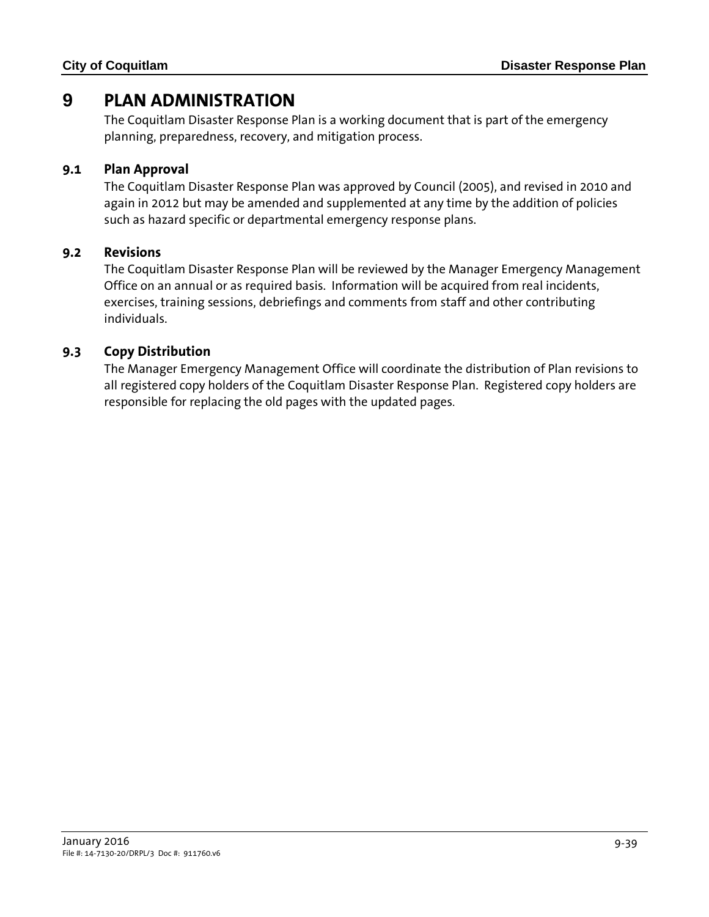# 9 PLAN ADMINISTRATION

The Coquitlam Disaster Response Plan is a working document that is part of the emergency planning, preparedness, recovery, and mitigation process.

## 9.1 Plan Approval

The Coquitlam Disaster Response Plan was approved by Council (2005), and revised in 2010 and again in 2012 but may be amended and supplemented at any time by the addition of policies such as hazard specific or departmental emergency response plans.

## 9.2 Revisions

The Coquitlam Disaster Response Plan will be reviewed by the Manager Emergency Management Office on an annual or as required basis. Information will be acquired from real incidents, exercises, training sessions, debriefings and comments from staff and other contributing individuals.

## 9.3 Copy Distribution

The Manager Emergency Management Office will coordinate the distribution of Plan revisions to all registered copy holders of the Coquitlam Disaster Response Plan. Registered copy holders are responsible for replacing the old pages with the updated pages.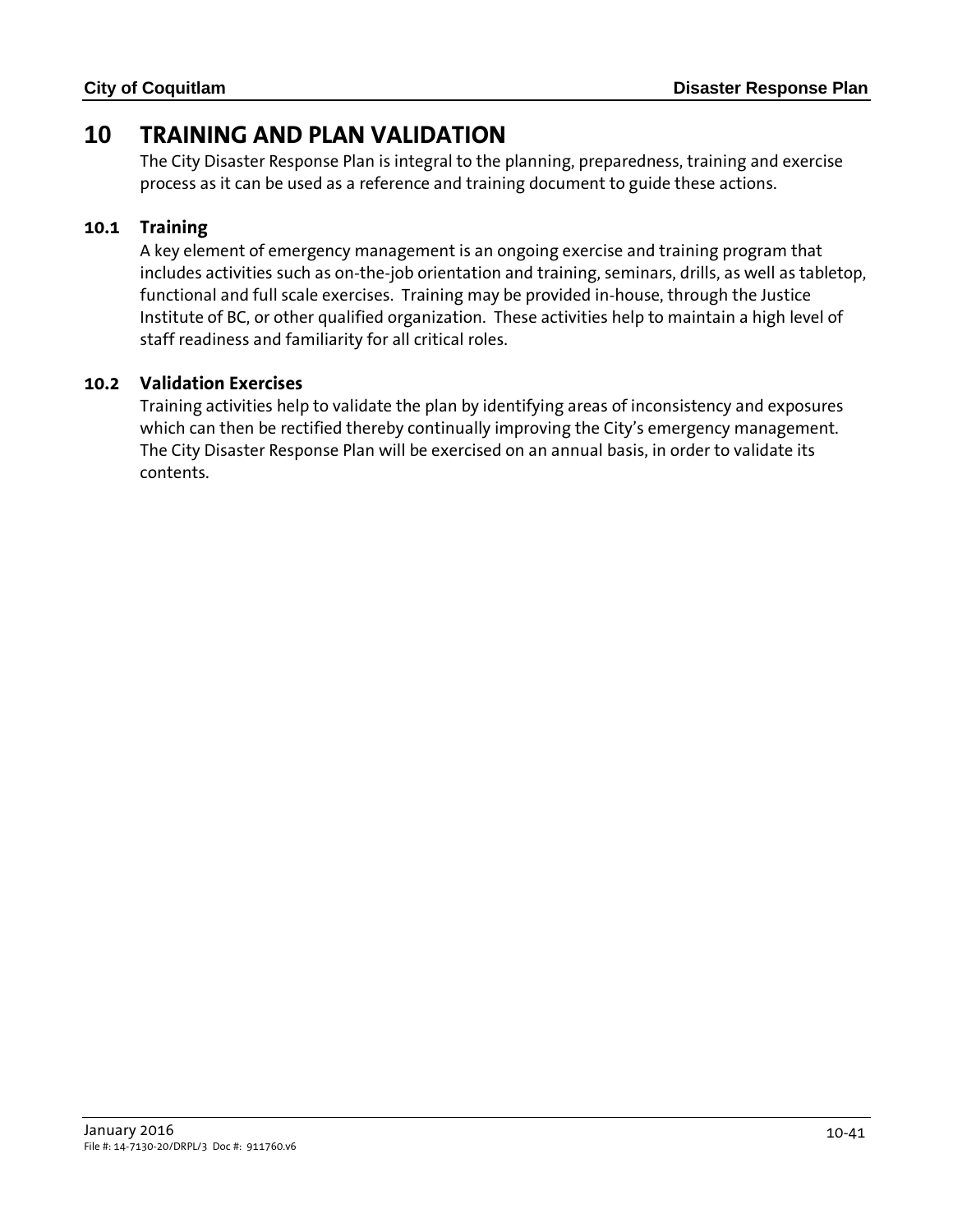# 10 TRAINING AND PLAN VALIDATION

The City Disaster Response Plan is integral to the planning, preparedness, training and exercise process as it can be used as a reference and training document to guide these actions.

## 10.1 Training

A key element of emergency management is an ongoing exercise and training program that includes activities such as on-the-job orientation and training, seminars, drills, as well as tabletop, functional and full scale exercises. Training may be provided in-house, through the Justice Institute of BC, or other qualified organization. These activities help to maintain a high level of staff readiness and familiarity for all critical roles.

## 10.2 Validation Exercises

Training activities help to validate the plan by identifying areas of inconsistency and exposures which can then be rectified thereby continually improving the City's emergency management. The City Disaster Response Plan will be exercised on an annual basis, in order to validate its contents.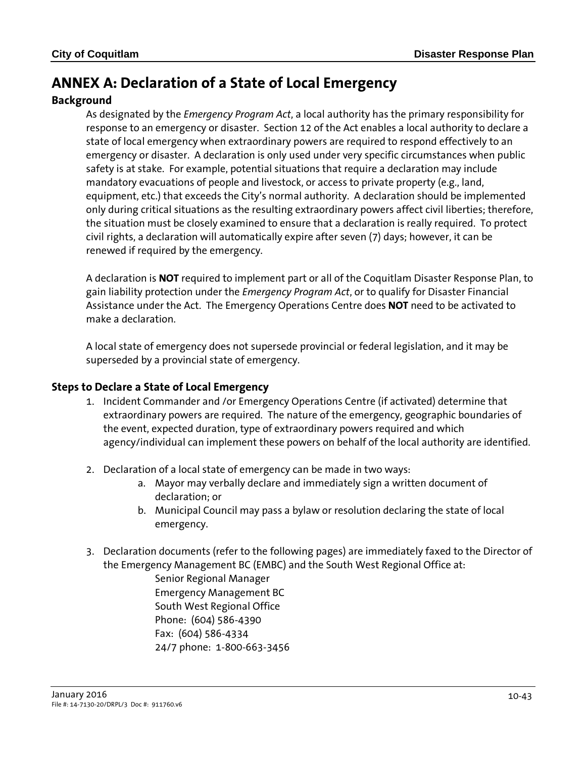# ANNEX A: Declaration of a State of Local Emergency

## Background

As designated by the *Emergency Program Act*, a local authority has the primary responsibility for response to an emergency or disaster. Section 12 of the Act enables a local authority to declare a state of local emergency when extraordinary powers are required to respond effectively to an emergency or disaster. A declaration is only used under very specific circumstances when public safety is at stake. For example, potential situations that require a declaration may include mandatory evacuations of people and livestock, or access to private property (e.g., land, equipment, etc.) that exceeds the City's normal authority. A declaration should be implemented only during critical situations as the resulting extraordinary powers affect civil liberties; therefore, the situation must be closely examined to ensure that a declaration is really required. To protect civil rights, a declaration will automatically expire after seven (7) days; however, it can be renewed if required by the emergency.

A declaration is **NOT** required to implement part or all of the Coquitlam Disaster Response Plan, to gain liability protection under the *Emergency Program Act*, or to qualify for Disaster Financial Assistance under the Act. The Emergency Operations Centre does **NOT** need to be activated to make a declaration.

A local state of emergency does not supersede provincial or federal legislation, and it may be superseded by a provincial state of emergency.

## Steps to Declare a State of Local Emergency

1. Incident Commander and /or Emergency Operations Centre (if activated) determine that extraordinary powers are required. The nature of the emergency, geographic boundaries of the event, expected duration, type of extraordinary powers required and which agency/individual can implement these powers on behalf of the local authority are identified.

2. Declaration of a local state of emergency can be made in two ways:
   a. Mayor may verbally declare and immediately sign a written document of declaration; or
   b. Municipal Council may pass a bylaw or resolution declaring the state of local emergency.

3. Declaration documents (refer to the following pages) are immediately faxed to the Director of the Emergency Management BC (EMBC) and the South West Regional Office at:

   Senior Regional Manager
   Emergency Management BC
   South West Regional Office
   Phone: (604) 586-4390
   Fax: (604) 586-4334
   24/7 phone: 1-800-663-3456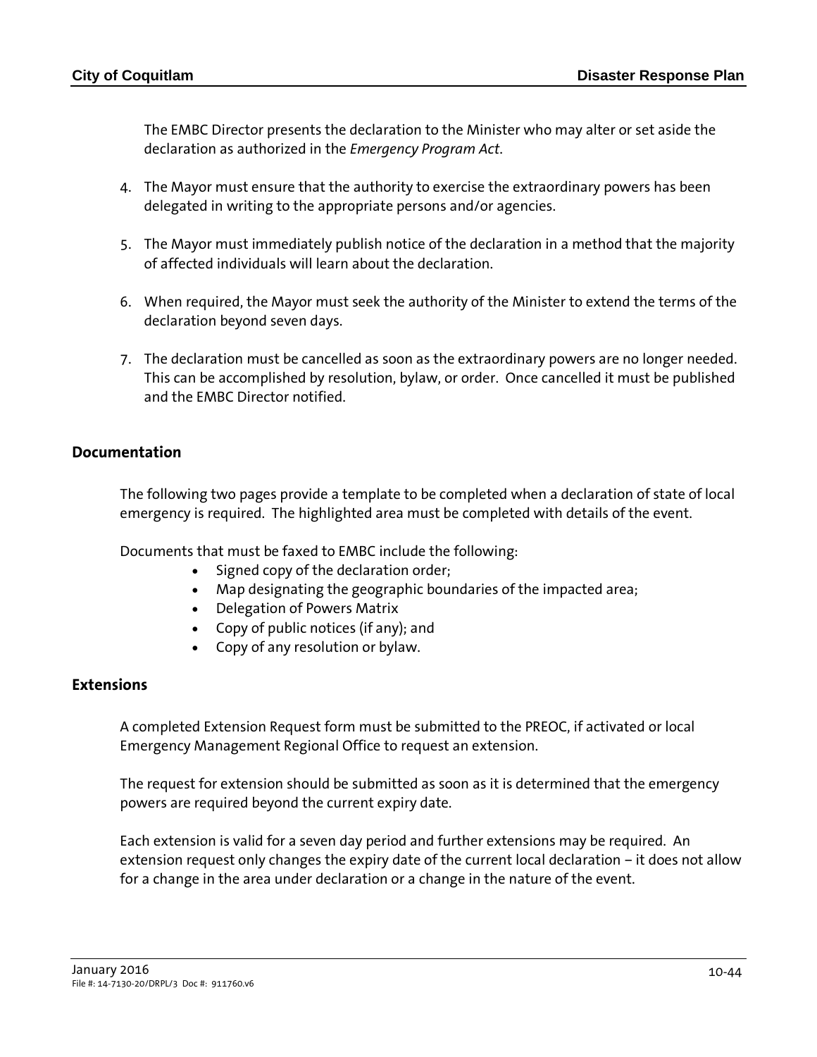The EMBC Director presents the declaration to the Minister who may alter or set aside the declaration as authorized in the *Emergency Program Act*.

4. The Mayor must ensure that the authority to exercise the extraordinary powers has been delegated in writing to the appropriate persons and/or agencies.

5. The Mayor must immediately publish notice of the declaration in a method that the majority of affected individuals will learn about the declaration.

6. When required, the Mayor must seek the authority of the Minister to extend the terms of the declaration beyond seven days.

7. The declaration must be cancelled as soon as the extraordinary powers are no longer needed. This can be accomplished by resolution, bylaw, or order. Once cancelled it must be published and the EMBC Director notified.

## Documentation

The following two pages provide a template to be completed when a declaration of state of local emergency is required. The highlighted area must be completed with details of the event.

Documents that must be faxed to EMBC include the following:

- Signed copy of the declaration order;
- Map designating the geographic boundaries of the impacted area;
- Delegation of Powers Matrix
- Copy of public notices (if any); and
- Copy of any resolution or bylaw.

## Extensions

A completed Extension Request form must be submitted to the PREOC, if activated or local Emergency Management Regional Office to request an extension.

The request for extension should be submitted as soon as it is determined that the emergency powers are required beyond the current expiry date.

Each extension is valid for a seven day period and further extensions may be required. An extension request only changes the expiry date of the current local declaration – it does not allow for a change in the area under declaration or a change in the nature of the event.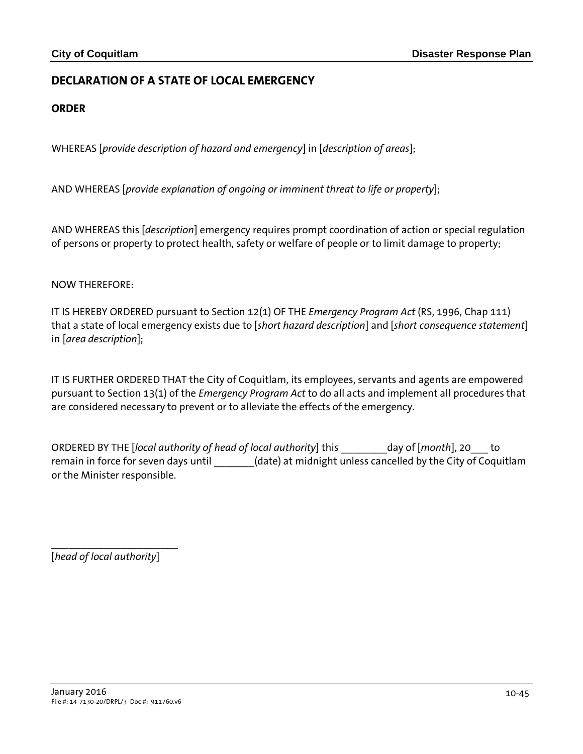## DECLARATION OF A STATE OF LOCAL EMERGENCY

### ORDER

WHEREAS [*provide description of hazard and emergency*] in [*description of areas*];

AND WHEREAS [*provide explanation of ongoing or imminent threat to life or property*];

AND WHEREAS this [*description*] emergency requires prompt coordination of action or special regulation of persons or property to protect health, safety or welfare of people or to limit damage to property;

NOW THEREFORE:

IT IS HEREBY ORDERED pursuant to Section 12(1) OF THE *Emergency Program Act* (RS, 1996, Chap 111) that a state of local emergency exists due to [*short hazard description*] and [*short consequence statement*] in [*area description*];

IT IS FURTHER ORDERED THAT the City of Coquitlam, its employees, servants and agents are empowered pursuant to Section 13(1) of the *Emergency Program Act* to do all acts and implement all procedures that are considered necessary to prevent or to alleviate the effects of the emergency.

ORDERED BY THE [*local authority of head of local authority*] this ________day of [*month*], 20___ to remain in force for seven days until _______(date) at midnight unless cancelled by the City of Coquitlam or the Minister responsible.

_______________________

[*head of local authority*]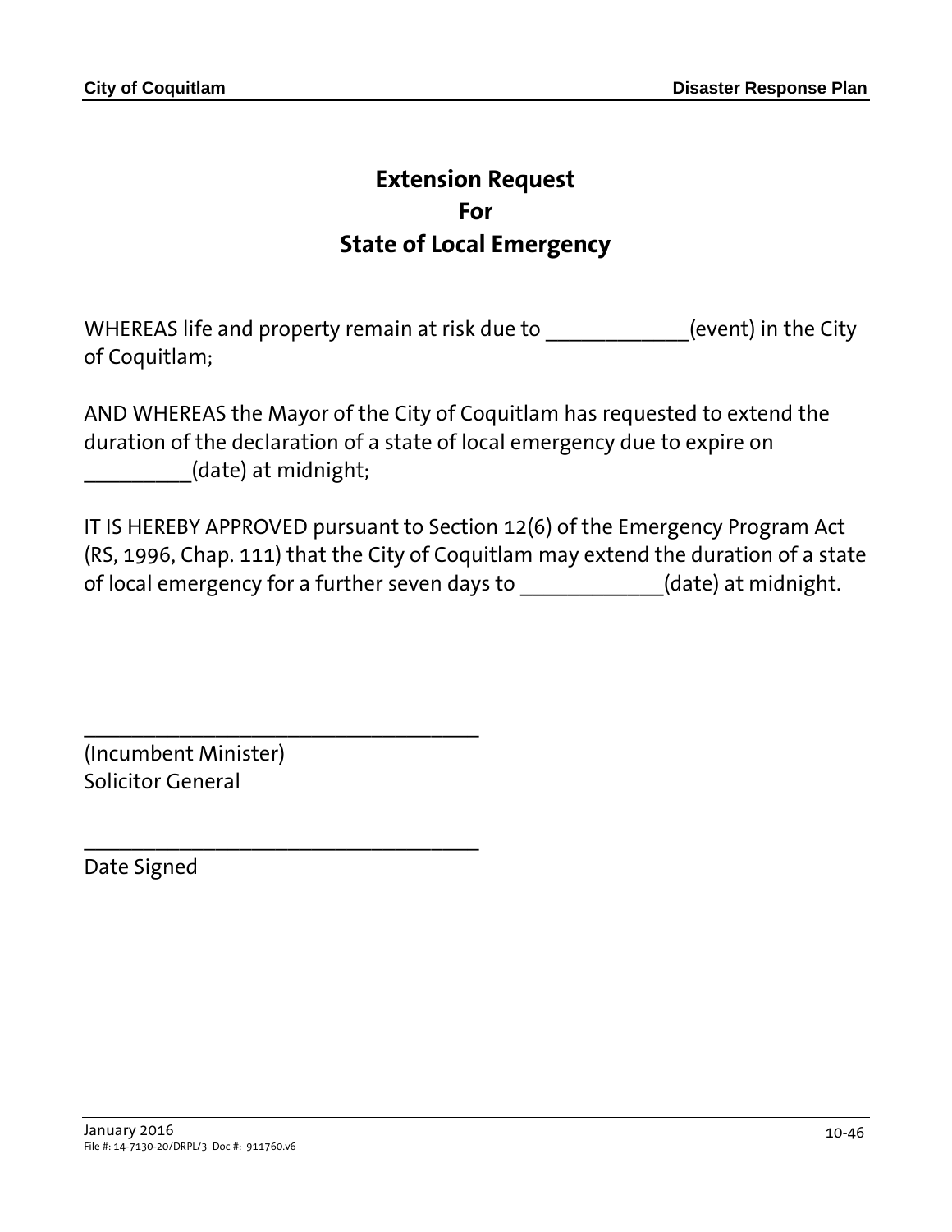# Extension Request
# For
# State of Local Emergency

WHEREAS life and property remain at risk due to ____________(event) in the City of Coquitlam;

AND WHEREAS the Mayor of the City of Coquitlam has requested to extend the duration of the declaration of a state of local emergency due to expire on _________(date) at midnight;

IT IS HEREBY APPROVED pursuant to Section 12(6) of the Emergency Program Act (RS, 1996, Chap. 111) that the City of Coquitlam may extend the duration of a state of local emergency for a further seven days to ____________(date) at midnight.

___________________________________
(Incumbent Minister)
Solicitor General

___________________________________
Date Signed

January 2016
File #: 14-7130-20/DRPL/3 Doc #: 911760.v6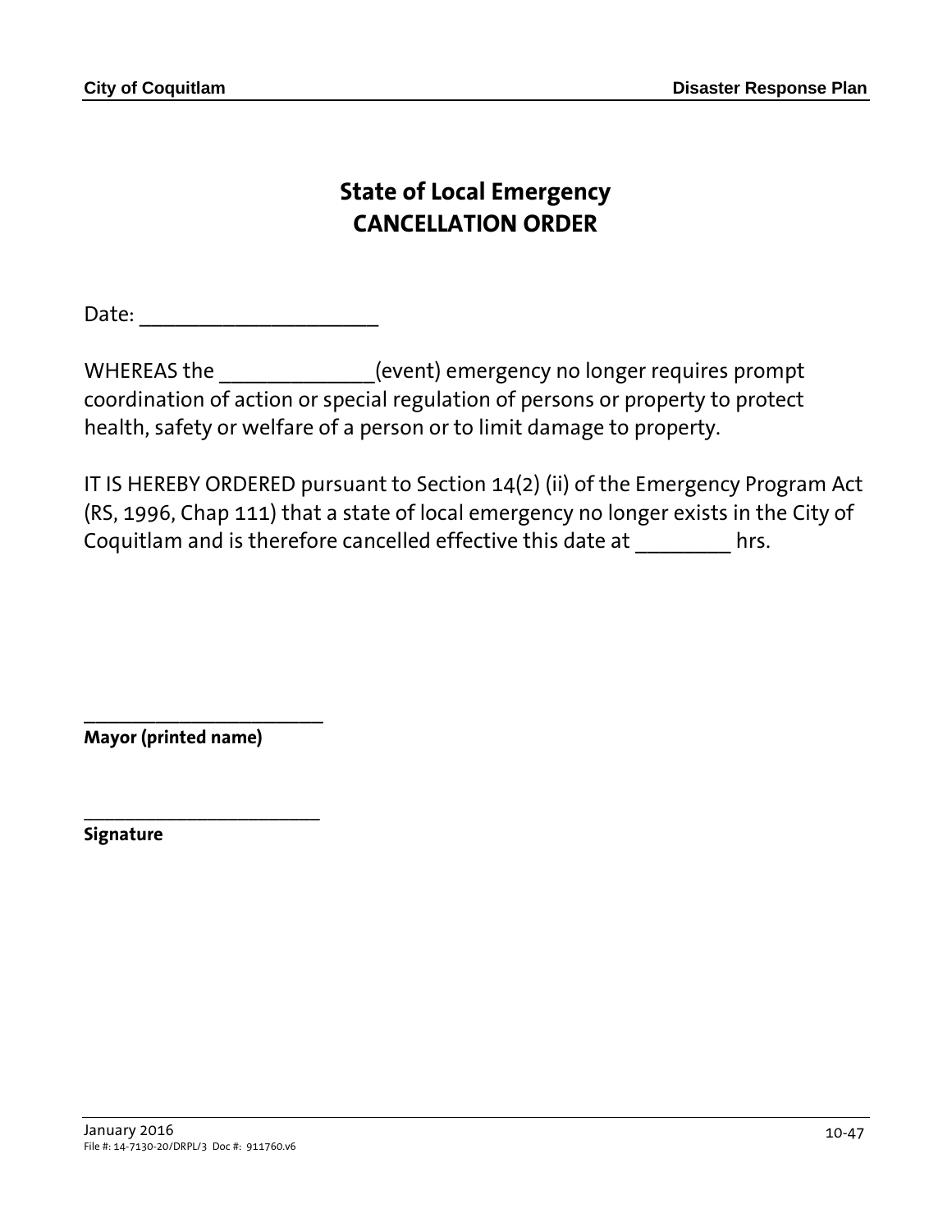# State of Local Emergency
# CANCELLATION ORDER

Date: ______________________

WHEREAS the ______________(event) emergency no longer requires prompt coordination of action or special regulation of persons or property to protect health, safety or welfare of a person or to limit damage to property.

IT IS HEREBY ORDERED pursuant to Section 14(2) (ii) of the Emergency Program Act (RS, 1996, Chap 111) that a state of local emergency no longer exists in the City of Coquitlam and is therefore cancelled effective this date at _________ hrs.

________________________
**Mayor (printed name)**

________________________
**Signature**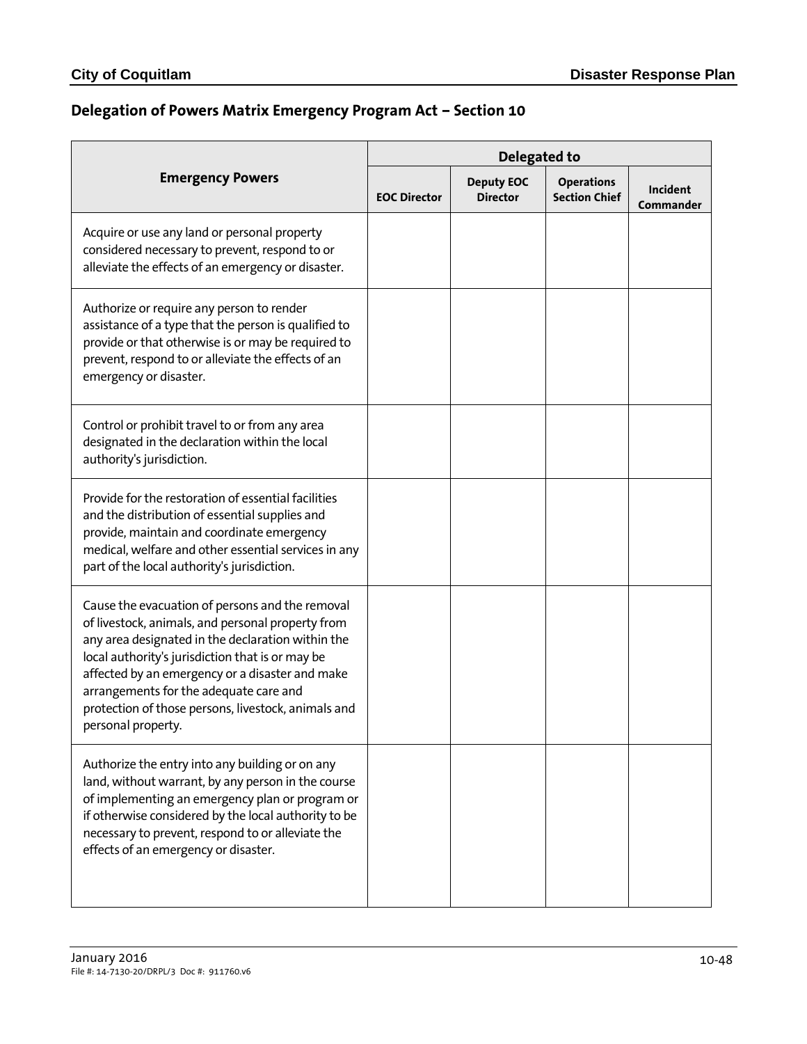## Delegation of Powers Matrix Emergency Program Act – Section 10

| Emergency Powers | Delegated to | | | |
|---|---|---|---|---|
| | EOC Director | Deputy EOC Director | Operations Section Chief | Incident Commander |
| Acquire or use any land or personal property considered necessary to prevent, respond to or alleviate the effects of an emergency or disaster. | | | | |
| Authorize or require any person to render assistance of a type that the person is qualified to provide or that otherwise is or may be required to prevent, respond to or alleviate the effects of an emergency or disaster. | | | | |
| Control or prohibit travel to or from any area designated in the declaration within the local authority's jurisdiction. | | | | |
| Provide for the restoration of essential facilities and the distribution of essential supplies and provide, maintain and coordinate emergency medical, welfare and other essential services in any part of the local authority's jurisdiction. | | | | |
| Cause the evacuation of persons and the removal of livestock, animals, and personal property from any area designated in the declaration within the local authority's jurisdiction that is or may be affected by an emergency or a disaster and make arrangements for the adequate care and protection of those persons, livestock, animals and personal property. | | | | |
| Authorize the entry into any building or on any land, without warrant, by any person in the course of implementing an emergency plan or program or if otherwise considered by the local authority to be necessary to prevent, respond to or alleviate the effects of an emergency or disaster. | | | | |

January 2016
File #: 14-7130-20/DRPL/3 Doc #: 911760.v6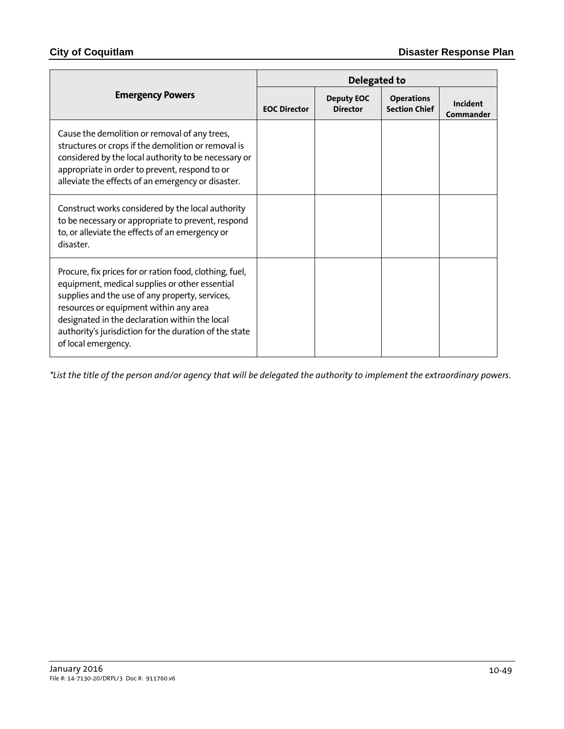| Emergency Powers | Delegated to | | | |
|---|---|---|---|---|
| | EOC Director | Deputy EOC Director | Operations Section Chief | Incident Commander |
| Cause the demolition or removal of any trees, structures or crops if the demolition or removal is considered by the local authority to be necessary or appropriate in order to prevent, respond to or alleviate the effects of an emergency or disaster. | | | | |
| Construct works considered by the local authority to be necessary or appropriate to prevent, respond to, or alleviate the effects of an emergency or disaster. | | | | |
| Procure, fix prices for or ration food, clothing, fuel, equipment, medical supplies or other essential supplies and the use of any property, services, resources or equipment within any area designated in the declaration within the local authority's jurisdiction for the duration of the state of local emergency. | | | | |

*\*List the title of the person and/or agency that will be delegated the authority to implement the extraordinary powers.*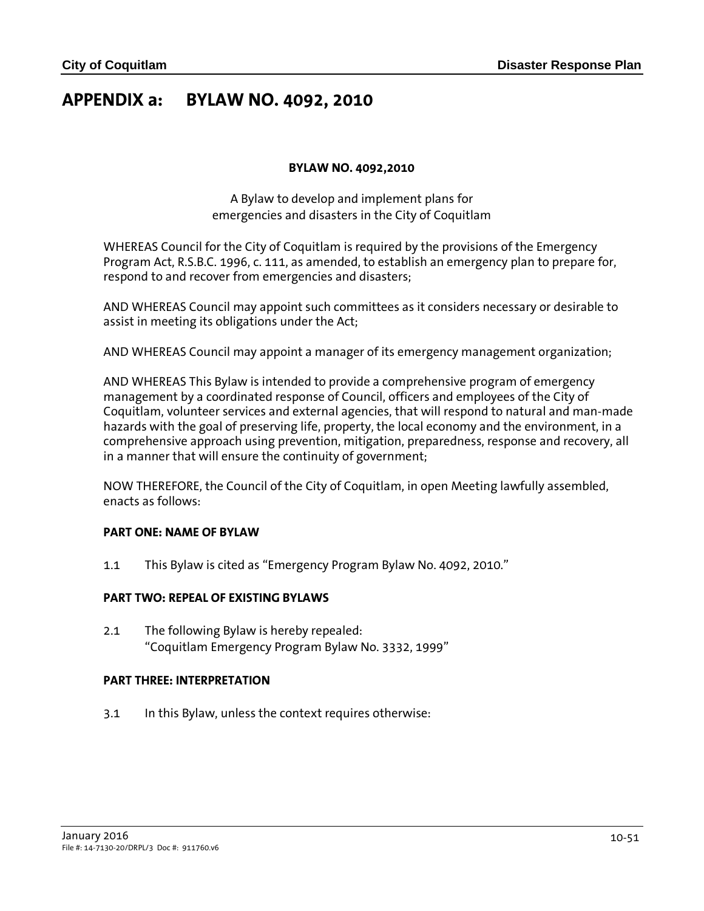# APPENDIX a: BYLAW NO. 4092, 2010

**BYLAW NO. 4092,2010**

A Bylaw to develop and implement plans for
emergencies and disasters in the City of Coquitlam

WHEREAS Council for the City of Coquitlam is required by the provisions of the Emergency Program Act, R.S.B.C. 1996, c. 111, as amended, to establish an emergency plan to prepare for, respond to and recover from emergencies and disasters;

AND WHEREAS Council may appoint such committees as it considers necessary or desirable to assist in meeting its obligations under the Act;

AND WHEREAS Council may appoint a manager of its emergency management organization;

AND WHEREAS This Bylaw is intended to provide a comprehensive program of emergency management by a coordinated response of Council, officers and employees of the City of Coquitlam, volunteer services and external agencies, that will respond to natural and man-made hazards with the goal of preserving life, property, the local economy and the environment, in a comprehensive approach using prevention, mitigation, preparedness, response and recovery, all in a manner that will ensure the continuity of government;

NOW THEREFORE, the Council of the City of Coquitlam, in open Meeting lawfully assembled, enacts as follows:

**PART ONE: NAME OF BYLAW**

1.1 This Bylaw is cited as “Emergency Program Bylaw No. 4092, 2010.”

**PART TWO: REPEAL OF EXISTING BYLAWS**

2.1 The following Bylaw is hereby repealed:
“Coquitlam Emergency Program Bylaw No. 3332, 1999”

**PART THREE: INTERPRETATION**

3.1 In this Bylaw, unless the context requires otherwise: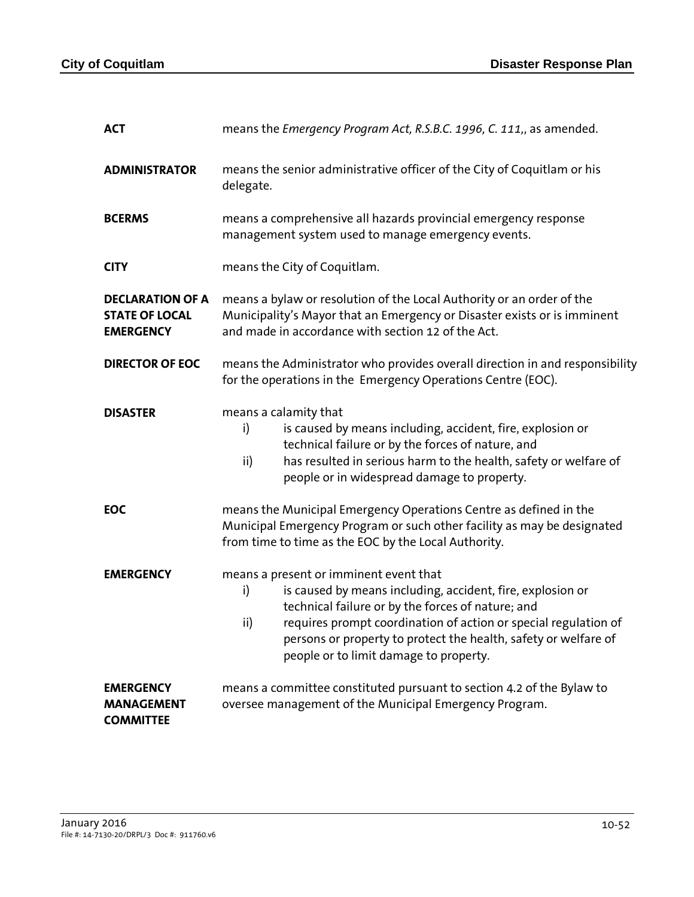**ACT** means the *Emergency Program Act, R.S.B.C. 1996, C. 111,*, as amended.

**ADMINISTRATOR** means the senior administrative officer of the City of Coquitlam or his delegate.

**BCERMS** means a comprehensive all hazards provincial emergency response management system used to manage emergency events.

**CITY** means the City of Coquitlam.

**DECLARATION OF A STATE OF LOCAL EMERGENCY** means a bylaw or resolution of the Local Authority or an order of the Municipality's Mayor that an Emergency or Disaster exists or is imminent and made in accordance with section 12 of the Act.

**DIRECTOR OF EOC** means the Administrator who provides overall direction in and responsibility for the operations in the Emergency Operations Centre (EOC).

**DISASTER** means a calamity that

- i) is caused by means including, accident, fire, explosion or technical failure or by the forces of nature, and
- ii) has resulted in serious harm to the health, safety or welfare of people or in widespread damage to property.

**EOC** means the Municipal Emergency Operations Centre as defined in the Municipal Emergency Program or such other facility as may be designated from time to time as the EOC by the Local Authority.

**EMERGENCY** means a present or imminent event that

- i) is caused by means including, accident, fire, explosion or technical failure or by the forces of nature; and
- ii) requires prompt coordination of action or special regulation of persons or property to protect the health, safety or welfare of people or to limit damage to property.

**EMERGENCY MANAGEMENT COMMITTEE** means a committee constituted pursuant to section 4.2 of the Bylaw to oversee management of the Municipal Emergency Program.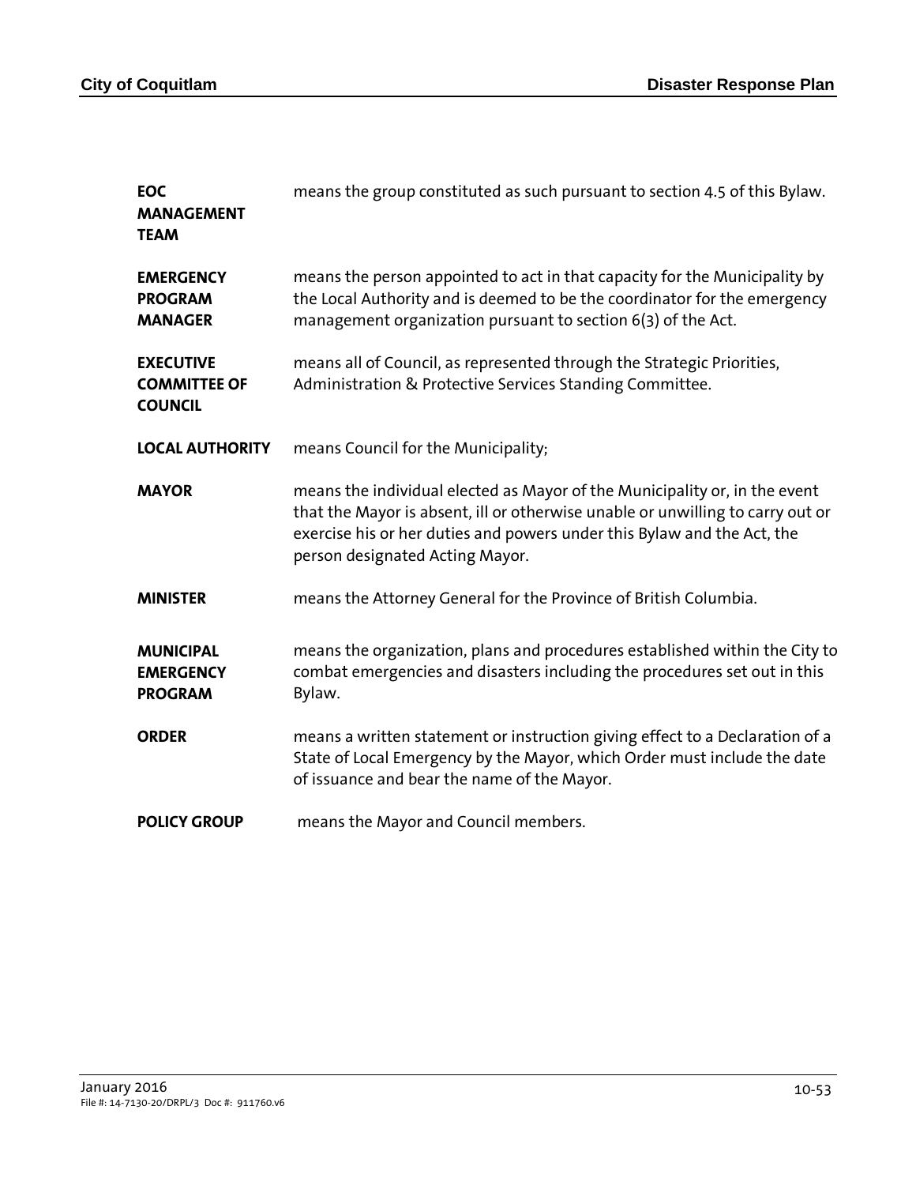| | |
|---|---|
| **EOC MANAGEMENT TEAM** | means the group constituted as such pursuant to section 4.5 of this Bylaw. |
| **EMERGENCY PROGRAM MANAGER** | means the person appointed to act in that capacity for the Municipality by the Local Authority and is deemed to be the coordinator for the emergency management organization pursuant to section 6(3) of the Act. |
| **EXECUTIVE COMMITTEE OF COUNCIL** | means all of Council, as represented through the Strategic Priorities, Administration & Protective Services Standing Committee. |
| **LOCAL AUTHORITY** | means Council for the Municipality; |
| **MAYOR** | means the individual elected as Mayor of the Municipality or, in the event that the Mayor is absent, ill or otherwise unable or unwilling to carry out or exercise his or her duties and powers under this Bylaw and the Act, the person designated Acting Mayor. |
| **MINISTER** | means the Attorney General for the Province of British Columbia. |
| **MUNICIPAL EMERGENCY PROGRAM** | means the organization, plans and procedures established within the City to combat emergencies and disasters including the procedures set out in this Bylaw. |
| **ORDER** | means a written statement or instruction giving effect to a Declaration of a State of Local Emergency by the Mayor, which Order must include the date of issuance and bear the name of the Mayor. |
| **POLICY GROUP** | means the Mayor and Council members. |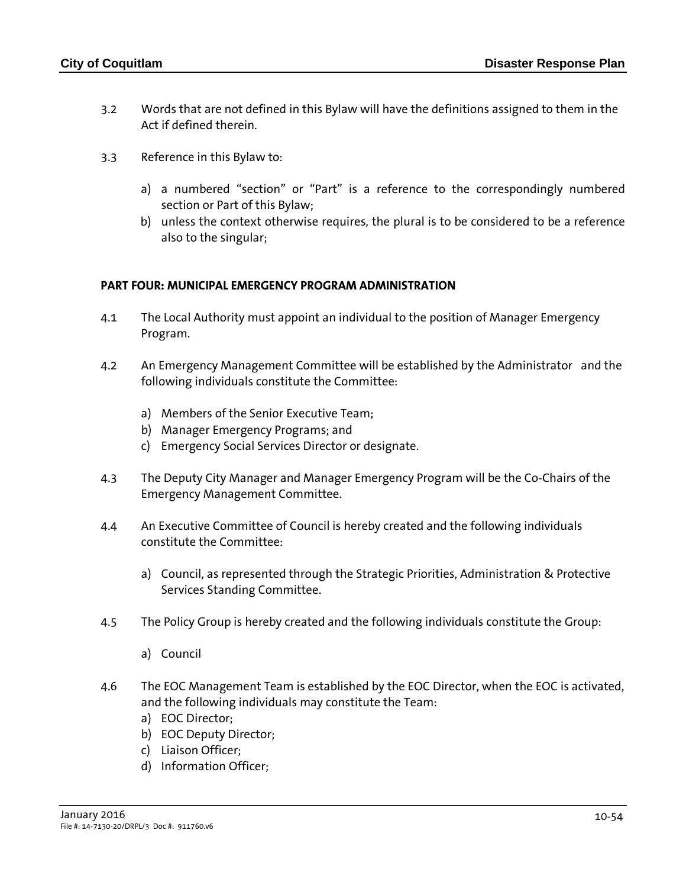3.2 Words that are not defined in this Bylaw will have the definitions assigned to them in the Act if defined therein.

3.3 Reference in this Bylaw to:

a) a numbered "section" or "Part" is a reference to the correspondingly numbered section or Part of this Bylaw;
b) unless the context otherwise requires, the plural is to be considered to be a reference also to the singular;

**PART FOUR: MUNICIPAL EMERGENCY PROGRAM ADMINISTRATION**

4.1 The Local Authority must appoint an individual to the position of Manager Emergency Program.

4.2 An Emergency Management Committee will be established by the Administrator and the following individuals constitute the Committee:

a) Members of the Senior Executive Team;
b) Manager Emergency Programs; and
c) Emergency Social Services Director or designate.

4.3 The Deputy City Manager and Manager Emergency Program will be the Co-Chairs of the Emergency Management Committee.

4.4 An Executive Committee of Council is hereby created and the following individuals constitute the Committee:

a) Council, as represented through the Strategic Priorities, Administration & Protective Services Standing Committee.

4.5 The Policy Group is hereby created and the following individuals constitute the Group:

a) Council

4.6 The EOC Management Team is established by the EOC Director, when the EOC is activated, and the following individuals may constitute the Team:

a) EOC Director;
b) EOC Deputy Director;
c) Liaison Officer;
d) Information Officer;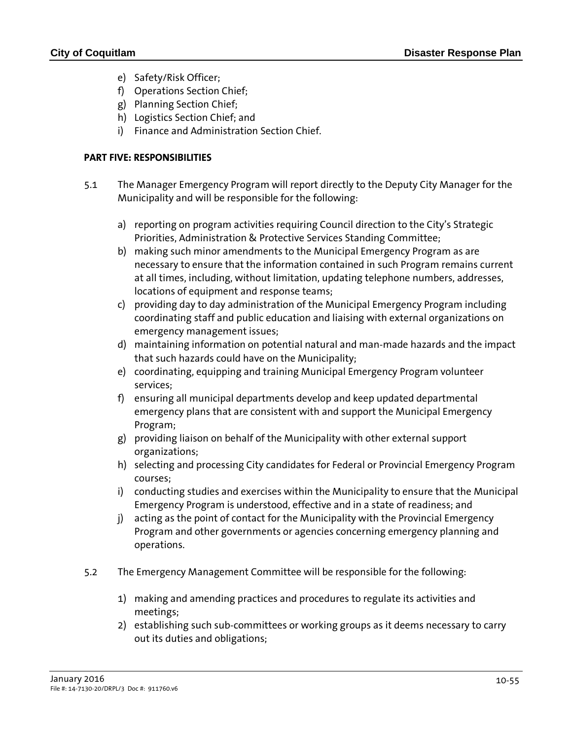e) Safety/Risk Officer;
f) Operations Section Chief;
g) Planning Section Chief;
h) Logistics Section Chief; and
i) Finance and Administration Section Chief.

**PART FIVE: RESPONSIBILITIES**

5.1 The Manager Emergency Program will report directly to the Deputy City Manager for the Municipality and will be responsible for the following:

a) reporting on program activities requiring Council direction to the City's Strategic Priorities, Administration & Protective Services Standing Committee;
b) making such minor amendments to the Municipal Emergency Program as are necessary to ensure that the information contained in such Program remains current at all times, including, without limitation, updating telephone numbers, addresses, locations of equipment and response teams;
c) providing day to day administration of the Municipal Emergency Program including coordinating staff and public education and liaising with external organizations on emergency management issues;
d) maintaining information on potential natural and man-made hazards and the impact that such hazards could have on the Municipality;
e) coordinating, equipping and training Municipal Emergency Program volunteer services;
f) ensuring all municipal departments develop and keep updated departmental emergency plans that are consistent with and support the Municipal Emergency Program;
g) providing liaison on behalf of the Municipality with other external support organizations;
h) selecting and processing City candidates for Federal or Provincial Emergency Program courses;
i) conducting studies and exercises within the Municipality to ensure that the Municipal Emergency Program is understood, effective and in a state of readiness; and
j) acting as the point of contact for the Municipality with the Provincial Emergency Program and other governments or agencies concerning emergency planning and operations.

5.2 The Emergency Management Committee will be responsible for the following:

1) making and amending practices and procedures to regulate its activities and meetings;
2) establishing such sub-committees or working groups as it deems necessary to carry out its duties and obligations;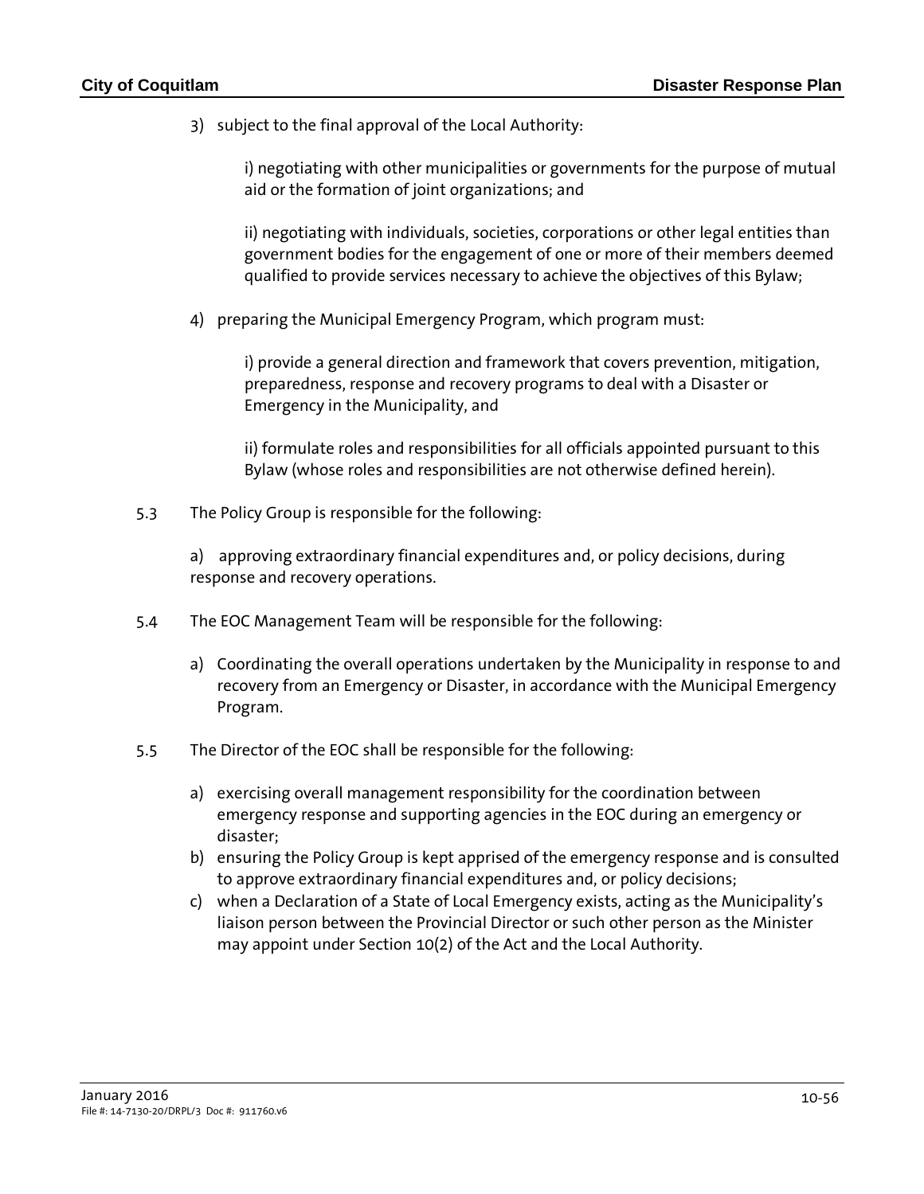3) subject to the final approval of the Local Authority:

   i) negotiating with other municipalities or governments for the purpose of mutual aid or the formation of joint organizations; and

   ii) negotiating with individuals, societies, corporations or other legal entities than government bodies for the engagement of one or more of their members deemed qualified to provide services necessary to achieve the objectives of this Bylaw;

4) preparing the Municipal Emergency Program, which program must:

   i) provide a general direction and framework that covers prevention, mitigation, preparedness, response and recovery programs to deal with a Disaster or Emergency in the Municipality, and

   ii) formulate roles and responsibilities for all officials appointed pursuant to this Bylaw (whose roles and responsibilities are not otherwise defined herein).

5.3 The Policy Group is responsible for the following:

a) approving extraordinary financial expenditures and, or policy decisions, during response and recovery operations.

5.4 The EOC Management Team will be responsible for the following:

a) Coordinating the overall operations undertaken by the Municipality in response to and recovery from an Emergency or Disaster, in accordance with the Municipal Emergency Program.

5.5 The Director of the EOC shall be responsible for the following:

a) exercising overall management responsibility for the coordination between emergency response and supporting agencies in the EOC during an emergency or disaster;
b) ensuring the Policy Group is kept apprised of the emergency response and is consulted to approve extraordinary financial expenditures and, or policy decisions;
c) when a Declaration of a State of Local Emergency exists, acting as the Municipality's liaison person between the Provincial Director or such other person as the Minister may appoint under Section 10(2) of the Act and the Local Authority.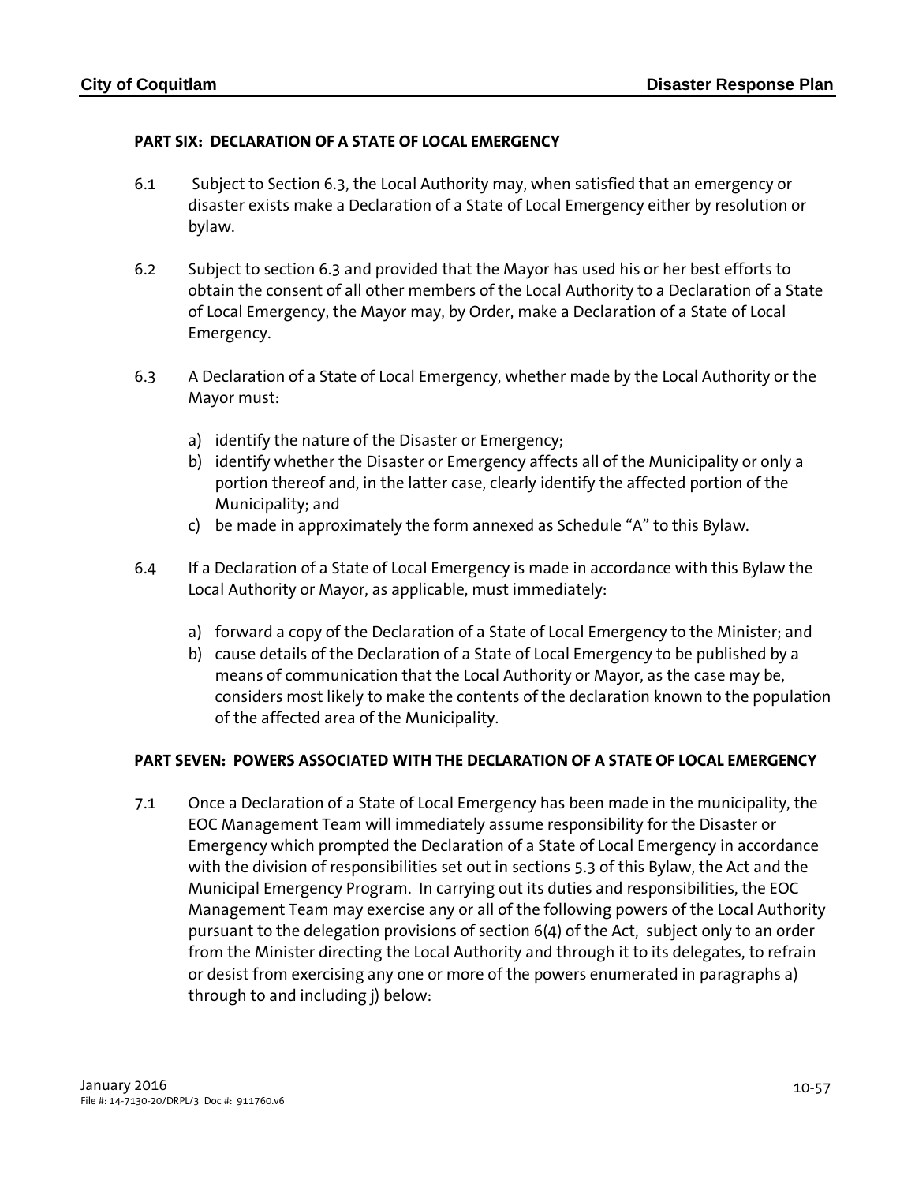**PART SIX: DECLARATION OF A STATE OF LOCAL EMERGENCY**

6.1 Subject to Section 6.3, the Local Authority may, when satisfied that an emergency or disaster exists make a Declaration of a State of Local Emergency either by resolution or bylaw.

6.2 Subject to section 6.3 and provided that the Mayor has used his or her best efforts to obtain the consent of all other members of the Local Authority to a Declaration of a State of Local Emergency, the Mayor may, by Order, make a Declaration of a State of Local Emergency.

6.3 A Declaration of a State of Local Emergency, whether made by the Local Authority or the Mayor must:

a) identify the nature of the Disaster or Emergency;
b) identify whether the Disaster or Emergency affects all of the Municipality or only a portion thereof and, in the latter case, clearly identify the affected portion of the Municipality; and
c) be made in approximately the form annexed as Schedule "A" to this Bylaw.

6.4 If a Declaration of a State of Local Emergency is made in accordance with this Bylaw the Local Authority or Mayor, as applicable, must immediately:

a) forward a copy of the Declaration of a State of Local Emergency to the Minister; and
b) cause details of the Declaration of a State of Local Emergency to be published by a means of communication that the Local Authority or Mayor, as the case may be, considers most likely to make the contents of the declaration known to the population of the affected area of the Municipality.

**PART SEVEN: POWERS ASSOCIATED WITH THE DECLARATION OF A STATE OF LOCAL EMERGENCY**

7.1 Once a Declaration of a State of Local Emergency has been made in the municipality, the EOC Management Team will immediately assume responsibility for the Disaster or Emergency which prompted the Declaration of a State of Local Emergency in accordance with the division of responsibilities set out in sections 5.3 of this Bylaw, the Act and the Municipal Emergency Program. In carrying out its duties and responsibilities, the EOC Management Team may exercise any or all of the following powers of the Local Authority pursuant to the delegation provisions of section 6(4) of the Act, subject only to an order from the Minister directing the Local Authority and through it to its delegates, to refrain or desist from exercising any one or more of the powers enumerated in paragraphs a) through to and including j) below: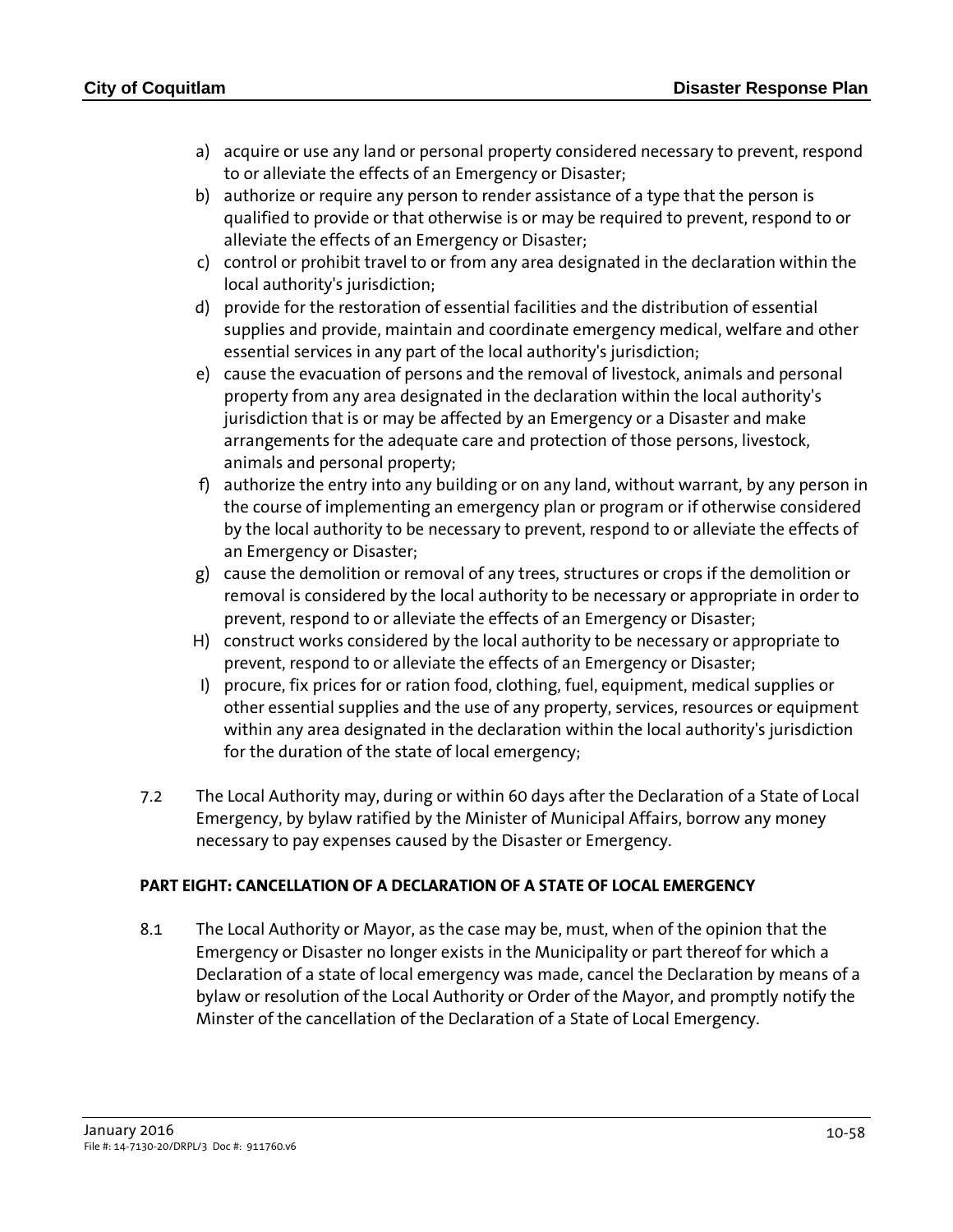a) acquire or use any land or personal property considered necessary to prevent, respond to or alleviate the effects of an Emergency or Disaster;
b) authorize or require any person to render assistance of a type that the person is qualified to provide or that otherwise is or may be required to prevent, respond to or alleviate the effects of an Emergency or Disaster;
c) control or prohibit travel to or from any area designated in the declaration within the local authority's jurisdiction;
d) provide for the restoration of essential facilities and the distribution of essential supplies and provide, maintain and coordinate emergency medical, welfare and other essential services in any part of the local authority's jurisdiction;
e) cause the evacuation of persons and the removal of livestock, animals and personal property from any area designated in the declaration within the local authority's jurisdiction that is or may be affected by an Emergency or a Disaster and make arrangements for the adequate care and protection of those persons, livestock, animals and personal property;
f) authorize the entry into any building or on any land, without warrant, by any person in the course of implementing an emergency plan or program or if otherwise considered by the local authority to be necessary to prevent, respond to or alleviate the effects of an Emergency or Disaster;
g) cause the demolition or removal of any trees, structures or crops if the demolition or removal is considered by the local authority to be necessary or appropriate in order to prevent, respond to or alleviate the effects of an Emergency or Disaster;
H) construct works considered by the local authority to be necessary or appropriate to prevent, respond to or alleviate the effects of an Emergency or Disaster;
I) procure, fix prices for or ration food, clothing, fuel, equipment, medical supplies or other essential supplies and the use of any property, services, resources or equipment within any area designated in the declaration within the local authority's jurisdiction for the duration of the state of local emergency;

7.2 The Local Authority may, during or within 60 days after the Declaration of a State of Local Emergency, by bylaw ratified by the Minister of Municipal Affairs, borrow any money necessary to pay expenses caused by the Disaster or Emergency.

**PART EIGHT: CANCELLATION OF A DECLARATION OF A STATE OF LOCAL EMERGENCY**

8.1 The Local Authority or Mayor, as the case may be, must, when of the opinion that the Emergency or Disaster no longer exists in the Municipality or part thereof for which a Declaration of a state of local emergency was made, cancel the Declaration by means of a bylaw or resolution of the Local Authority or Order of the Mayor, and promptly notify the Minster of the cancellation of the Declaration of a State of Local Emergency.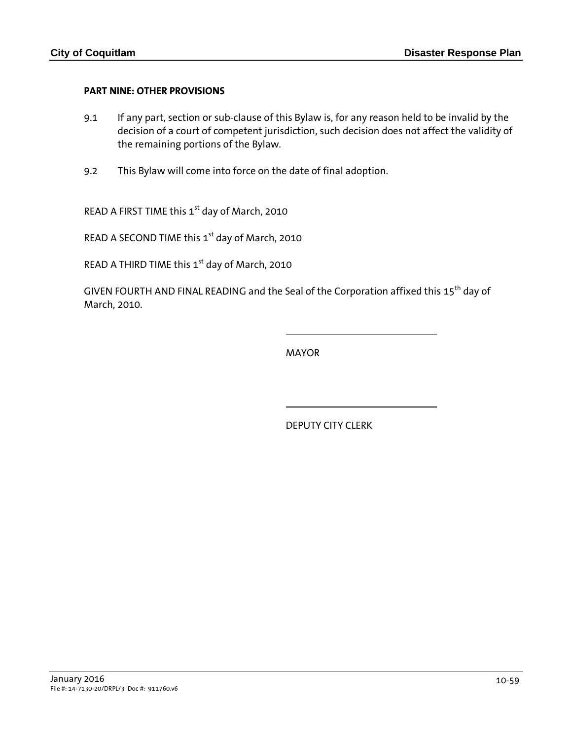**PART NINE: OTHER PROVISIONS**

9.1 If any part, section or sub-clause of this Bylaw is, for any reason held to be invalid by the decision of a court of competent jurisdiction, such decision does not affect the validity of the remaining portions of the Bylaw.

9.2 This Bylaw will come into force on the date of final adoption.

READ A FIRST TIME this 1st day of March, 2010

READ A SECOND TIME this 1st day of March, 2010

READ A THIRD TIME this 1st day of March, 2010

GIVEN FOURTH AND FINAL READING and the Seal of the Corporation affixed this 15th day of March, 2010.

\_\_\_\_\_\_\_\_\_\_\_\_\_\_\_\_\_\_\_\_\_\_\_\_\_\_\_\_\_\_

MAYOR

\_\_\_\_\_\_\_\_\_\_\_\_\_\_\_\_\_\_\_\_\_\_\_\_\_\_\_\_\_\_

DEPUTY CITY CLERK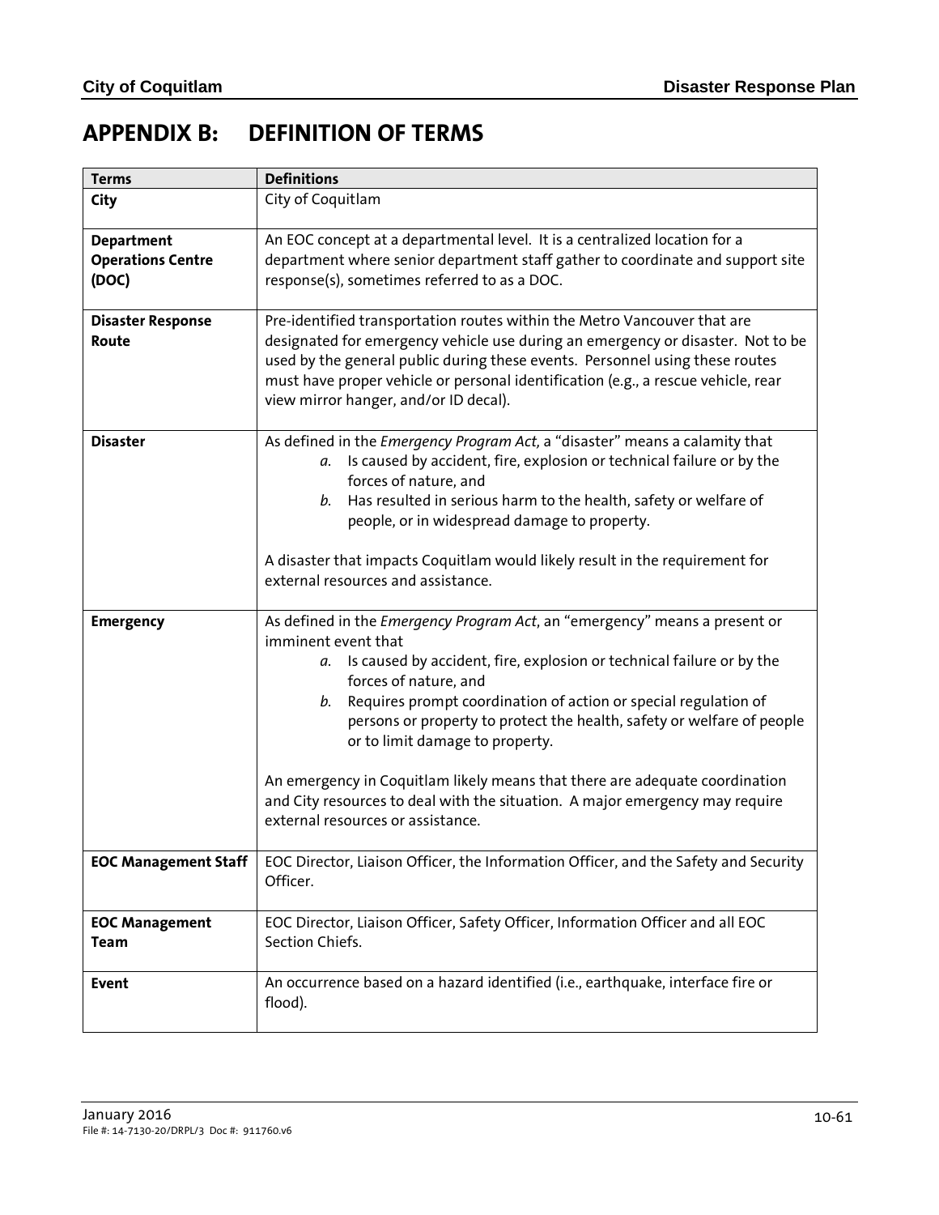# APPENDIX B: DEFINITION OF TERMS

| Terms | Definitions |
|---|---|
| **City** | City of Coquitlam |
| **Department Operations Centre (DOC)** | An EOC concept at a departmental level. It is a centralized location for a department where senior department staff gather to coordinate and support site response(s), sometimes referred to as a DOC. |
| **Disaster Response Route** | Pre-identified transportation routes within the Metro Vancouver that are designated for emergency vehicle use during an emergency or disaster. Not to be used by the general public during these events. Personnel using these routes must have proper vehicle or personal identification (e.g., a rescue vehicle, rear view mirror hanger, and/or ID decal). |
| **Disaster** | As defined in the *Emergency Program Act*, a "disaster" means a calamity that<br>*a.* Is caused by accident, fire, explosion or technical failure or by the forces of nature, and<br>*b.* Has resulted in serious harm to the health, safety or welfare of people, or in widespread damage to property.<br><br>A disaster that impacts Coquitlam would likely result in the requirement for external resources and assistance. |
| **Emergency** | As defined in the *Emergency Program Act*, an "emergency" means a present or imminent event that<br>*a.* Is caused by accident, fire, explosion or technical failure or by the forces of nature, and<br>*b.* Requires prompt coordination of action or special regulation of persons or property to protect the health, safety or welfare of people or to limit damage to property.<br><br>An emergency in Coquitlam likely means that there are adequate coordination and City resources to deal with the situation. A major emergency may require external resources or assistance. |
| **EOC Management Staff** | EOC Director, Liaison Officer, the Information Officer, and the Safety and Security Officer. |
| **EOC Management Team** | EOC Director, Liaison Officer, Safety Officer, Information Officer and all EOC Section Chiefs. |
| **Event** | An occurrence based on a hazard identified (i.e., earthquake, interface fire or flood). |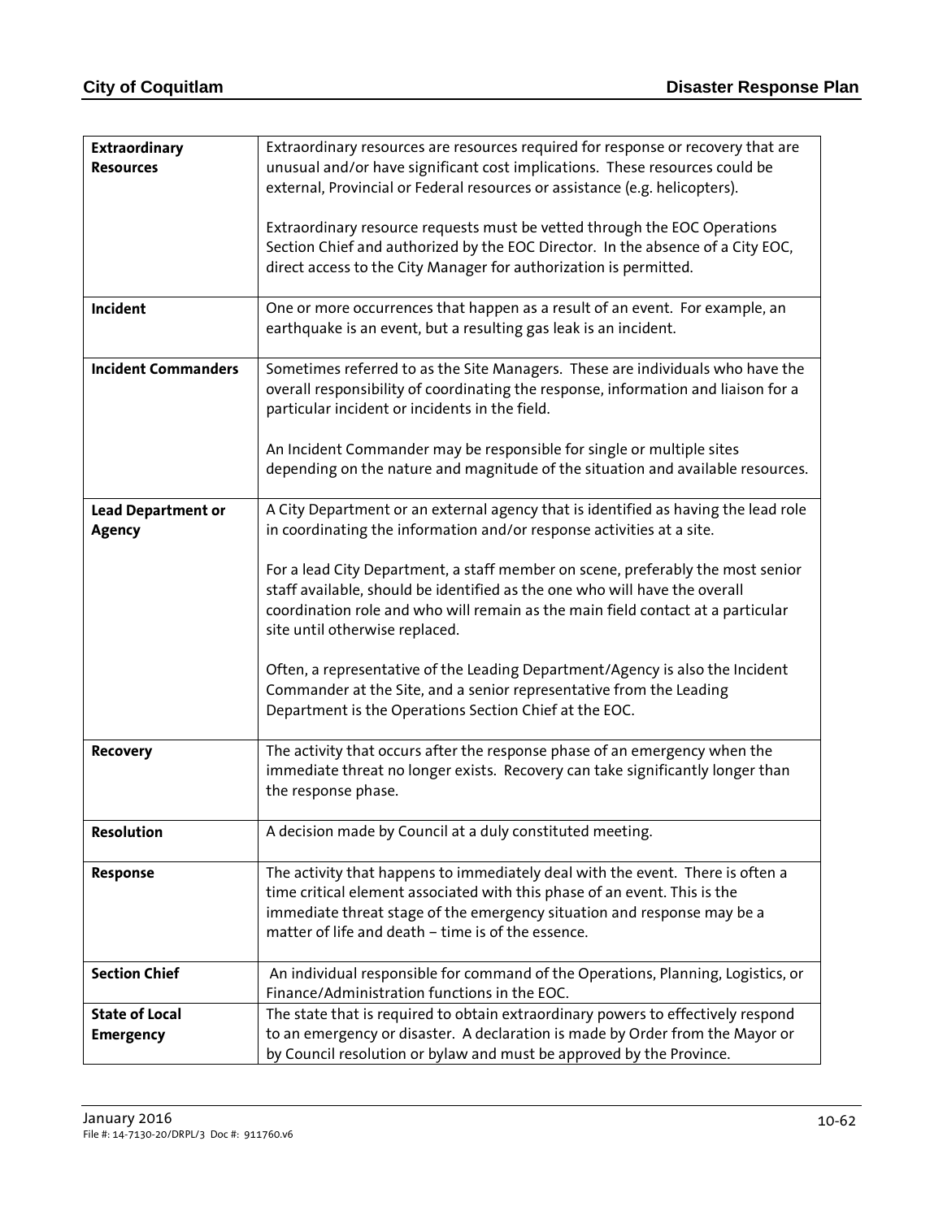| | |
|---|---|
| **Extraordinary Resources** | Extraordinary resources are resources required for response or recovery that are unusual and/or have significant cost implications. These resources could be external, Provincial or Federal resources or assistance (e.g. helicopters).<br><br>Extraordinary resource requests must be vetted through the EOC Operations Section Chief and authorized by the EOC Director. In the absence of a City EOC, direct access to the City Manager for authorization is permitted. |
| **Incident** | One or more occurrences that happen as a result of an event. For example, an earthquake is an event, but a resulting gas leak is an incident. |
| **Incident Commanders** | Sometimes referred to as the Site Managers. These are individuals who have the overall responsibility of coordinating the response, information and liaison for a particular incident or incidents in the field.<br><br>An Incident Commander may be responsible for single or multiple sites depending on the nature and magnitude of the situation and available resources. |
| **Lead Department or Agency** | A City Department or an external agency that is identified as having the lead role in coordinating the information and/or response activities at a site.<br><br>For a lead City Department, a staff member on scene, preferably the most senior staff available, should be identified as the one who will have the overall coordination role and who will remain as the main field contact at a particular site until otherwise replaced.<br><br>Often, a representative of the Leading Department/Agency is also the Incident Commander at the Site, and a senior representative from the Leading Department is the Operations Section Chief at the EOC. |
| **Recovery** | The activity that occurs after the response phase of an emergency when the immediate threat no longer exists. Recovery can take significantly longer than the response phase. |
| **Resolution** | A decision made by Council at a duly constituted meeting. |
| **Response** | The activity that happens to immediately deal with the event. There is often a time critical element associated with this phase of an event. This is the immediate threat stage of the emergency situation and response may be a matter of life and death – time is of the essence. |
| **Section Chief** | An individual responsible for command of the Operations, Planning, Logistics, or Finance/Administration functions in the EOC. |
| **State of Local Emergency** | The state that is required to obtain extraordinary powers to effectively respond to an emergency or disaster. A declaration is made by Order from the Mayor or by Council resolution or bylaw and must be approved by the Province. |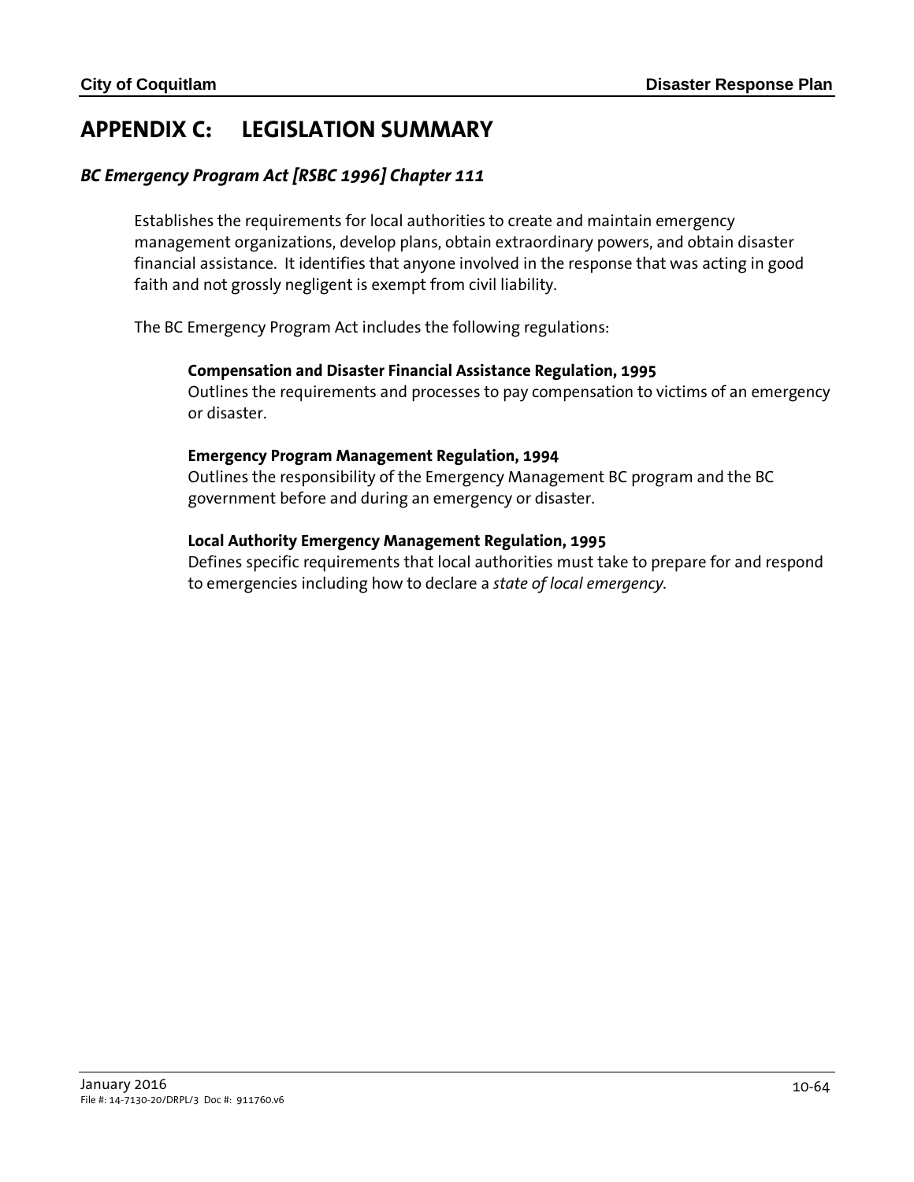# APPENDIX C: LEGISLATION SUMMARY

### *BC Emergency Program Act [RSBC 1996] Chapter 111*

Establishes the requirements for local authorities to create and maintain emergency management organizations, develop plans, obtain extraordinary powers, and obtain disaster financial assistance. It identifies that anyone involved in the response that was acting in good faith and not grossly negligent is exempt from civil liability.

The BC Emergency Program Act includes the following regulations:

**Compensation and Disaster Financial Assistance Regulation, 1995**
Outlines the requirements and processes to pay compensation to victims of an emergency or disaster.

**Emergency Program Management Regulation, 1994**
Outlines the responsibility of the Emergency Management BC program and the BC government before and during an emergency or disaster.

**Local Authority Emergency Management Regulation, 1995**
Defines specific requirements that local authorities must take to prepare for and respond to emergencies including how to declare a *state of local emergency*.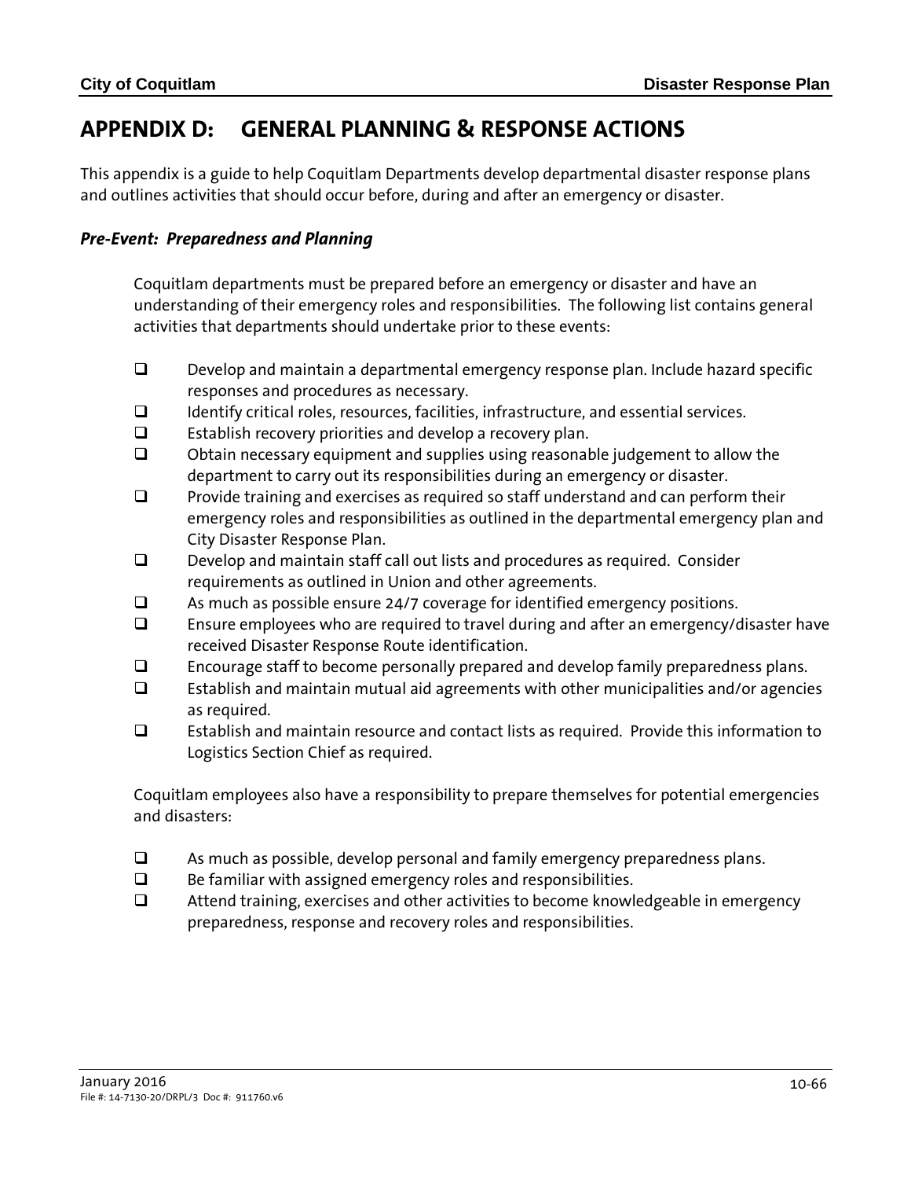# APPENDIX D: GENERAL PLANNING & RESPONSE ACTIONS

This appendix is a guide to help Coquitlam Departments develop departmental disaster response plans and outlines activities that should occur before, during and after an emergency or disaster.

### *Pre-Event: Preparedness and Planning*

Coquitlam departments must be prepared before an emergency or disaster and have an understanding of their emergency roles and responsibilities. The following list contains general activities that departments should undertake prior to these events:

- ❑ Develop and maintain a departmental emergency response plan. Include hazard specific responses and procedures as necessary.
- ❑ Identify critical roles, resources, facilities, infrastructure, and essential services.
- ❑ Establish recovery priorities and develop a recovery plan.
- ❑ Obtain necessary equipment and supplies using reasonable judgement to allow the department to carry out its responsibilities during an emergency or disaster.
- ❑ Provide training and exercises as required so staff understand and can perform their emergency roles and responsibilities as outlined in the departmental emergency plan and City Disaster Response Plan.
- ❑ Develop and maintain staff call out lists and procedures as required. Consider requirements as outlined in Union and other agreements.
- ❑ As much as possible ensure 24/7 coverage for identified emergency positions.
- ❑ Ensure employees who are required to travel during and after an emergency/disaster have received Disaster Response Route identification.
- ❑ Encourage staff to become personally prepared and develop family preparedness plans.
- ❑ Establish and maintain mutual aid agreements with other municipalities and/or agencies as required.
- ❑ Establish and maintain resource and contact lists as required. Provide this information to Logistics Section Chief as required.

Coquitlam employees also have a responsibility to prepare themselves for potential emergencies and disasters:

- ❑ As much as possible, develop personal and family emergency preparedness plans.
- ❑ Be familiar with assigned emergency roles and responsibilities.
- ❑ Attend training, exercises and other activities to become knowledgeable in emergency preparedness, response and recovery roles and responsibilities.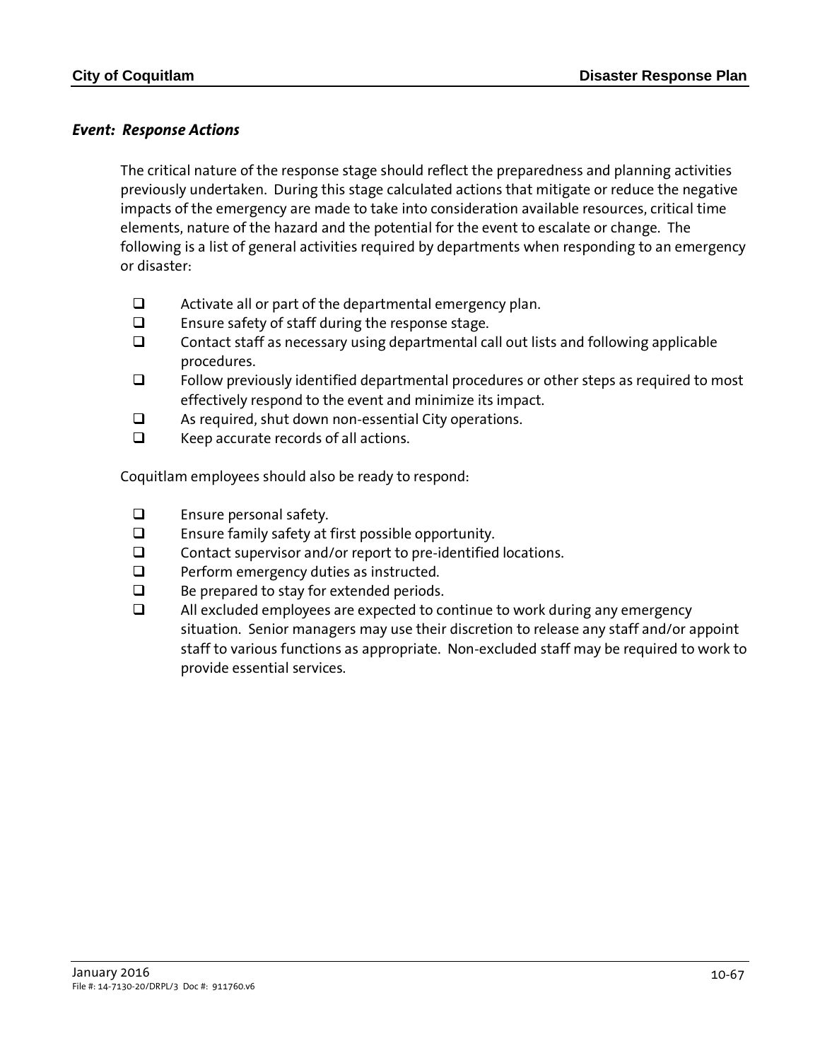### *Event: Response Actions*

The critical nature of the response stage should reflect the preparedness and planning activities previously undertaken. During this stage calculated actions that mitigate or reduce the negative impacts of the emergency are made to take into consideration available resources, critical time elements, nature of the hazard and the potential for the event to escalate or change. The following is a list of general activities required by departments when responding to an emergency or disaster:

- [ ] Activate all or part of the departmental emergency plan.
- [ ] Ensure safety of staff during the response stage.
- [ ] Contact staff as necessary using departmental call out lists and following applicable procedures.
- [ ] Follow previously identified departmental procedures or other steps as required to most effectively respond to the event and minimize its impact.
- [ ] As required, shut down non-essential City operations.
- [ ] Keep accurate records of all actions.

Coquitlam employees should also be ready to respond:

- [ ] Ensure personal safety.
- [ ] Ensure family safety at first possible opportunity.
- [ ] Contact supervisor and/or report to pre-identified locations.
- [ ] Perform emergency duties as instructed.
- [ ] Be prepared to stay for extended periods.
- [ ] All excluded employees are expected to continue to work during any emergency situation. Senior managers may use their discretion to release any staff and/or appoint staff to various functions as appropriate. Non-excluded staff may be required to work to provide essential services.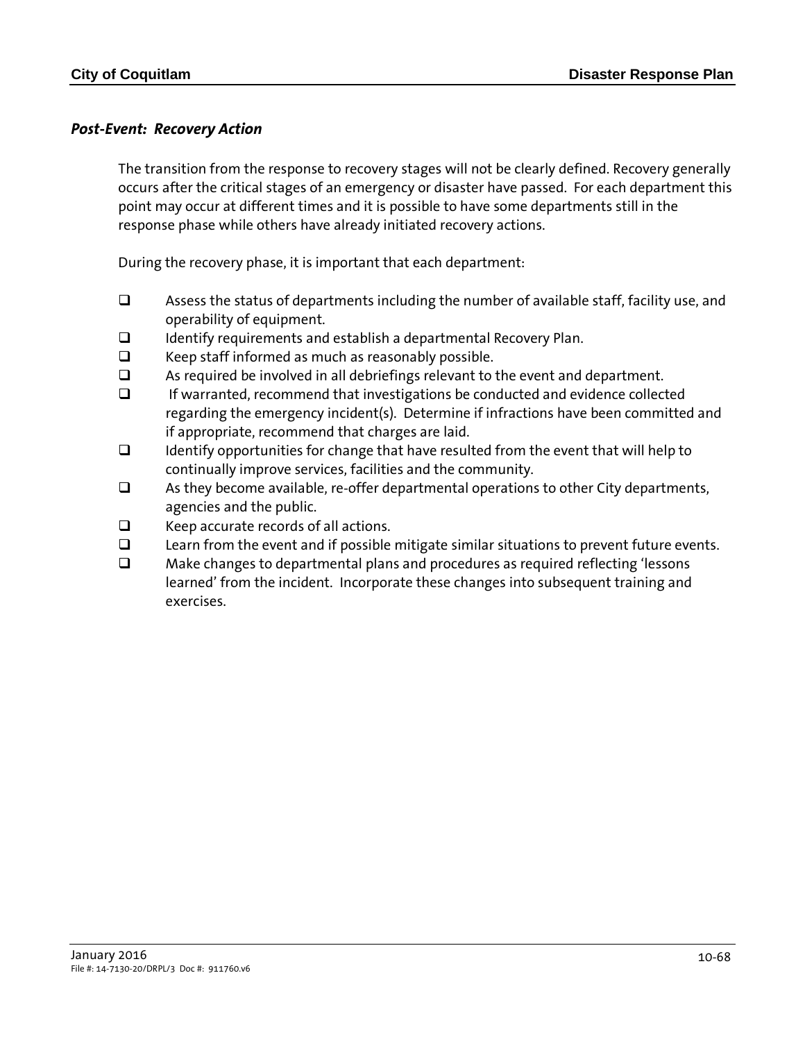### *Post-Event: Recovery Action*

The transition from the response to recovery stages will not be clearly defined. Recovery generally occurs after the critical stages of an emergency or disaster have passed. For each department this point may occur at different times and it is possible to have some departments still in the response phase while others have already initiated recovery actions.

During the recovery phase, it is important that each department:

- ❑ Assess the status of departments including the number of available staff, facility use, and operability of equipment.
- ❑ Identify requirements and establish a departmental Recovery Plan.
- ❑ Keep staff informed as much as reasonably possible.
- ❑ As required be involved in all debriefings relevant to the event and department.
- ❑ If warranted, recommend that investigations be conducted and evidence collected regarding the emergency incident(s). Determine if infractions have been committed and if appropriate, recommend that charges are laid.
- ❑ Identify opportunities for change that have resulted from the event that will help to continually improve services, facilities and the community.
- ❑ As they become available, re-offer departmental operations to other City departments, agencies and the public.
- ❑ Keep accurate records of all actions.
- ❑ Learn from the event and if possible mitigate similar situations to prevent future events.
- ❑ Make changes to departmental plans and procedures as required reflecting 'lessons learned' from the incident. Incorporate these changes into subsequent training and exercises.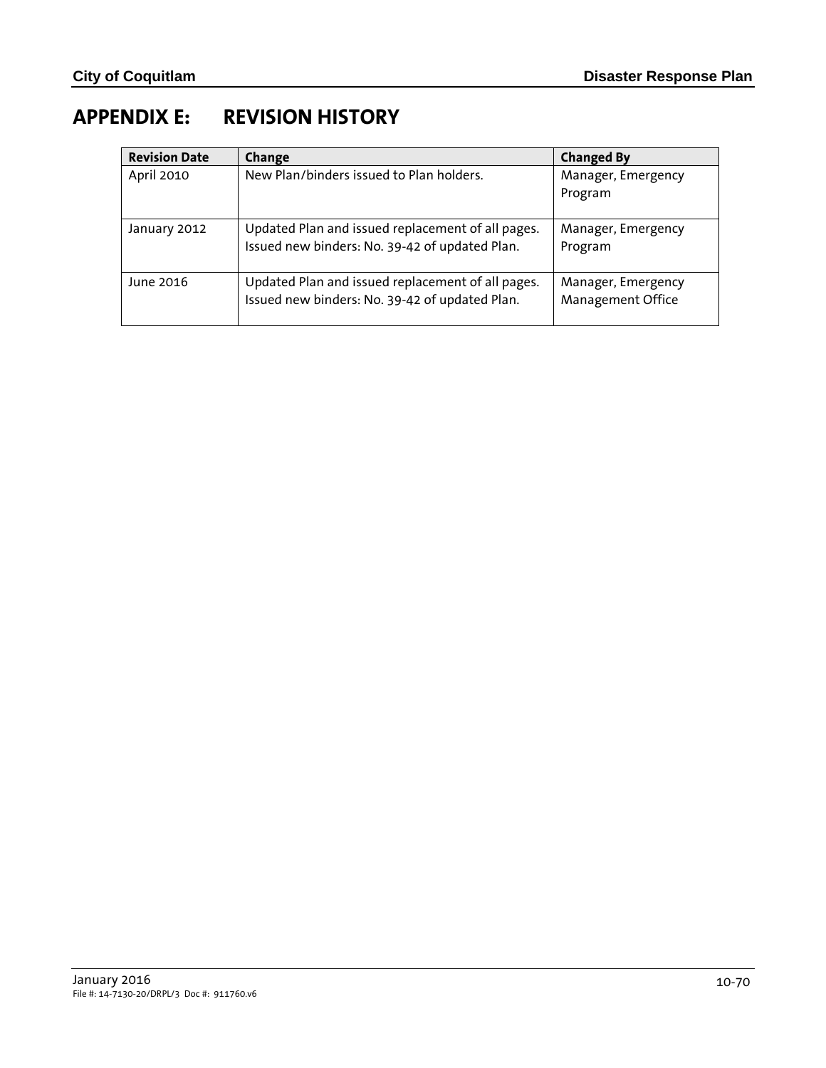# APPENDIX E: REVISION HISTORY

| Revision Date | Change | Changed By |
|---|---|---|
| April 2010 | New Plan/binders issued to Plan holders. | Manager, Emergency Program |
| January 2012 | Updated Plan and issued replacement of all pages. Issued new binders: No. 39-42 of updated Plan. | Manager, Emergency Program |
| June 2016 | Updated Plan and issued replacement of all pages. Issued new binders: No. 39-42 of updated Plan. | Manager, Emergency Management Office |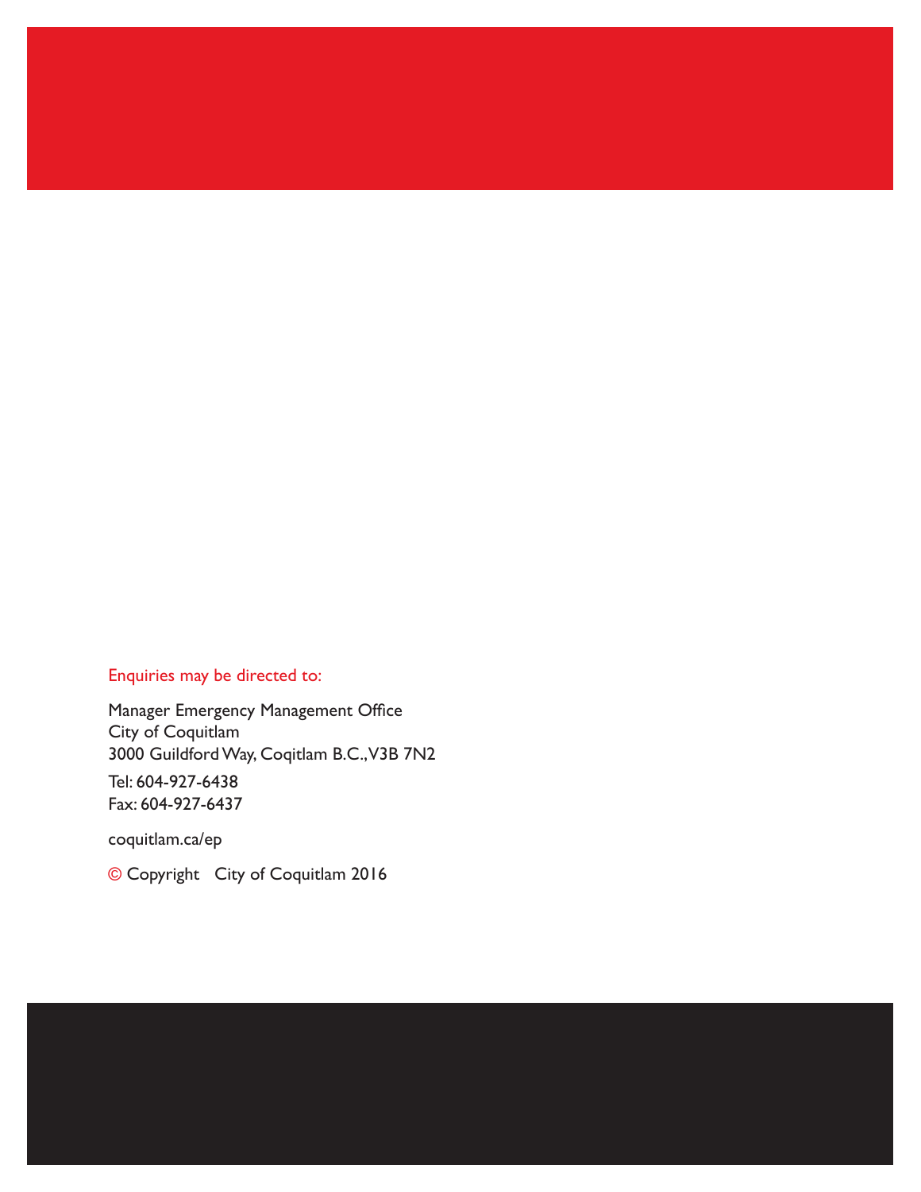Enquiries may be directed to:

Manager Emergency Management Office
City of Coquitlam
3000 Guildford Way, Coqitlam B.C., V3B 7N2

Tel: 604-927-6438
Fax: 604-927-6437

coquitlam.ca/ep

© Copyright City of Coquitlam 2016